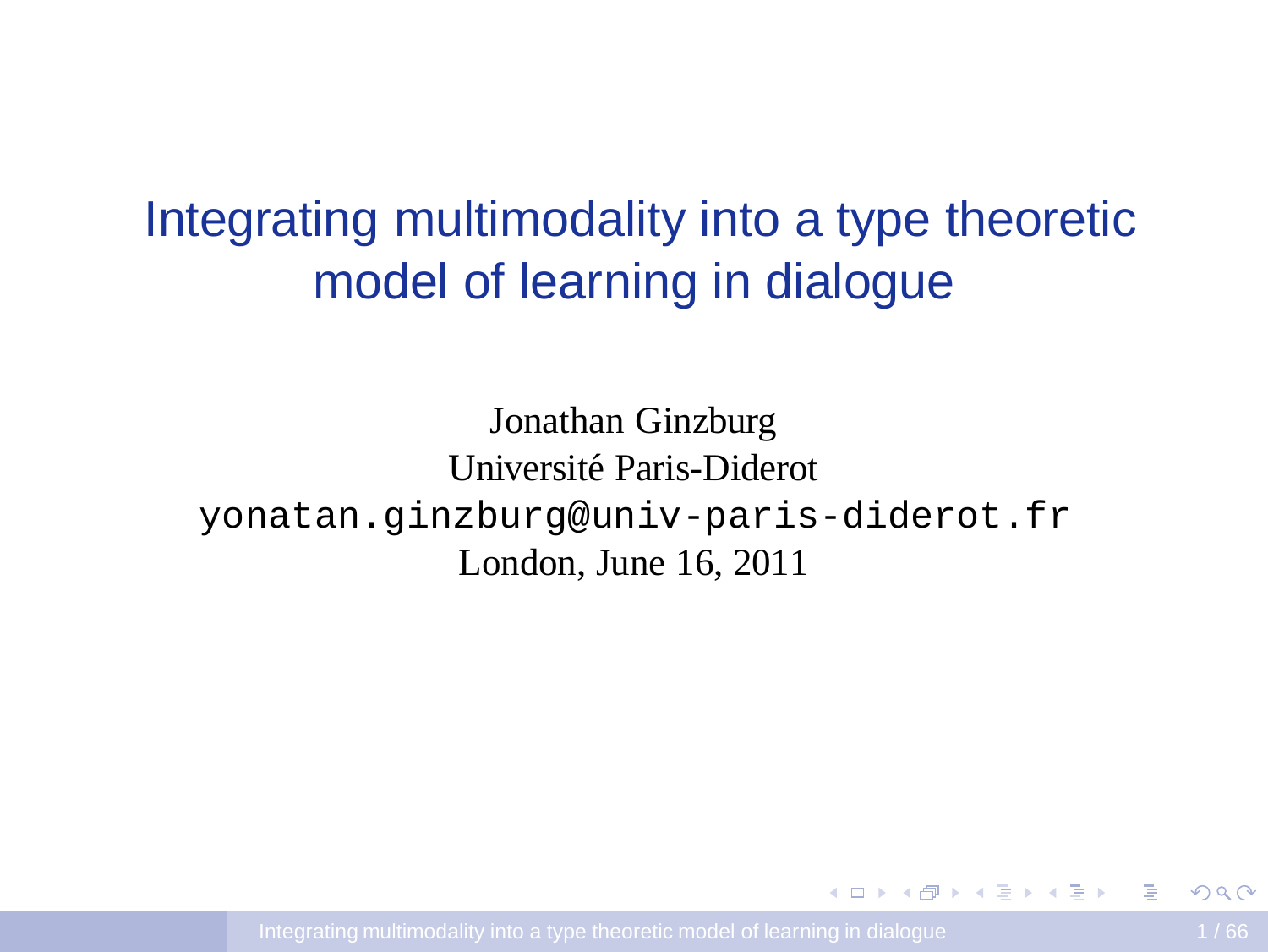# Integrating multimodality into a type theoretic model of learning in dialogue

Jonathan Ginzburg
Université Paris-Diderot
yonatan.ginzburg@univ-paris-diderot.fr
London, June 16, 2011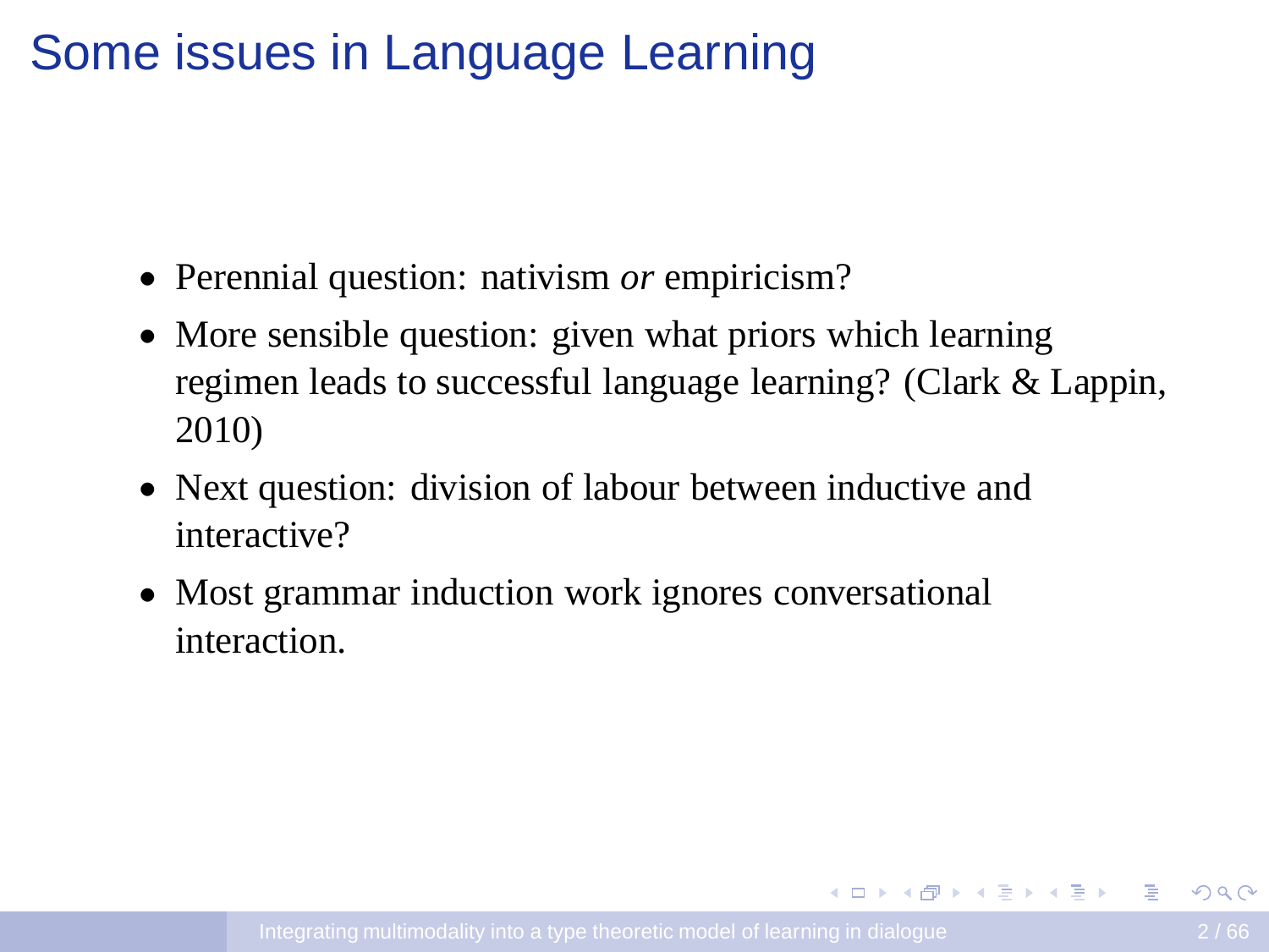# Some issues in Language Learning

- Perennial question: nativism *or* empiricism?
- More sensible question: given what priors which learning regimen leads to successful language learning? (Clark & Lappin, 2010)
- Next question: division of labour between inductive and interactive?
- Most grammar induction work ignores conversational interaction.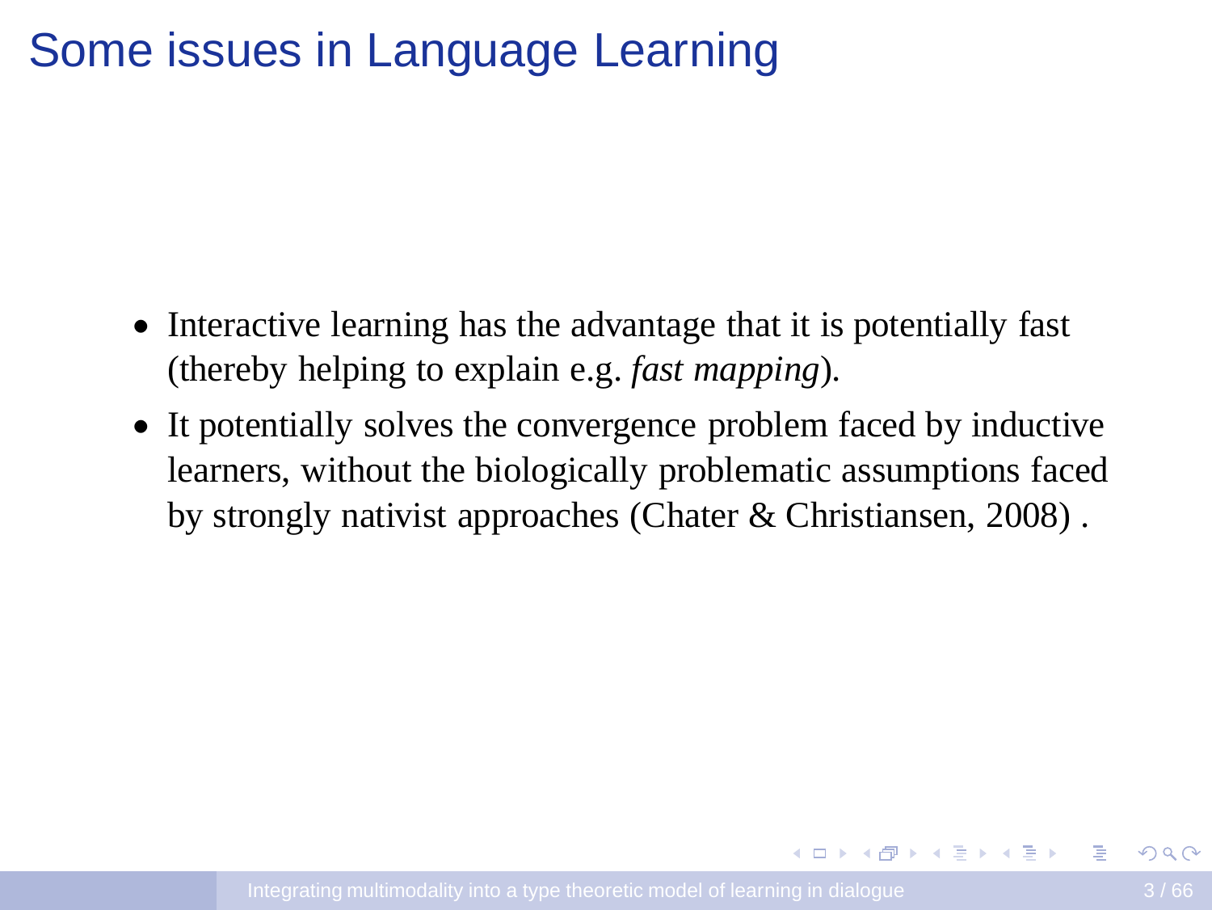# Some issues in Language Learning

- Interactive learning has the advantage that it is potentially fast (thereby helping to explain e.g. *fast mapping*).
- It potentially solves the convergence problem faced by inductive learners, without the biologically problematic assumptions faced by strongly nativist approaches (Chater & Christiansen, 2008) .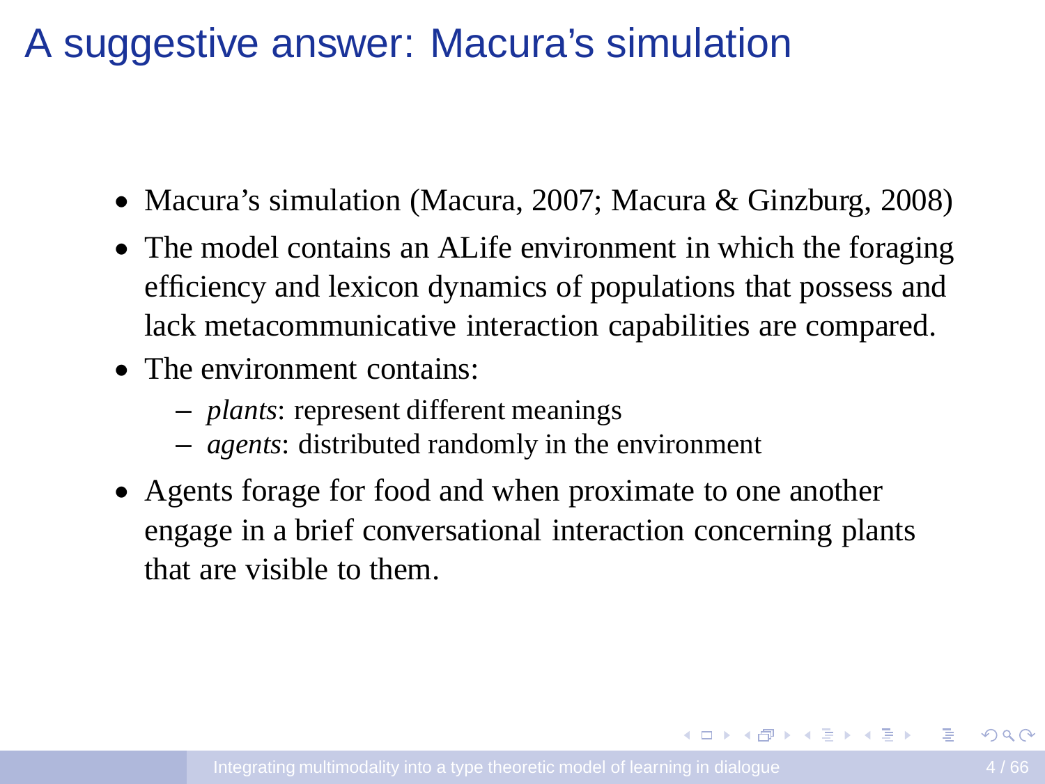# A suggestive answer: Macura's simulation

- Macura's simulation (Macura, 2007; Macura & Ginzburg, 2008)
- The model contains an ALife environment in which the foraging efficiency and lexicon dynamics of populations that possess and lack metacommunicative interaction capabilities are compared.
- The environment contains:
  - *plants*: represent different meanings
  - *agents*: distributed randomly in the environment
- Agents forage for food and when proximate to one another engage in a brief conversational interaction concerning plants that are visible to them.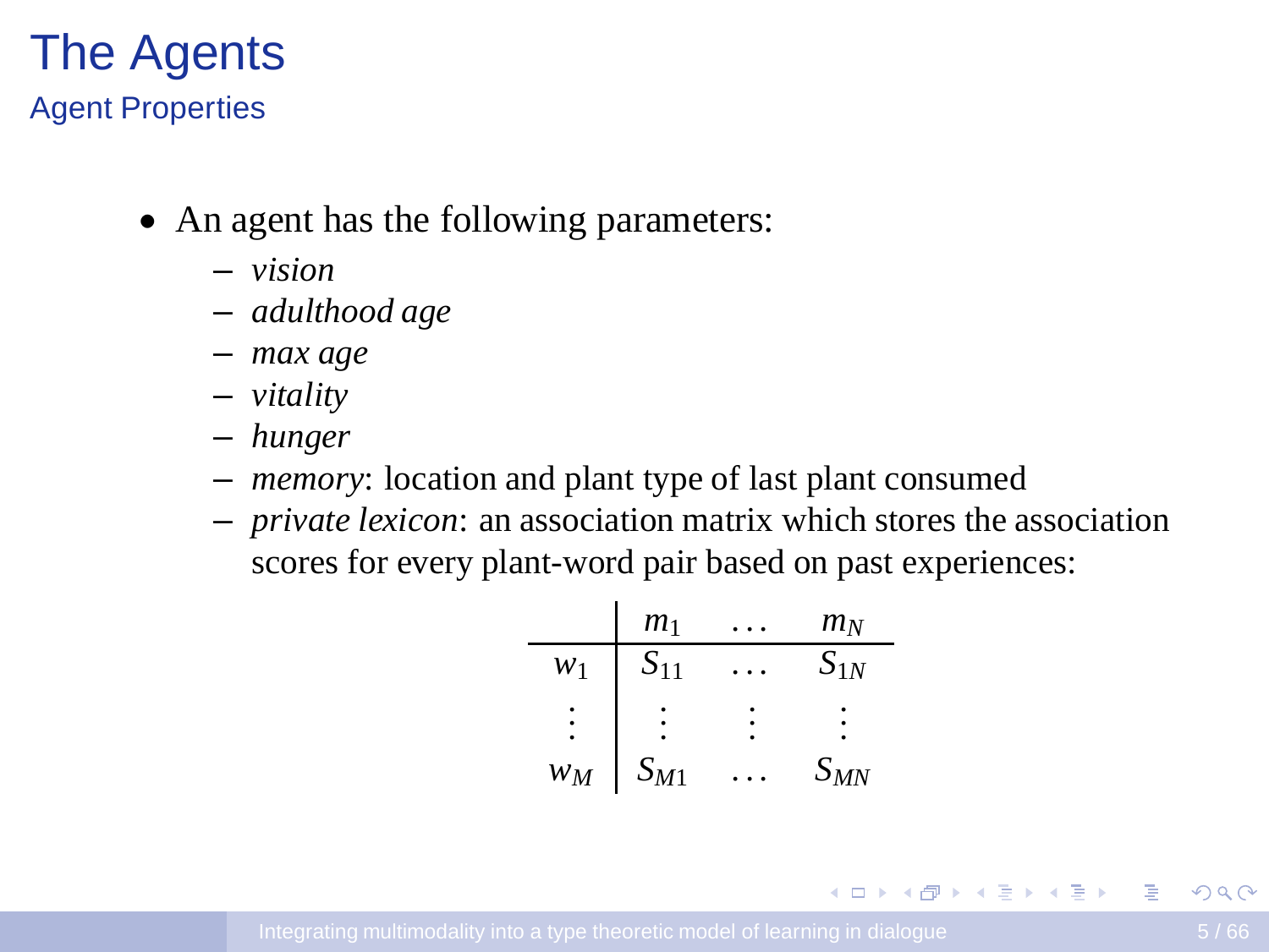# The Agents

## Agent Properties

- An agent has the following parameters:
  - *vision*
  - *adulthood age*
  - *max age*
  - *vitality*
  - *hunger*
  - *memory*: location and plant type of last plant consumed
  - *private lexicon*: an association matrix which stores the association scores for every plant-word pair based on past experiences:

|  | $m_1$ | $\ldots$ | $m_N$ |
|---|---|---|---|
| $w_1$ | $S_{11}$ | $\ldots$ | $S_{1N}$ |
| $\vdots$ | $\vdots$ | $\vdots$ | $\vdots$ |
| $w_M$ | $S_{M1}$ | $\ldots$ | $S_{MN}$ |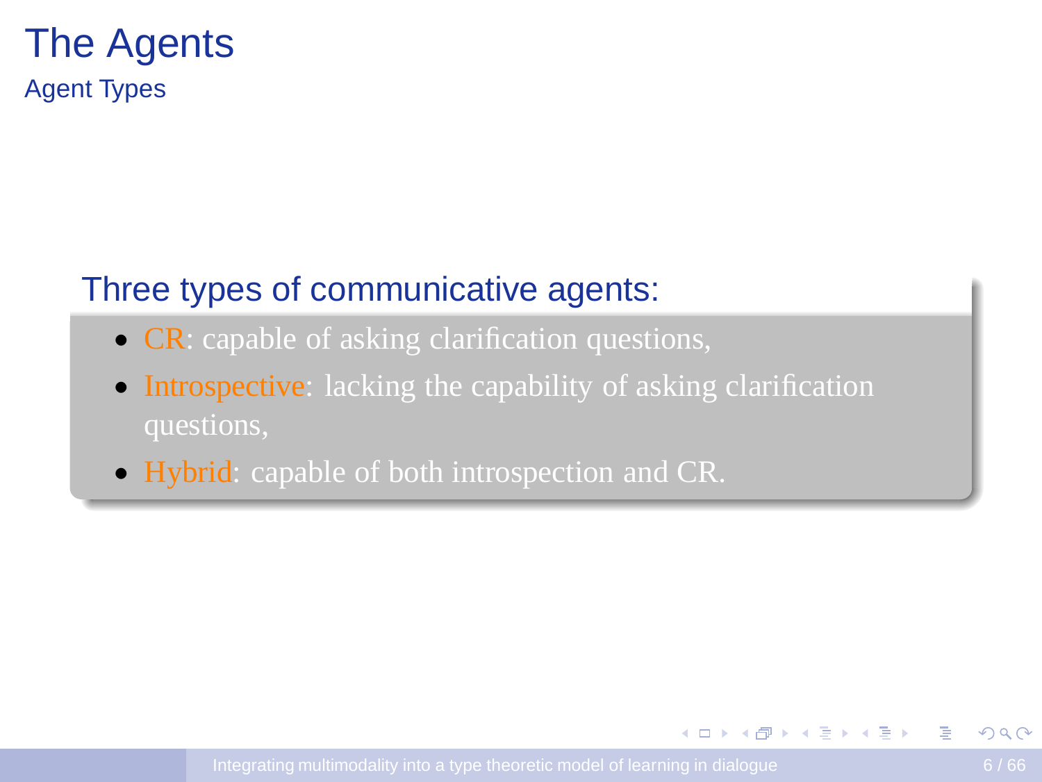# The Agents

## Agent Types

**Three types of communicative agents:**

- CR: capable of asking clarification questions,
- Introspective: lacking the capability of asking clarification questions,
- Hybrid: capable of both introspection and CR.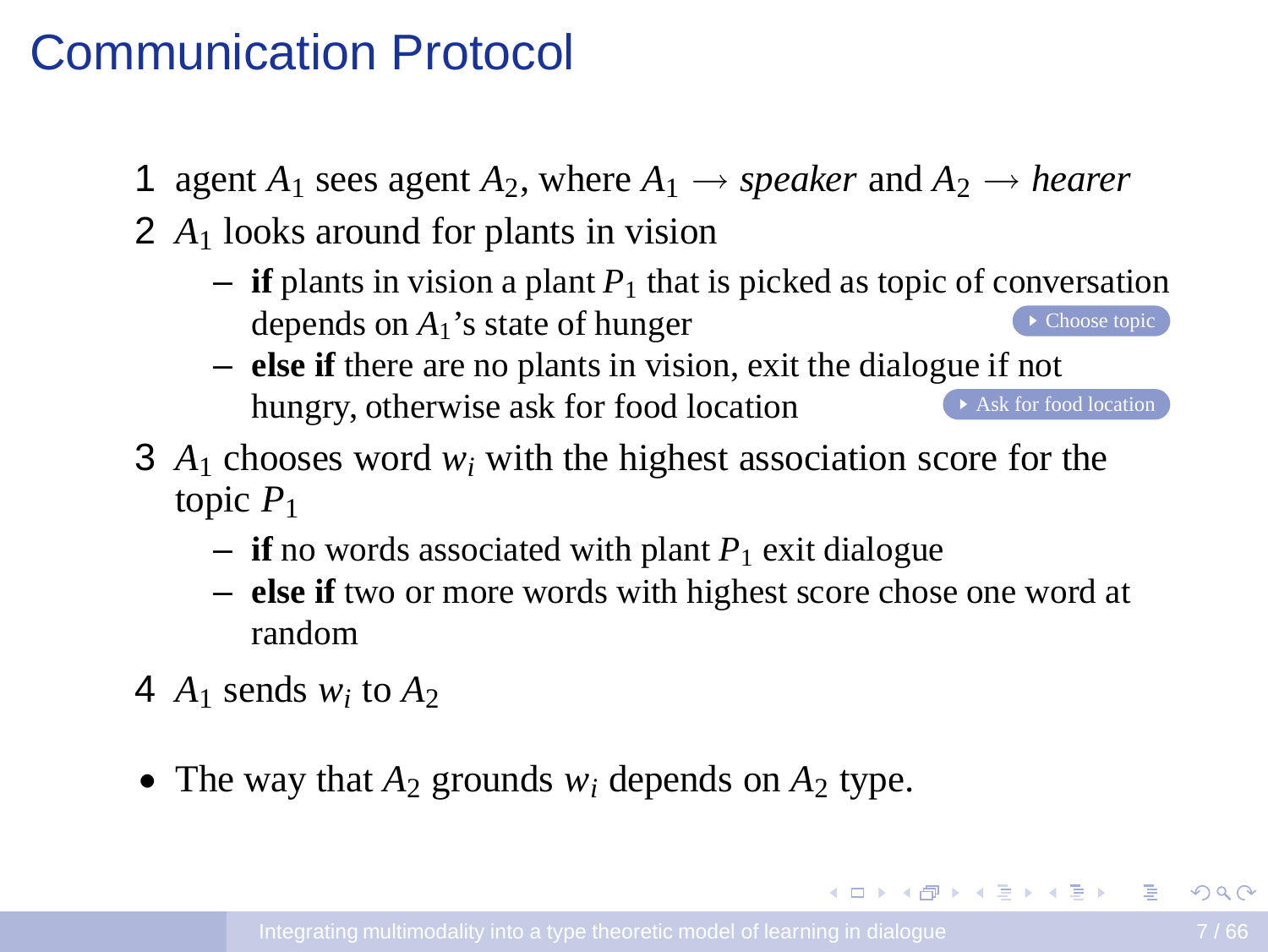# Communication Protocol

1. agent $A_1$ sees agent $A_2$, where $A_1 \rightarrow$ *speaker* and $A_2 \rightarrow$ *hearer*
2. $A_1$ looks around for plants in vision
   - **if** plants in vision a plant $P_1$ that is picked as topic of conversation depends on $A_1$'s state of hunger [Choose topic]
   - **else if** there are no plants in vision, exit the dialogue if not hungry, otherwise ask for food location [Ask for food location]
3. $A_1$ chooses word $w_i$ with the highest association score for the topic $P_1$
   - **if** no words associated with plant $P_1$ exit dialogue
   - **else if** two or more words with highest score chose one word at random
4. $A_1$ sends $w_i$ to $A_2$

- The way that $A_2$ grounds $w_i$ depends on $A_2$ type.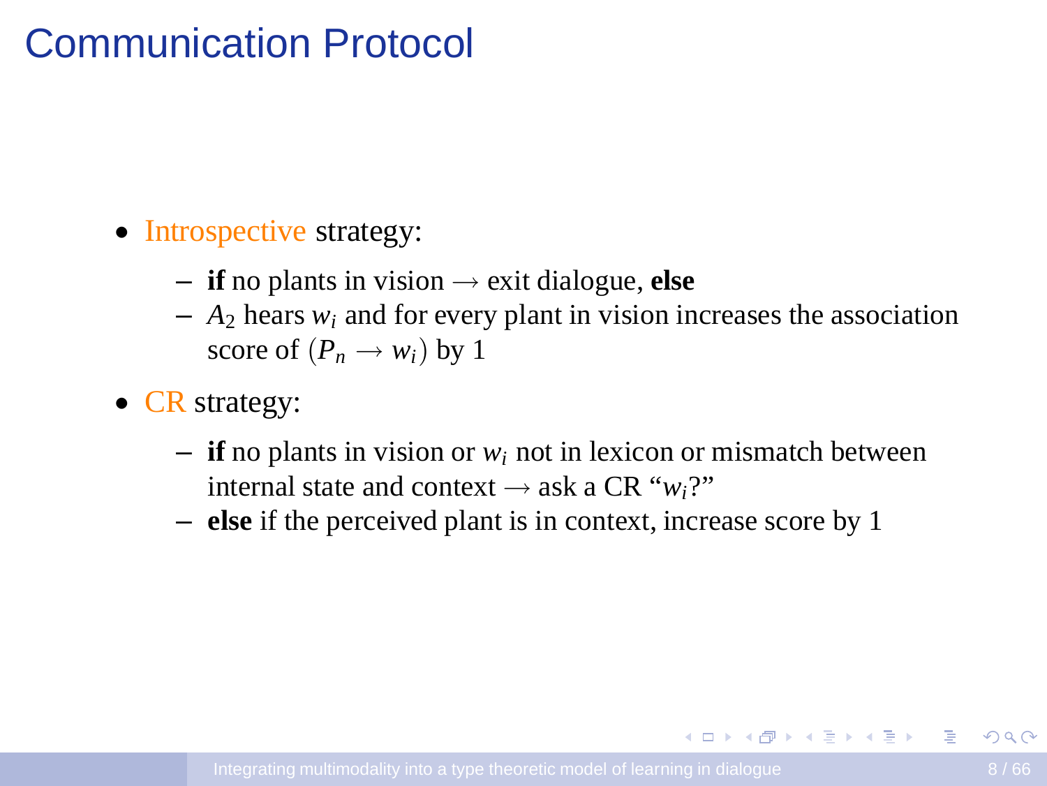# Communication Protocol

- Introspective strategy:
  - **if** no plants in vision $\rightarrow$ exit dialogue, **else**
  - $A_2$ hears $w_i$ and for every plant in vision increases the association score of $(P_n \rightarrow w_i)$ by 1
- CR strategy:
  - **if** no plants in vision or $w_i$ not in lexicon or mismatch between internal state and context $\rightarrow$ ask a CR "$w_i$?"
  - **else** if the perceived plant is in context, increase score by 1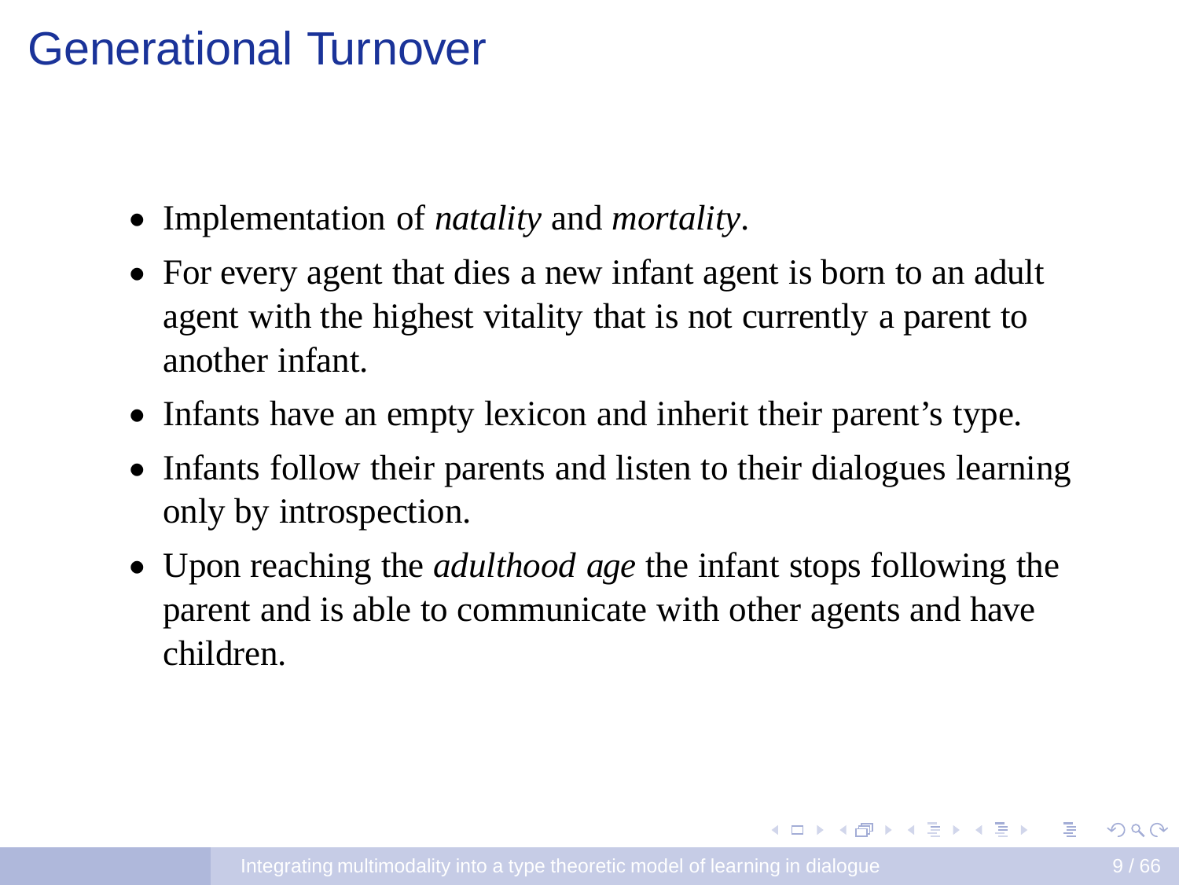# Generational Turnover

- Implementation of *natality* and *mortality*.
- For every agent that dies a new infant agent is born to an adult agent with the highest vitality that is not currently a parent to another infant.
- Infants have an empty lexicon and inherit their parent's type.
- Infants follow their parents and listen to their dialogues learning only by introspection.
- Upon reaching the *adulthood age* the infant stops following the parent and is able to communicate with other agents and have children.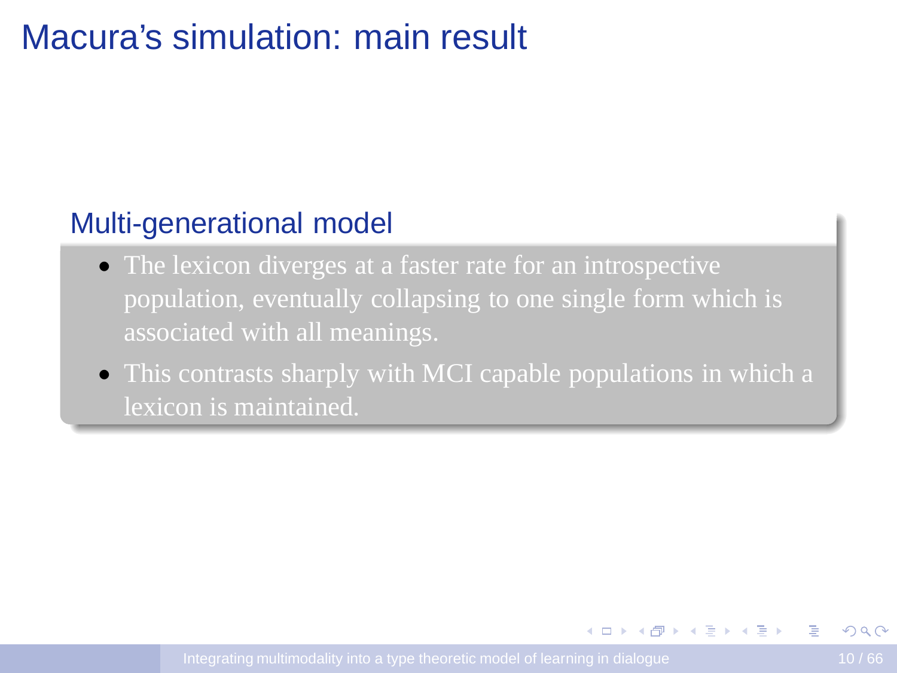# Macura's simulation: main result

## Multi-generational model

- The lexicon diverges at a faster rate for an introspective population, eventually collapsing to one single form which is associated with all meanings.
- This contrasts sharply with MCI capable populations in which a lexicon is maintained.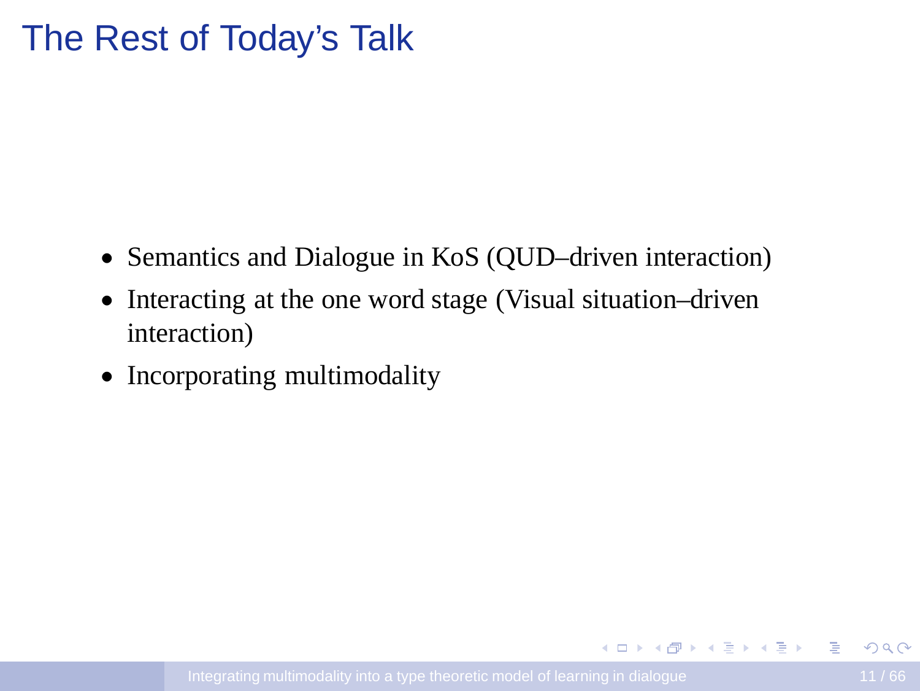# The Rest of Today's Talk

- Semantics and Dialogue in KoS (QUD–driven interaction)
- Interacting at the one word stage (Visual situation–driven interaction)
- Incorporating multimodality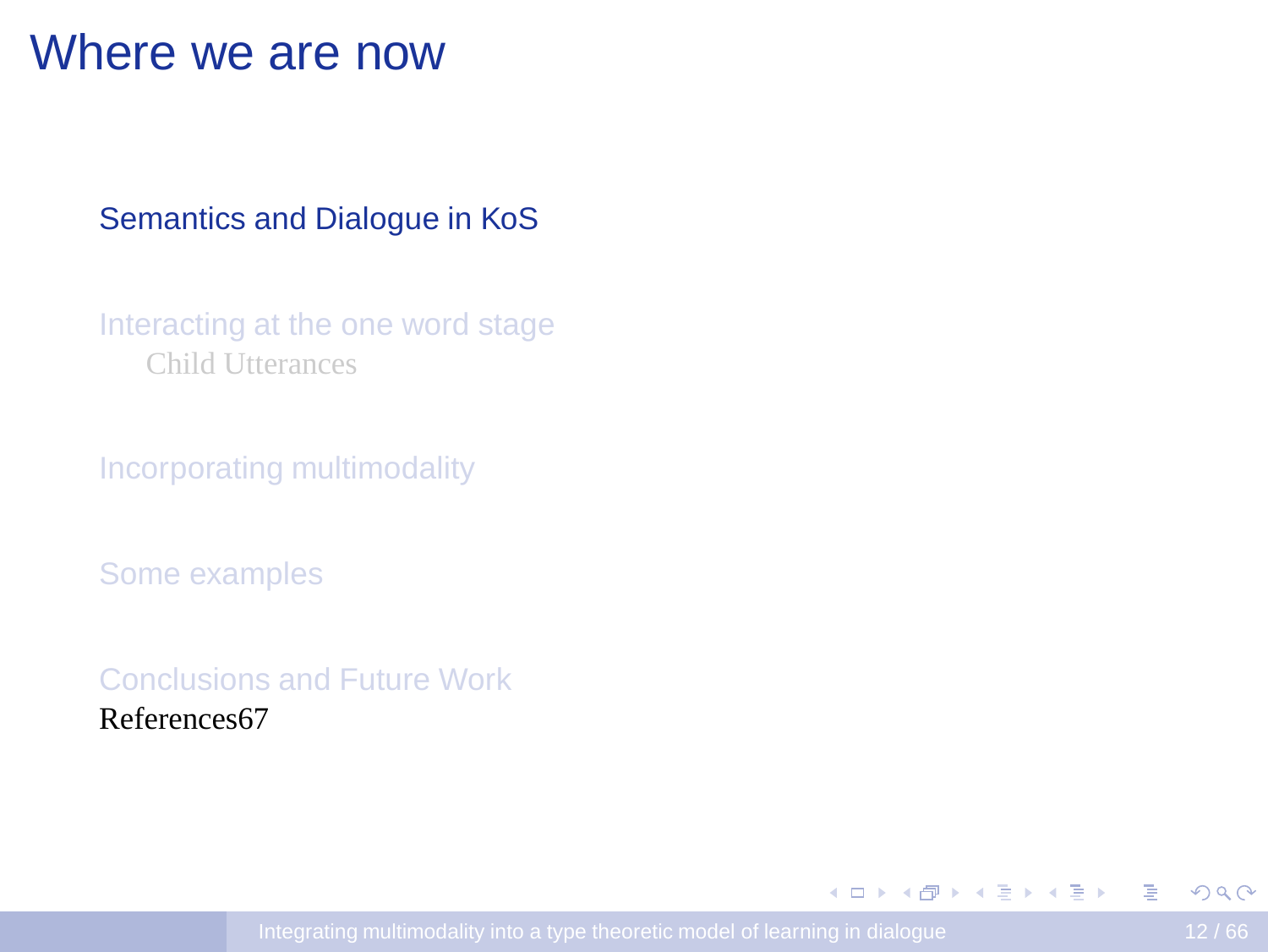# Where we are now

Semantics and Dialogue in KoS

Interacting at the one word stage

Child Utterances

Incorporating multimodality

Some examples

Conclusions and Future Work

References67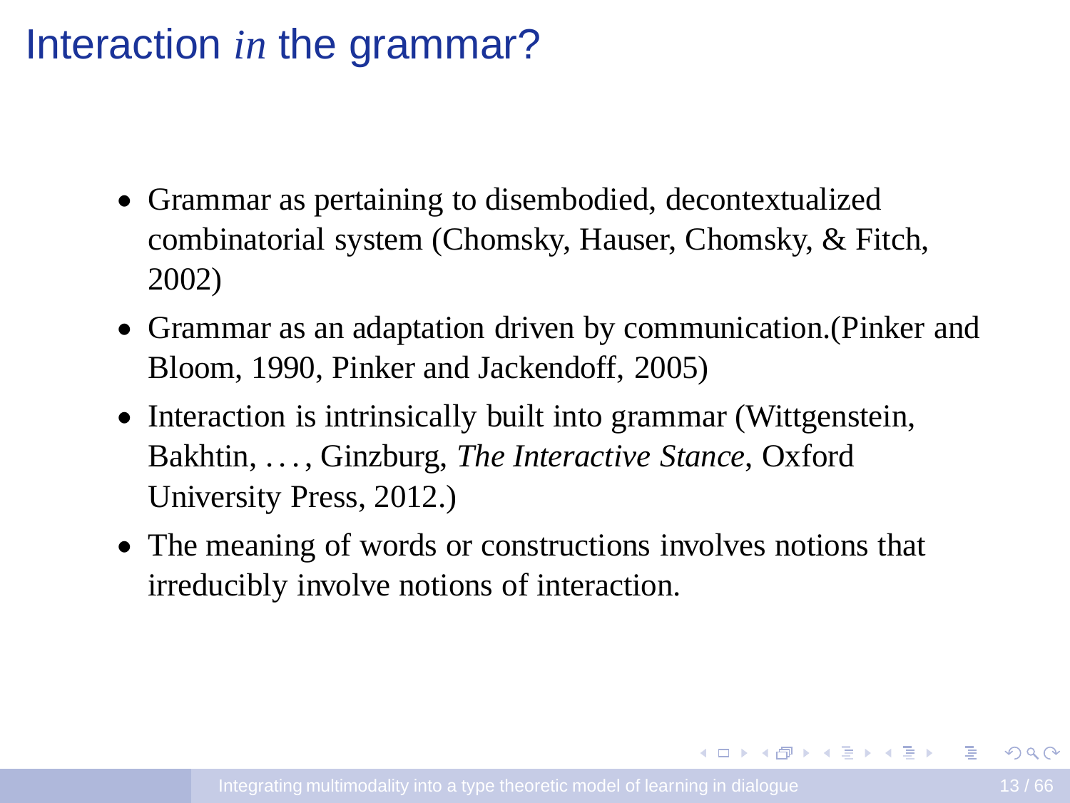# Interaction *in* the grammar?

- Grammar as pertaining to disembodied, decontextualized combinatorial system (Chomsky, Hauser, Chomsky, & Fitch, 2002)
- Grammar as an adaptation driven by communication.(Pinker and Bloom, 1990, Pinker and Jackendoff, 2005)
- Interaction is intrinsically built into grammar (Wittgenstein, Bakhtin, . . . , Ginzburg, *The Interactive Stance*, Oxford University Press, 2012.)
- The meaning of words or constructions involves notions that irreducibly involve notions of interaction.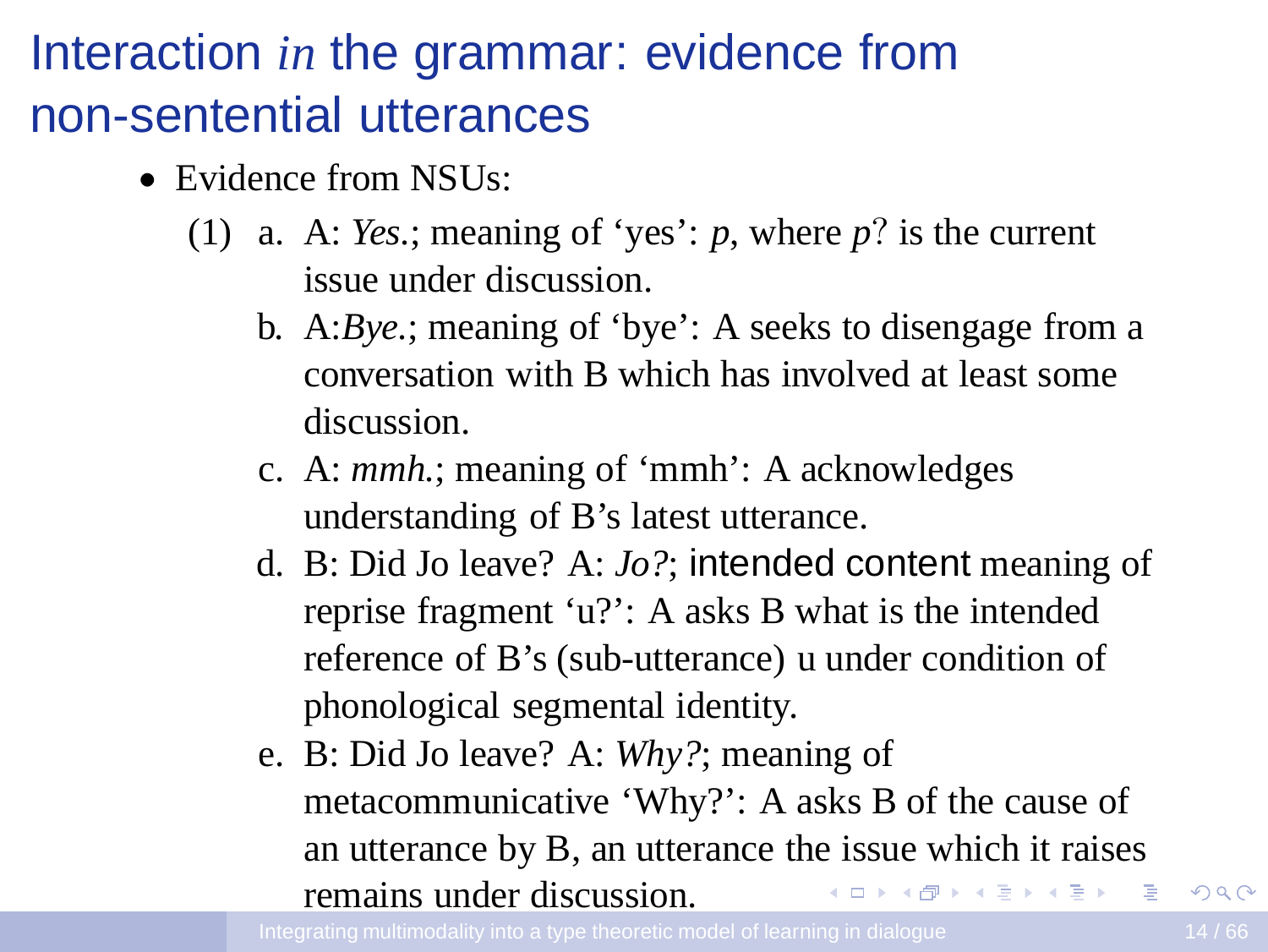# Interaction *in* the grammar: evidence from non-sentential utterances

- Evidence from NSUs:

(1)
a. A: *Yes*.; meaning of 'yes': $p$, where $p$? is the current issue under discussion.

b. A:*Bye*.; meaning of 'bye': A seeks to disengage from a conversation with B which has involved at least some discussion.

c. A: *mmh*.; meaning of 'mmh': A acknowledges understanding of B's latest utterance.

d. B: Did Jo leave? A: *Jo?*; intended content meaning of reprise fragment 'u?': A asks B what is the intended reference of B's (sub-utterance) u under condition of phonological segmental identity.

e. B: Did Jo leave? A: *Why?*; meaning of metacommunicative 'Why?': A asks B of the cause of an utterance by B, an utterance the issue which it raises remains under discussion.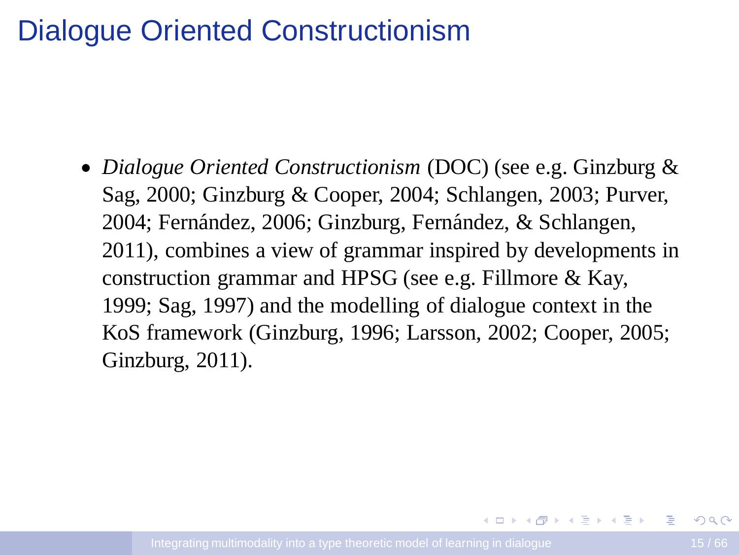# Dialogue Oriented Constructionism

- *Dialogue Oriented Constructionism* (DOC) (see e.g. Ginzburg & Sag, 2000; Ginzburg & Cooper, 2004; Schlangen, 2003; Purver, 2004; Fernández, 2006; Ginzburg, Fernández, & Schlangen, 2011), combines a view of grammar inspired by developments in construction grammar and HPSG (see e.g. Fillmore & Kay, 1999; Sag, 1997) and the modelling of dialogue context in the KoS framework (Ginzburg, 1996; Larsson, 2002; Cooper, 2005; Ginzburg, 2011).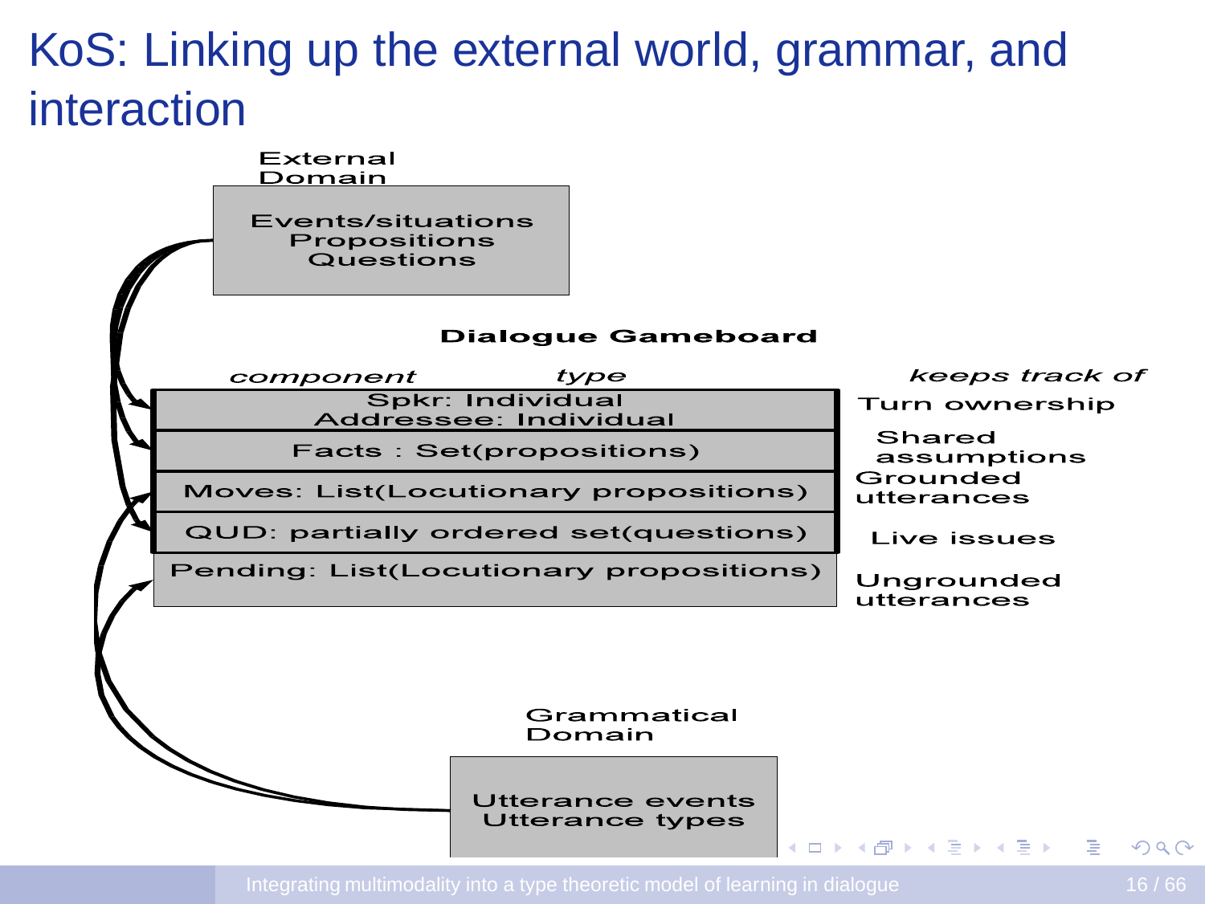# KoS: Linking up the external world, grammar, and interaction

External Domain

Events/situations
Propositions
Questions

**Dialogue Gameboard**

| *component* | *type* | *keeps track of* |
|---|---|---|
| Spkr: Individual<br>Addressee: Individual | | Turn ownership |
| Facts : Set(propositions) | | Shared assumptions |
| Moves: List(Locutionary propositions) | | Grounded utterances |
| QUD: partially ordered set(questions) | | Live issues |
| Pending: List(Locutionary propositions) | | Ungrounded utterances |

Grammatical Domain

Utterance events
Utterance types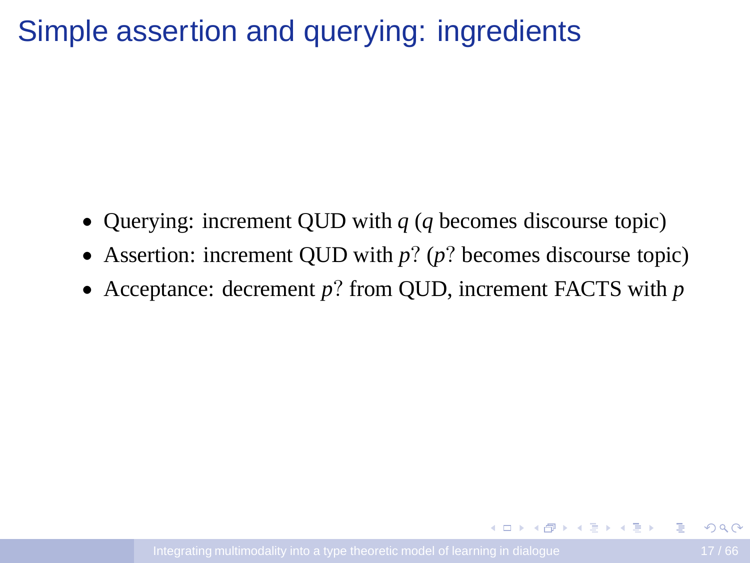# Simple assertion and querying: ingredients

- Querying: increment QUD with $q$ ($q$ becomes discourse topic)
- Assertion: increment QUD with $p?$ ($p?$ becomes discourse topic)
- Acceptance: decrement $p?$ from QUD, increment FACTS with $p$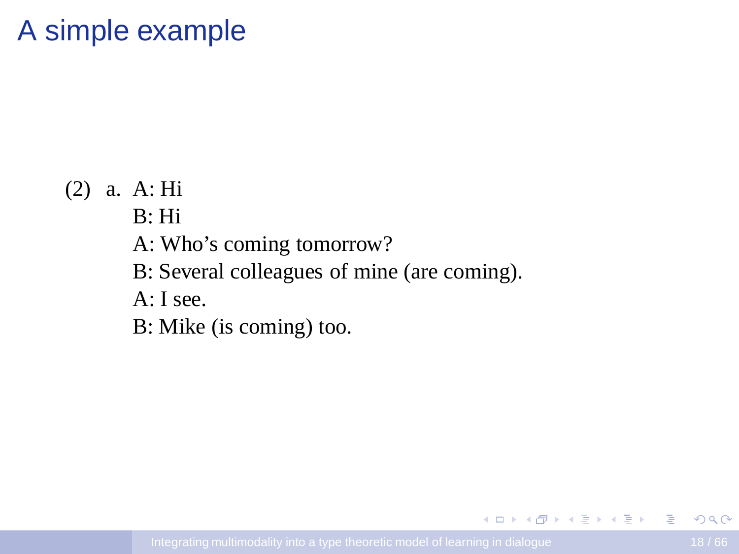# A simple example

(2) a. A: Hi

B: Hi

A: Who's coming tomorrow?

B: Several colleagues of mine (are coming).

A: I see.

B: Mike (is coming) too.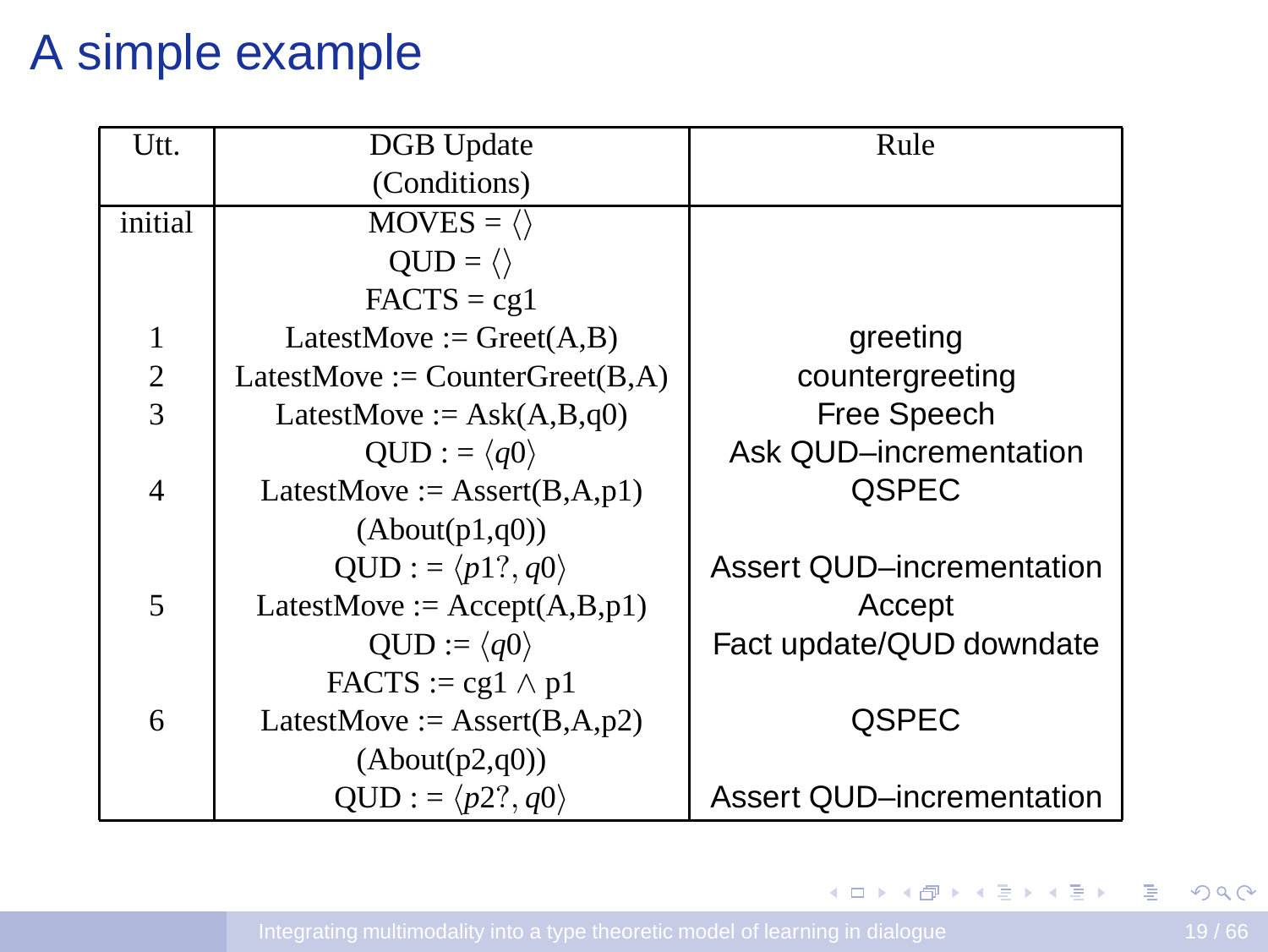# A simple example

| Utt. | DGB Update (Conditions) | Rule |
|---|---|---|
| initial | MOVES = $\langle\rangle$ | |
| | QUD = $\langle\rangle$ | |
| | FACTS = cg1 | |
| 1 | LatestMove := Greet(A,B) | greeting |
| 2 | LatestMove := CounterGreet(B,A) | countergreeting |
| 3 | LatestMove := Ask(A,B,q0) | Free Speech |
| | QUD : = $\langle q0 \rangle$ | Ask QUD–incrementation |
| 4 | LatestMove := Assert(B,A,p1) | QSPEC |
| | (About(p1,q0)) | |
| | QUD : = $\langle p1?, q0 \rangle$ | Assert QUD–incrementation |
| 5 | LatestMove := Accept(A,B,p1) | Accept |
| | QUD := $\langle q0 \rangle$ | Fact update/QUD downdate |
| | FACTS := cg1 $\wedge$ p1 | |
| 6 | LatestMove := Assert(B,A,p2) | QSPEC |
| | (About(p2,q0)) | |
| | QUD : = $\langle p2?, q0 \rangle$ | Assert QUD–incrementation |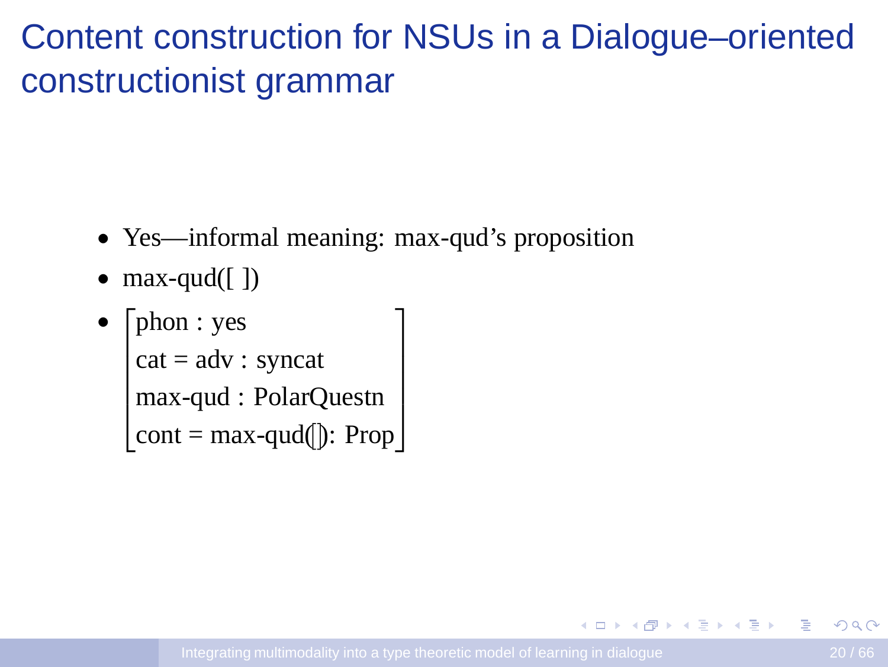# Content construction for NSUs in a Dialogue–oriented constructionist grammar

- Yes—informal meaning: max-qud's proposition
- max-qud([ ])
- $$\begin{bmatrix} \text{phon} : \text{yes} \\ \text{cat} = \text{adv} : \text{syncat} \\ \text{max-qud} : \text{PolarQuestn} \\ \text{cont} = \text{max-qud}([\,]) : \text{Prop} \end{bmatrix}$$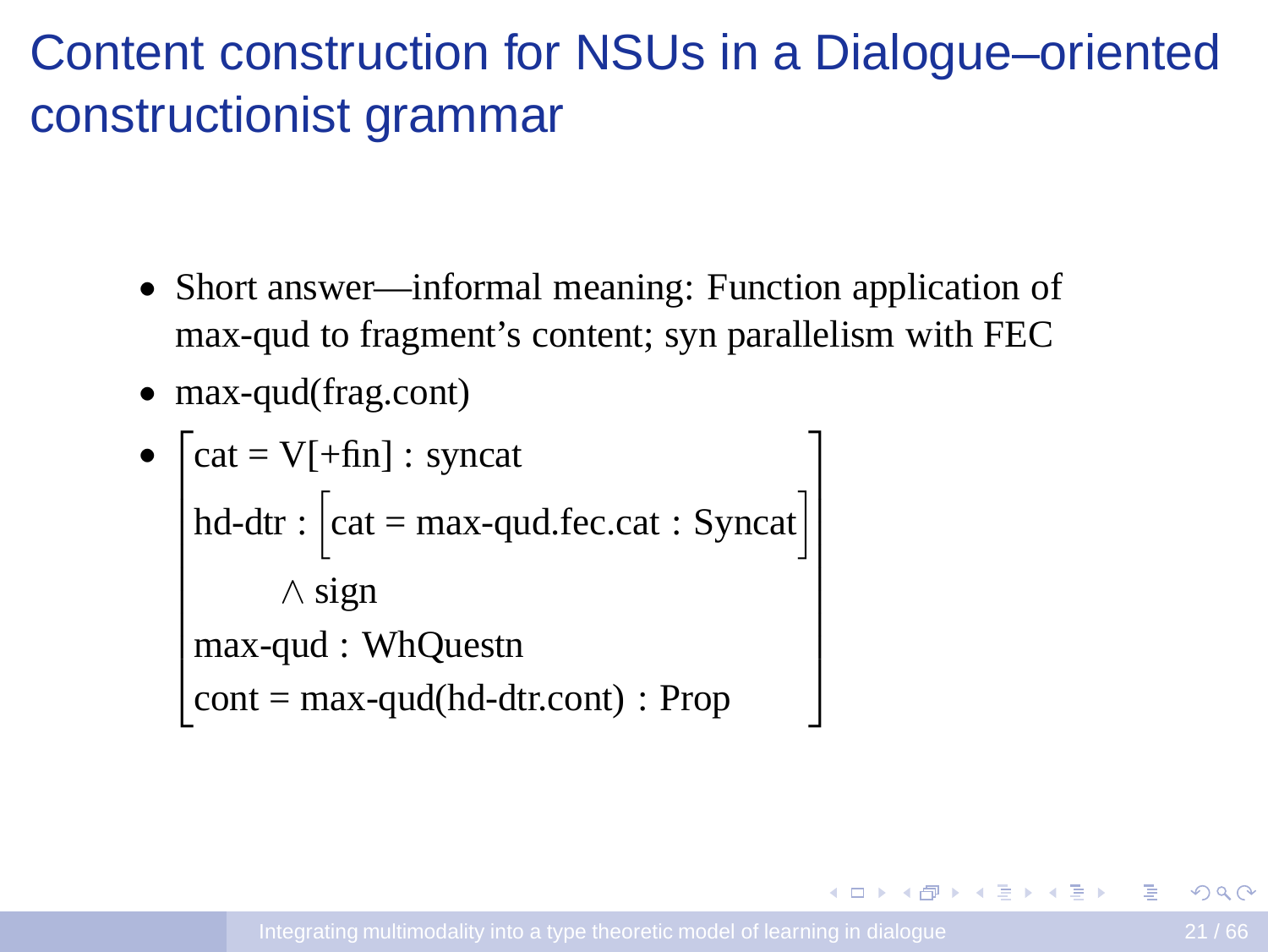# Content construction for NSUs in a Dialogue–oriented constructionist grammar

- Short answer—informal meaning: Function application of max-qud to fragment's content; syn parallelism with FEC
- max-qud(frag.cont)
- $$\begin{bmatrix} \text{cat} = \text{V[+fin]} : \text{syncat} \\ \text{hd-dtr} : \begin{bmatrix} \text{cat} = \text{max-qud.fec.cat} : \text{Syncat} \end{bmatrix} \\ \qquad \wedge \text{ sign} \\ \text{max-qud} : \text{WhQuestn} \\ \text{cont} = \text{max-qud(hd-dtr.cont)} : \text{Prop} \end{bmatrix}$$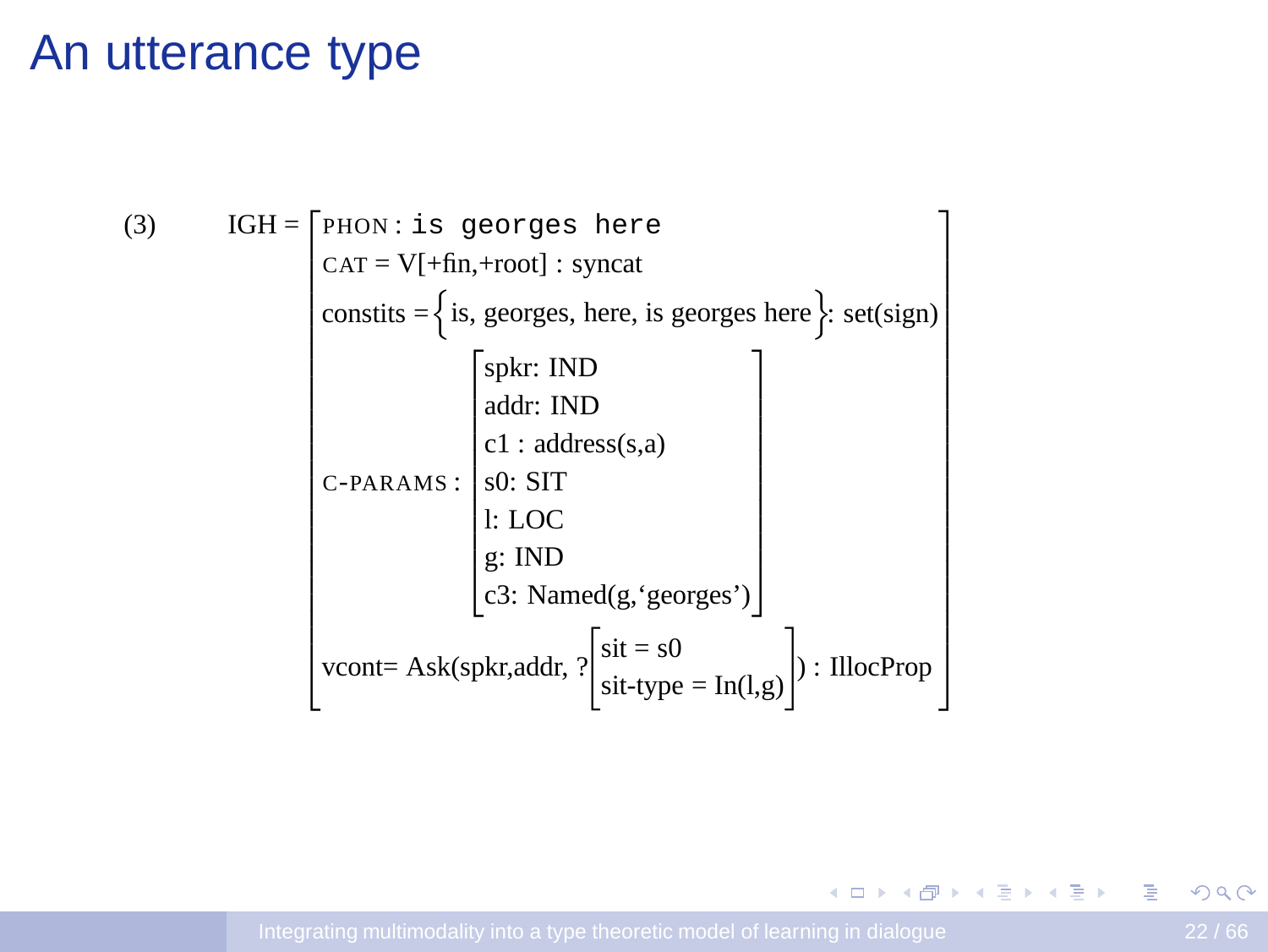# An utterance type

(3)

$$
\text{IGH} = \left[\begin{array}{l}
\text{PHON} : \texttt{is georges here} \\
\text{CAT} = \text{V[+fin,+root]} : \text{syncat} \\
\text{constits} = \left\{ \text{is, georges, here, is georges here} \right\} : \text{set(sign)} \\
\text{C-PARAMS} : \left[\begin{array}{l}
\text{spkr: IND} \\
\text{addr: IND} \\
\text{c1 : address(s,a)} \\
\text{s0: SIT} \\
\text{l: LOC} \\
\text{g: IND} \\
\text{c3: Named(g,`georges')}
\end{array}\right] \\
\text{vcont= Ask(spkr,addr, ?}\left[\begin{array}{l}
\text{sit = s0} \\
\text{sit-type = In(l,g)}
\end{array}\right]\text{) : IllocProp}
\end{array}\right]
$$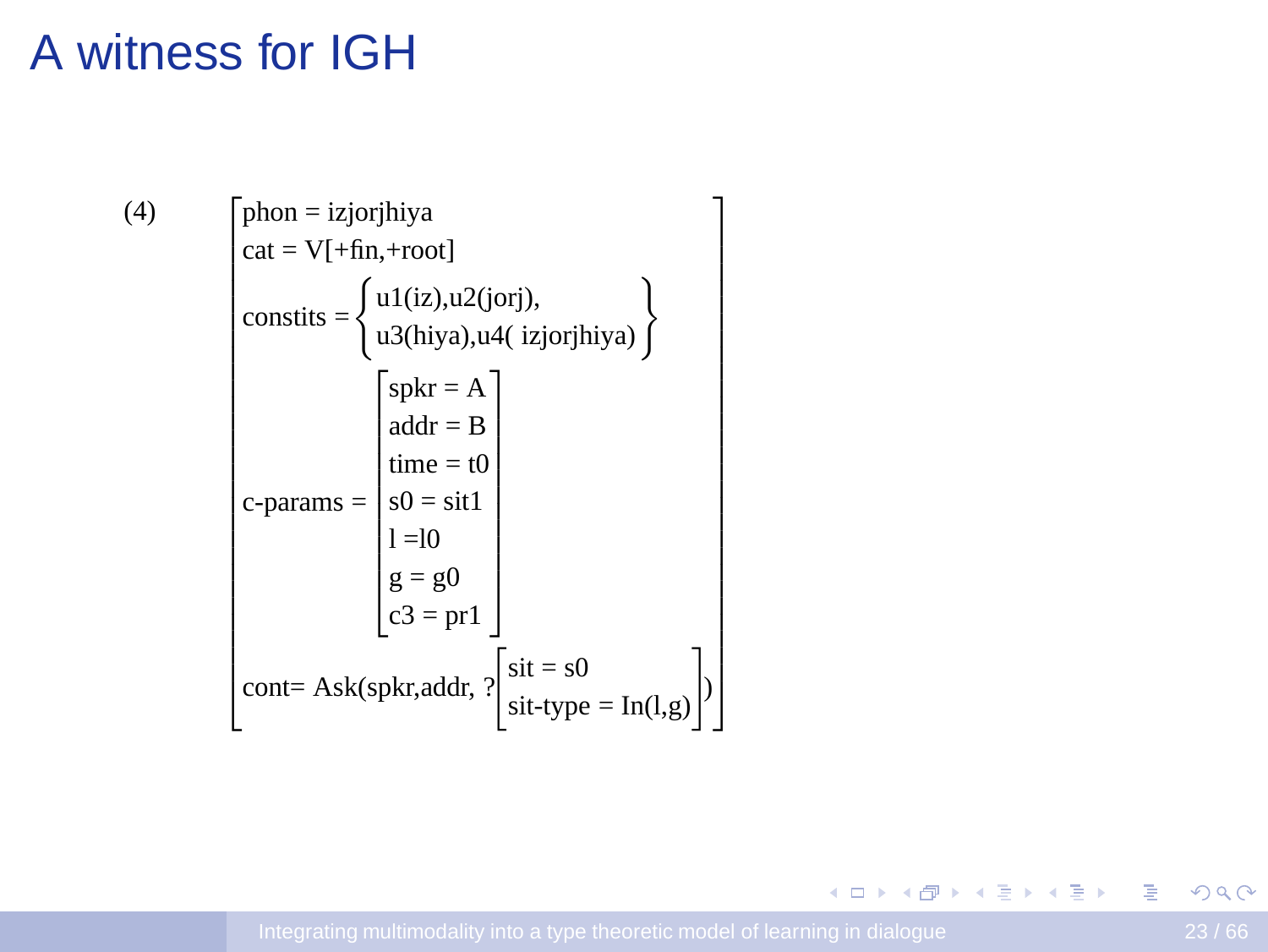# A witness for IGH

(4)

$$\begin{bmatrix} \text{phon} = \text{izjorjhiya} \\ \text{cat} = \text{V[+fin,+root]} \\ \text{constits} = \left\{ \begin{array}{l} \text{u1(iz),u2(jorj),} \\ \text{u3(hiya),u4( izjorjhiya)} \end{array} \right\} \\ \text{c-params} = \begin{bmatrix} \text{spkr} = \text{A} \\ \text{addr} = \text{B} \\ \text{time} = \text{t0} \\ \text{s0} = \text{sit1} \\ \text{l} = \text{l0} \\ \text{g} = \text{g0} \\ \text{c3} = \text{pr1} \end{bmatrix} \\ \text{cont= Ask(spkr,addr, ?} \begin{bmatrix} \text{sit} = \text{s0} \\ \text{sit-type} = \text{In(l,g)} \end{bmatrix} \text{)} \end{bmatrix}$$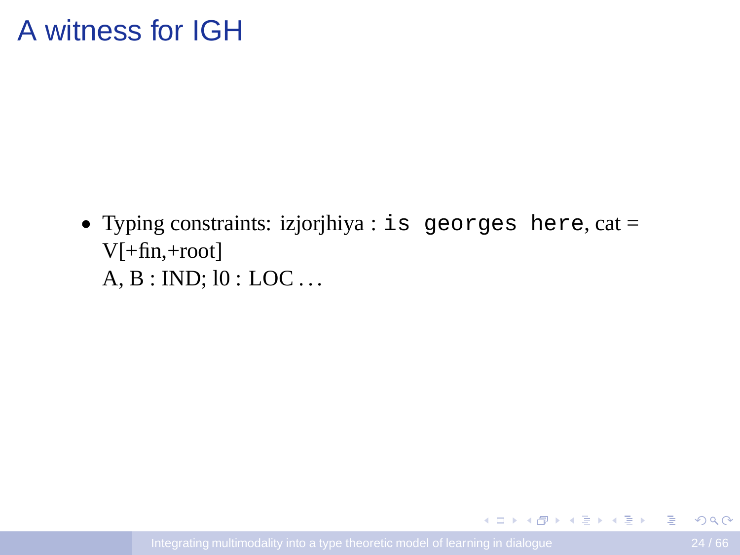# A witness for IGH

- Typing constraints: izjorjhiya : `is georges here`, cat = V[+fin,+root]
  A, B : IND; l0 : LOC . . .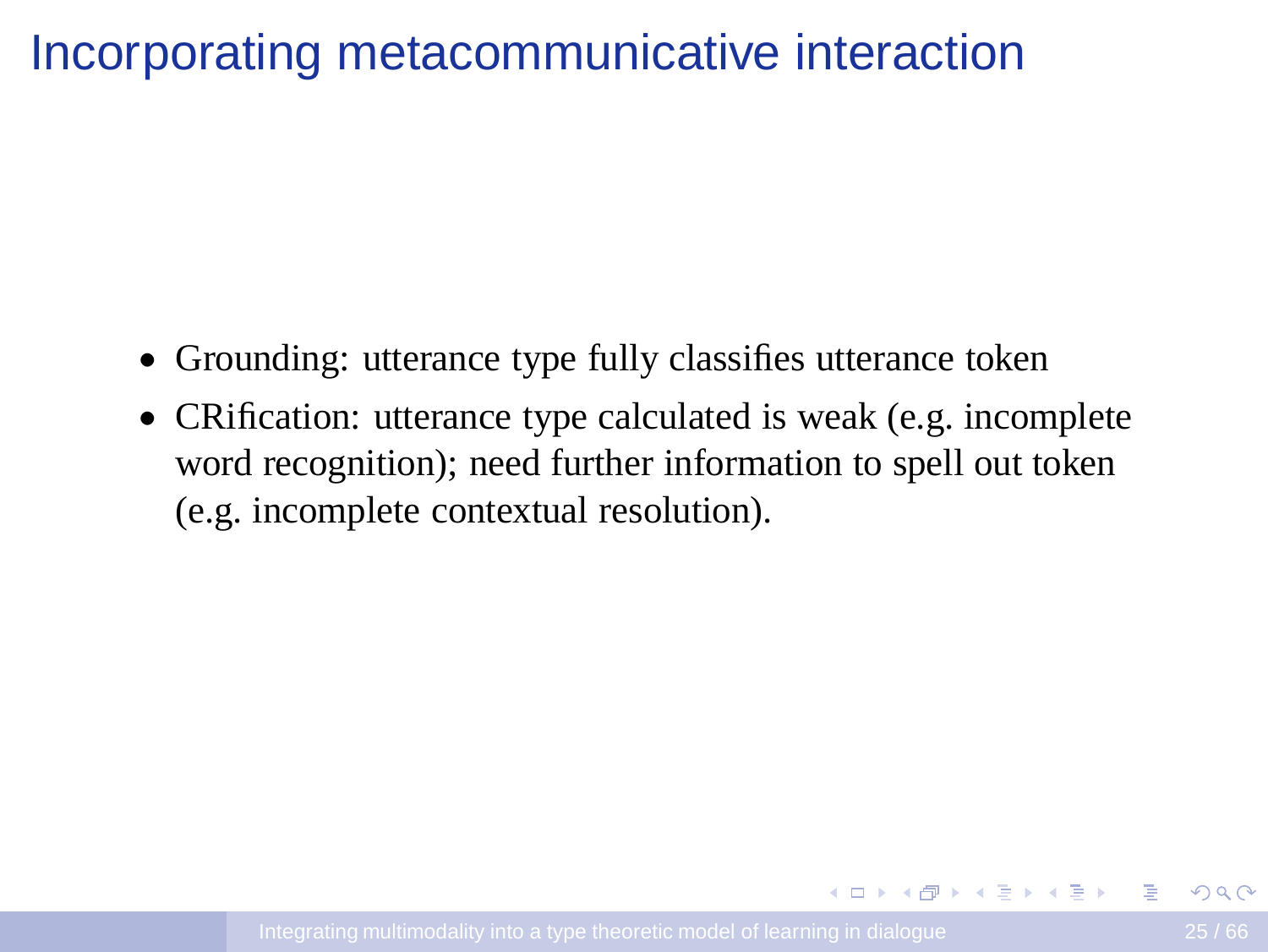# Incorporating metacommunicative interaction

- Grounding: utterance type fully classifies utterance token
- CRification: utterance type calculated is weak (e.g. incomplete word recognition); need further information to spell out token (e.g. incomplete contextual resolution).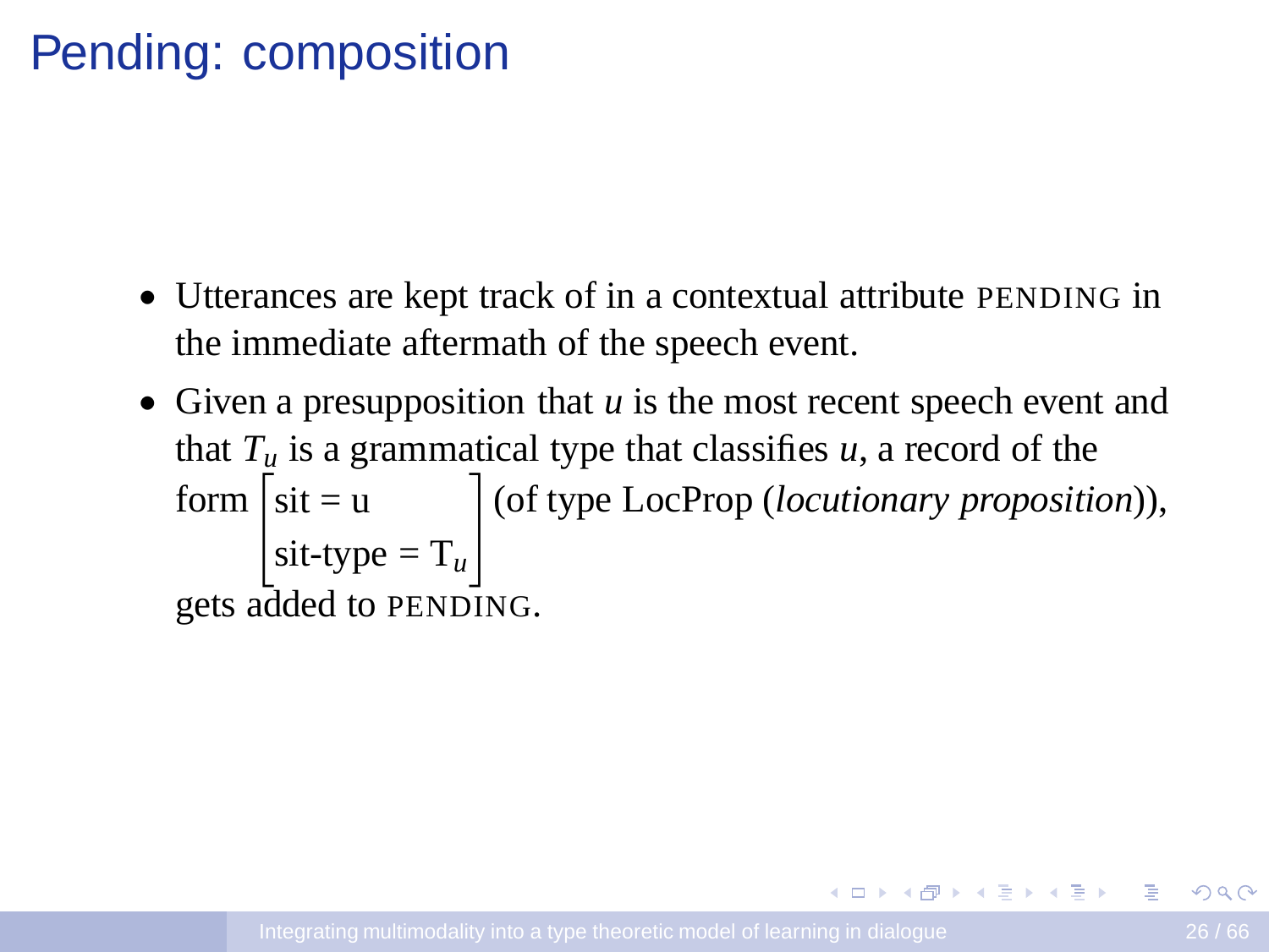# Pending: composition

- Utterances are kept track of in a contextual attribute PENDING in the immediate aftermath of the speech event.
- Given a presupposition that $u$ is the most recent speech event and that $T_u$ is a grammatical type that classifies $u$, a record of the form $\begin{bmatrix} \text{sit} = \text{u} \\ \text{sit-type} = \text{T}_u \end{bmatrix}$ (of type LocProp (*locutionary proposition*)), gets added to PENDING.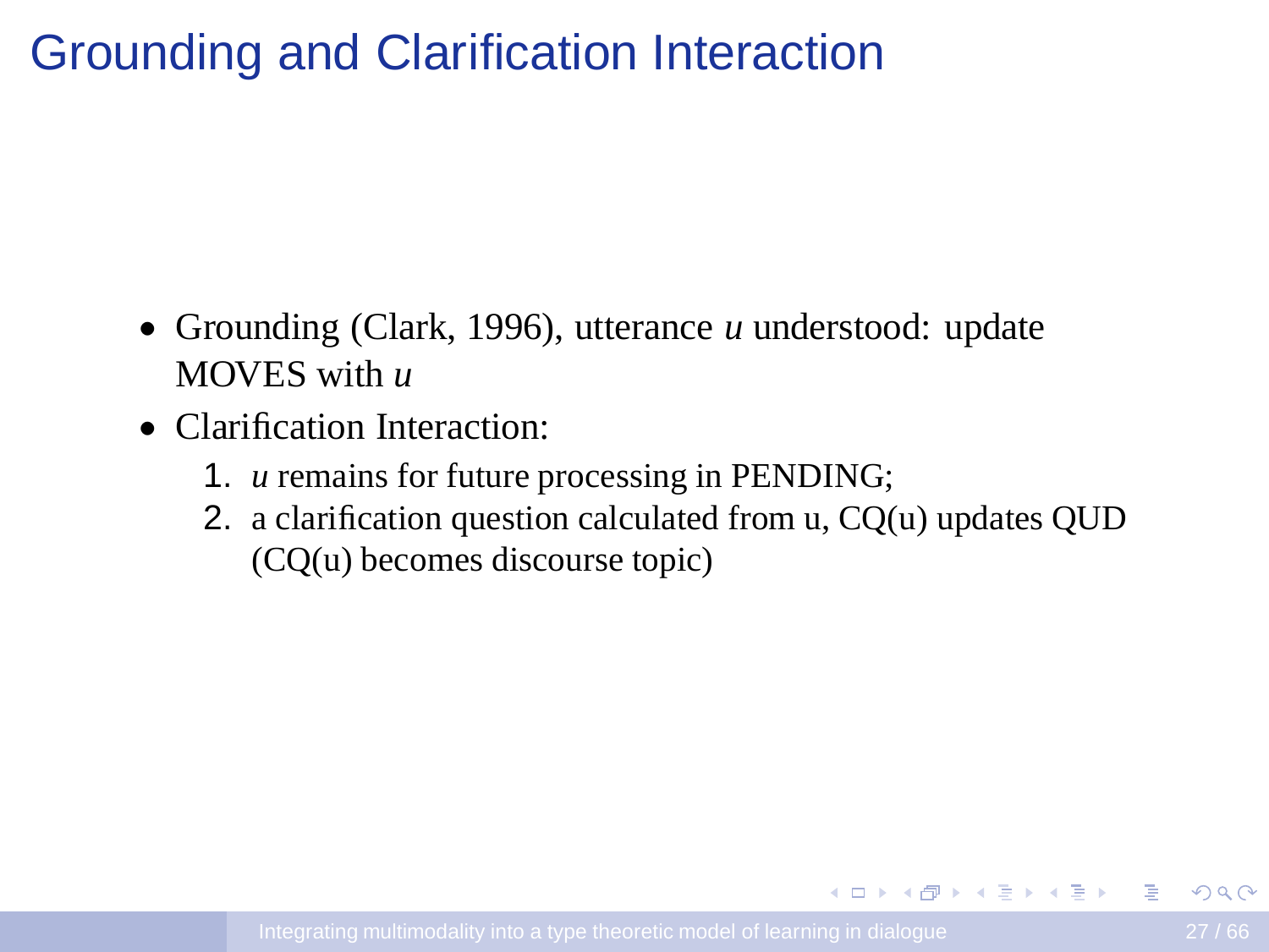# Grounding and Clarification Interaction

- Grounding (Clark, 1996), utterance *u* understood: update MOVES with *u*
- Clarification Interaction:
  1. *u* remains for future processing in PENDING;
  2. a clarification question calculated from u, CQ(u) updates QUD (CQ(u) becomes discourse topic)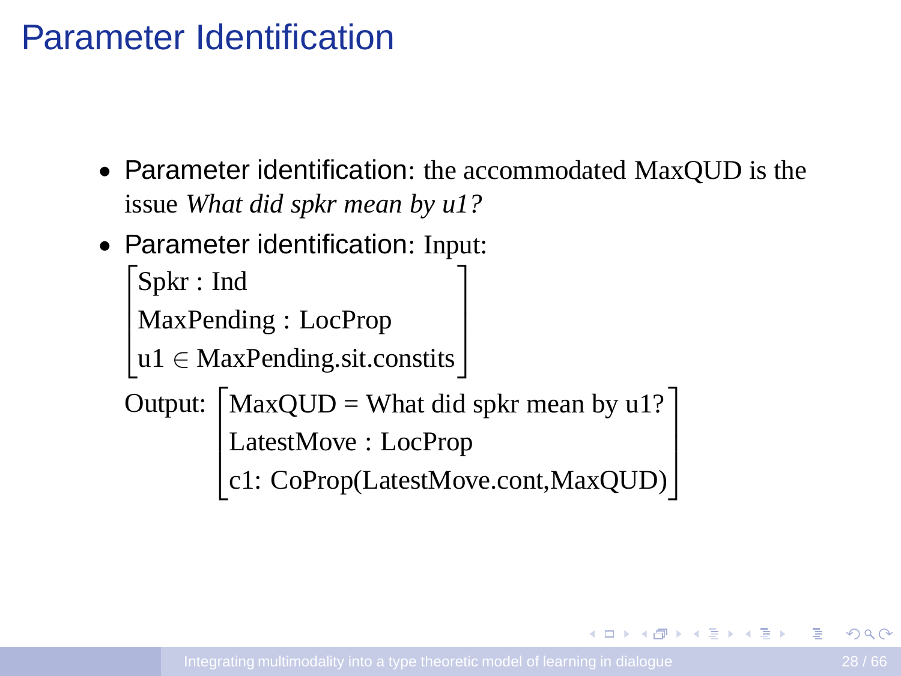# Parameter Identification

- Parameter identification: the accommodated MaxQUD is the issue *What did spkr mean by u1?*
- Parameter identification: Input:

$$\begin{bmatrix} \text{Spkr} : \text{Ind} \\ \text{MaxPending} : \text{LocProp} \\ \text{u1} \in \text{MaxPending.sit.constits} \end{bmatrix}$$

Output: $$\begin{bmatrix} \text{MaxQUD} = \text{What did spkr mean by u1?} \\ \text{LatestMove} : \text{LocProp} \\ \text{c1: CoProp(LatestMove.cont,MaxQUD)} \end{bmatrix}$$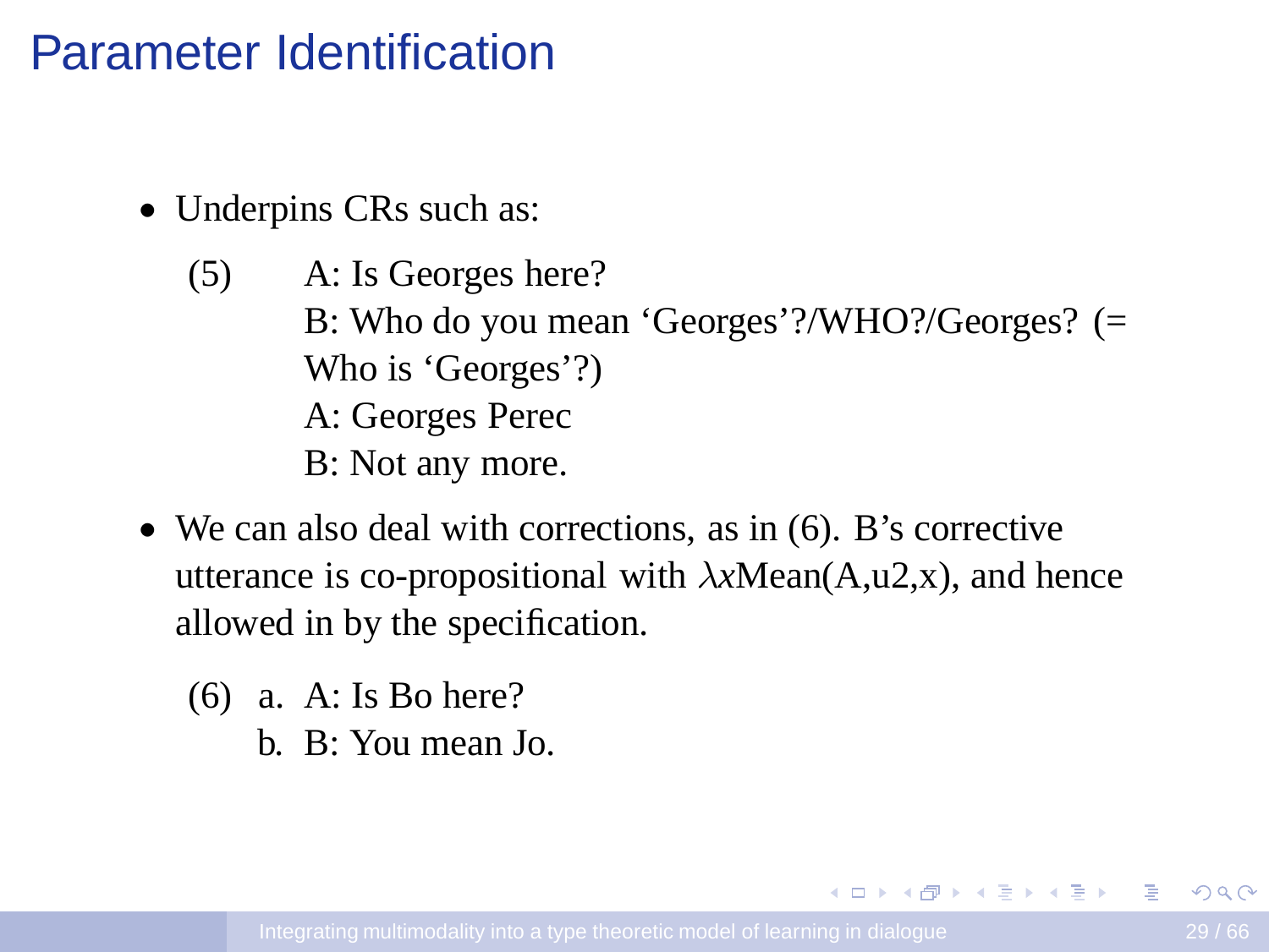# Parameter Identification

- Underpins CRs such as:

  (5) A: Is Georges here?
  B: Who do you mean 'Georges'?/WHO?/Georges? (= Who is 'Georges'?)
  A: Georges Perec
  B: Not any more.

- We can also deal with corrections, as in (6). B's corrective utterance is co-propositional with $\lambda x$Mean(A,u2,x), and hence allowed in by the specification.

  (6) a. A: Is Bo here?
  b. B: You mean Jo.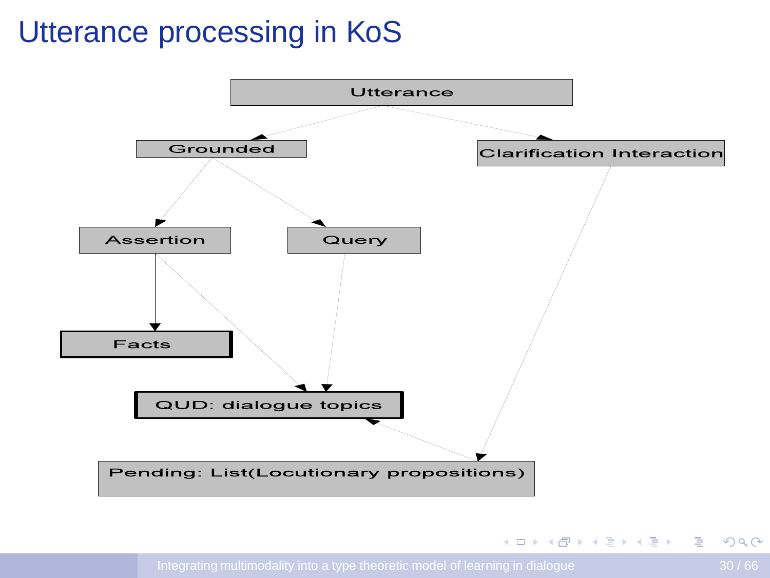# Utterance processing in KoS

Utterance

Grounded

Clarification Interaction

Assertion

Query

Facts

QUD: dialogue topics

Pending: List(Locutionary propositions)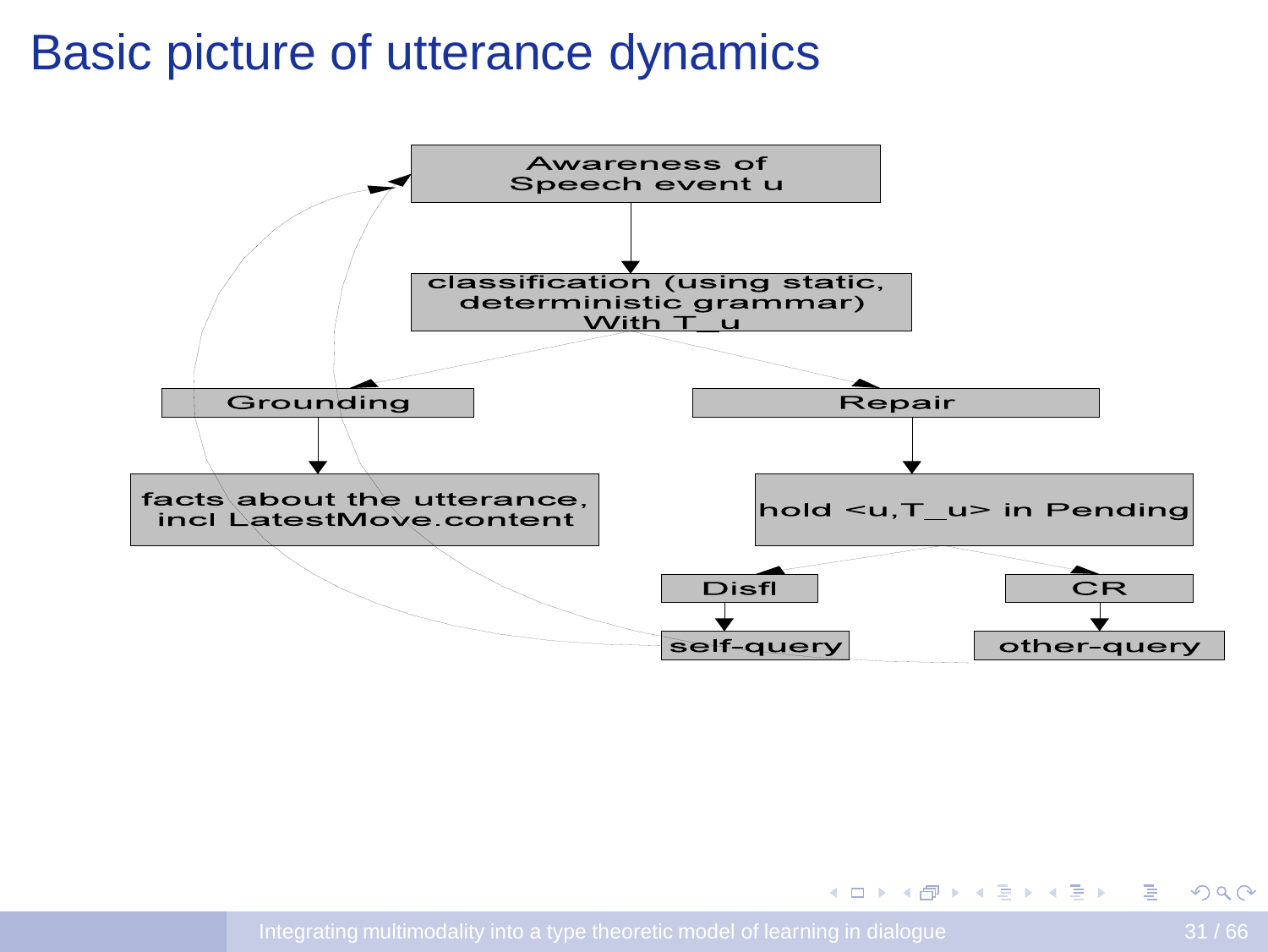# Basic picture of utterance dynamics

Awareness of Speech event u

classification (using static, deterministic grammar) With $T\_u$

Grounding

facts about the utterance, incl LatestMove.content

Repair

hold <u,T_u> in Pending

Disfl

self-query

CR

other-query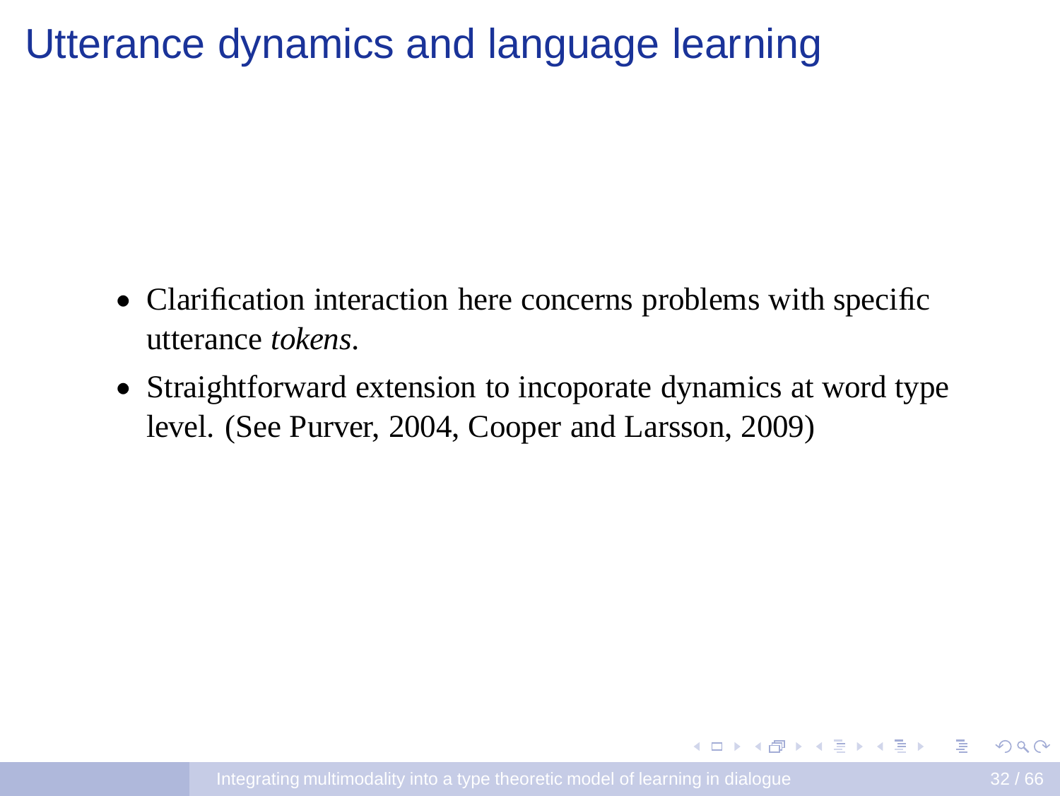# Utterance dynamics and language learning

- Clarification interaction here concerns problems with specific utterance *tokens*.
- Straightforward extension to incoporate dynamics at word type level. (See Purver, 2004, Cooper and Larsson, 2009)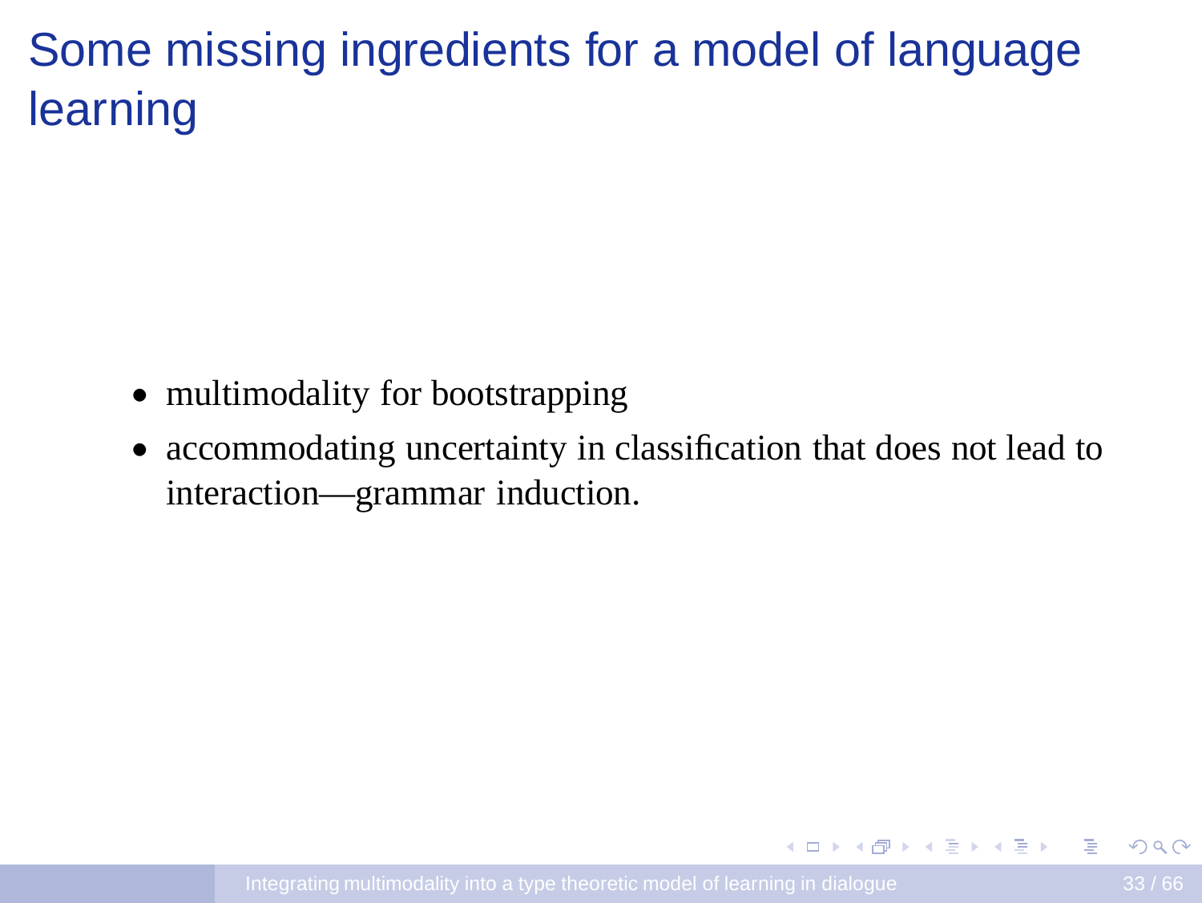# Some missing ingredients for a model of language learning

- multimodality for bootstrapping
- accommodating uncertainty in classification that does not lead to interaction—grammar induction.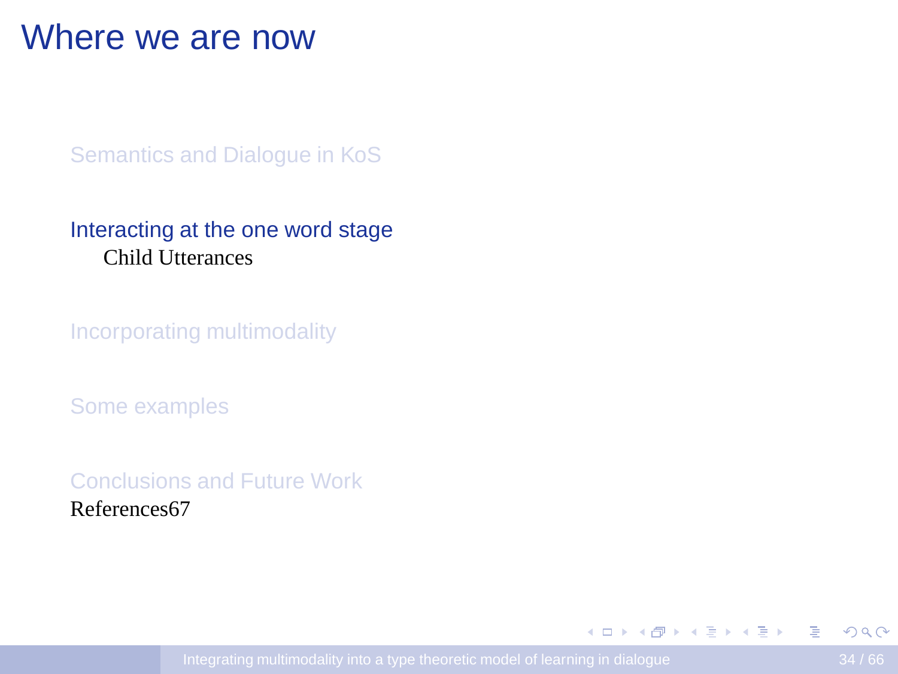# Where we are now

Semantics and Dialogue in KoS

Interacting at the one word stage
  Child Utterances

Incorporating multimodality

Some examples

Conclusions and Future Work
References67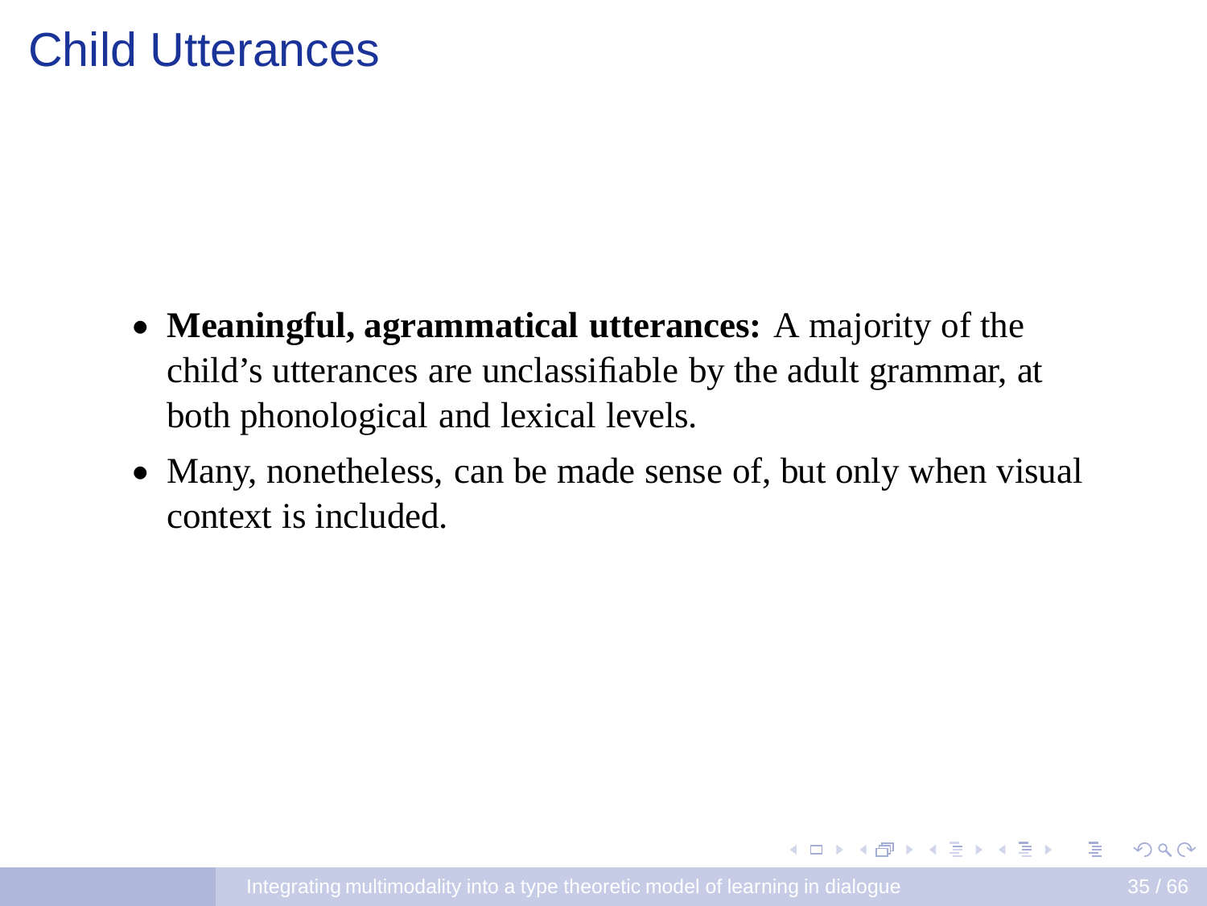# Child Utterances

- **Meaningful, agrammatical utterances:** A majority of the child's utterances are unclassifiable by the adult grammar, at both phonological and lexical levels.
- Many, nonetheless, can be made sense of, but only when visual context is included.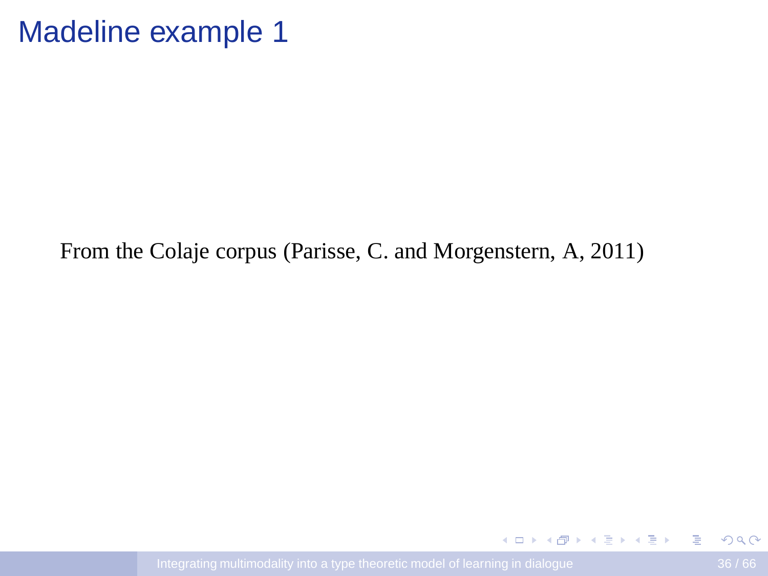# Madeline example 1

From the Colaje corpus (Parisse, C. and Morgenstern, A, 2011)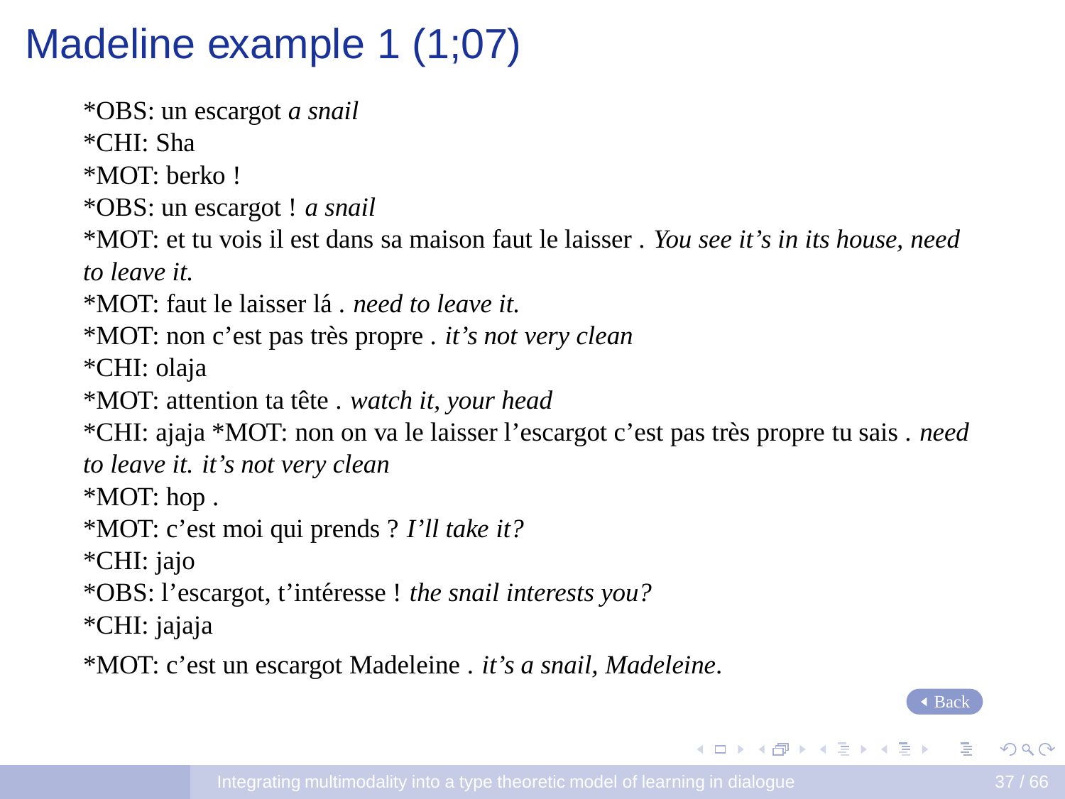# Madeline example 1 (1;07)

*OBS: un escargot *a snail*
*CHI: Sha
*MOT: berko !
*OBS: un escargot ! *a snail*
*MOT: et tu vois il est dans sa maison faut le laisser . *You see it's in its house, need to leave it.*
*MOT: faut le laisser lá . *need to leave it.*
*MOT: non c'est pas très propre . *it's not very clean*
*CHI: olaja
*MOT: attention ta tête . *watch it, your head*
*CHI: ajaja *MOT: non on va le laisser l'escargot c'est pas très propre tu sais . *need to leave it. it's not very clean*
*MOT: hop .
*MOT: c'est moi qui prends ? *I'll take it?*
*CHI: jajo
*OBS: l'escargot, t'intéresse ! *the snail interests you?*
*CHI: jajaja
*MOT: c'est un escargot Madeleine . *it's a snail, Madeleine.*

Back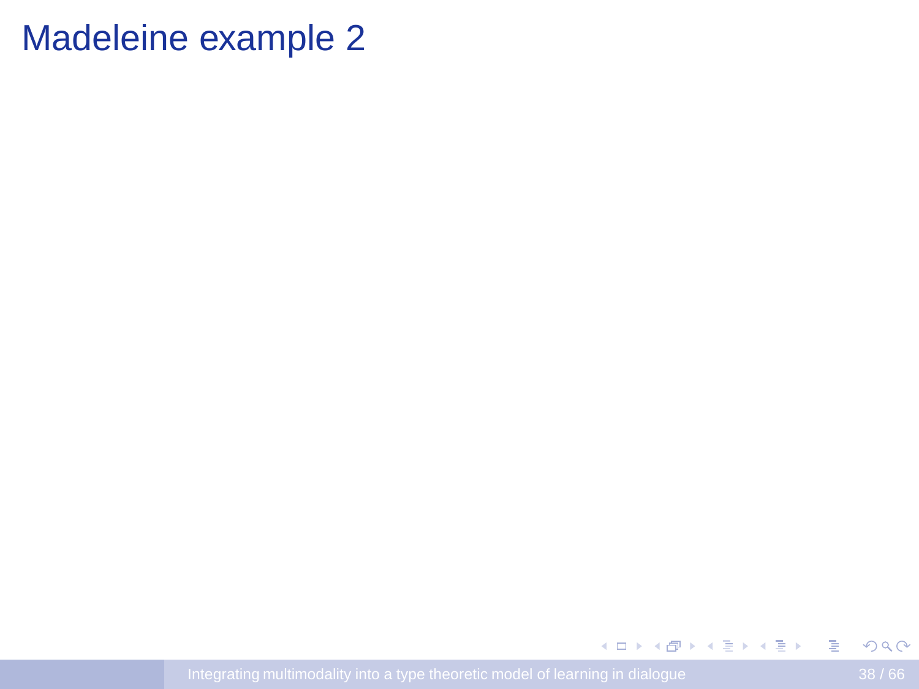# Madeleine example 2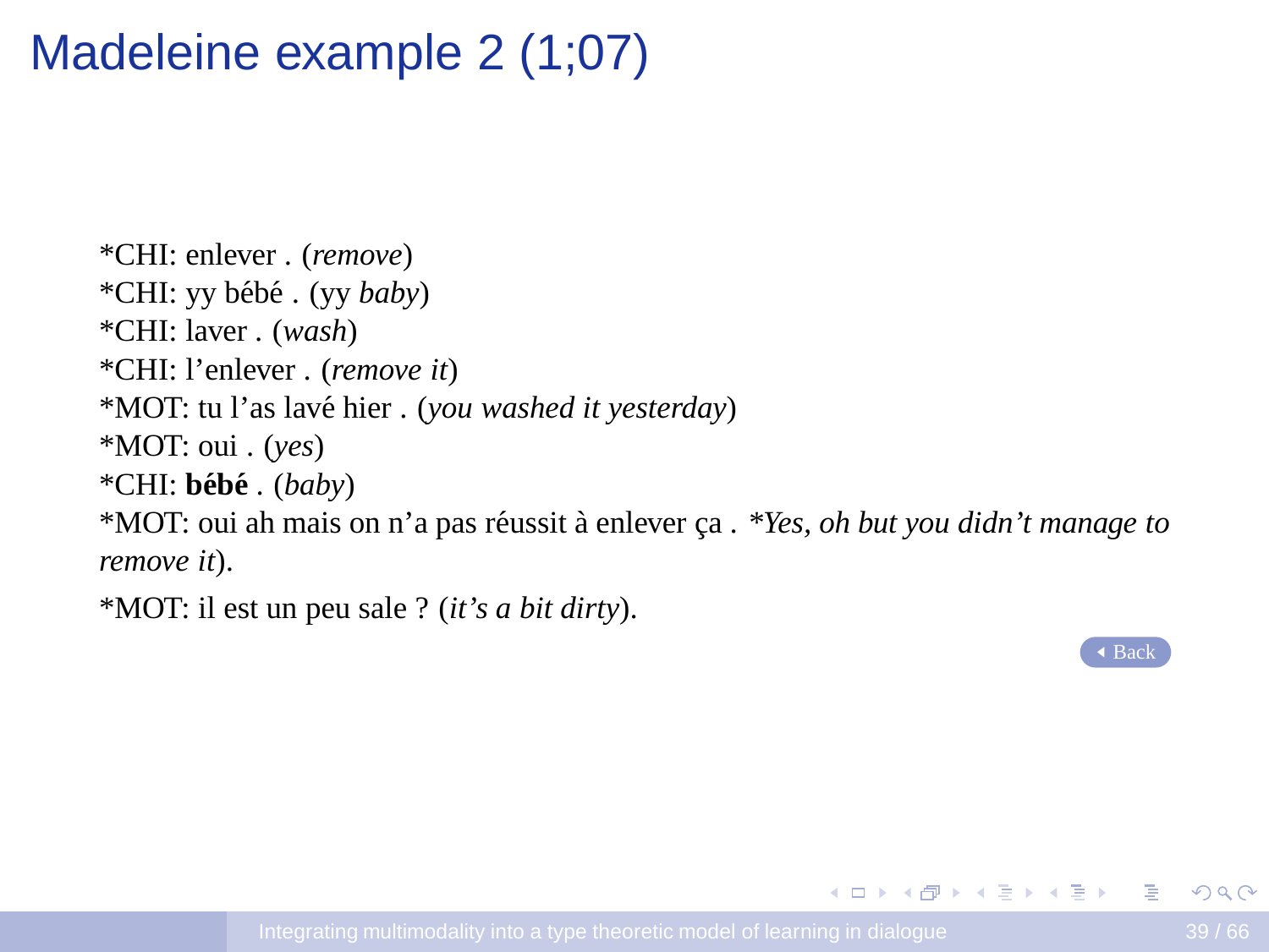# Madeleine example 2 (1;07)

*CHI: enlever . (*remove*)
*CHI: yy bébé . (yy *baby*)
*CHI: laver . (*wash*)
*CHI: l'enlever . (*remove it*)
*MOT: tu l'as lavé hier . (*you washed it yesterday*)
*MOT: oui . (*yes*)
*CHI: **bébé** . (*baby*)
*MOT: oui ah mais on n'a pas réussit à enlever ça . **Yes, oh but you didn't manage to remove it*).

*MOT: il est un peu sale ? (*it's a bit dirty*).

Back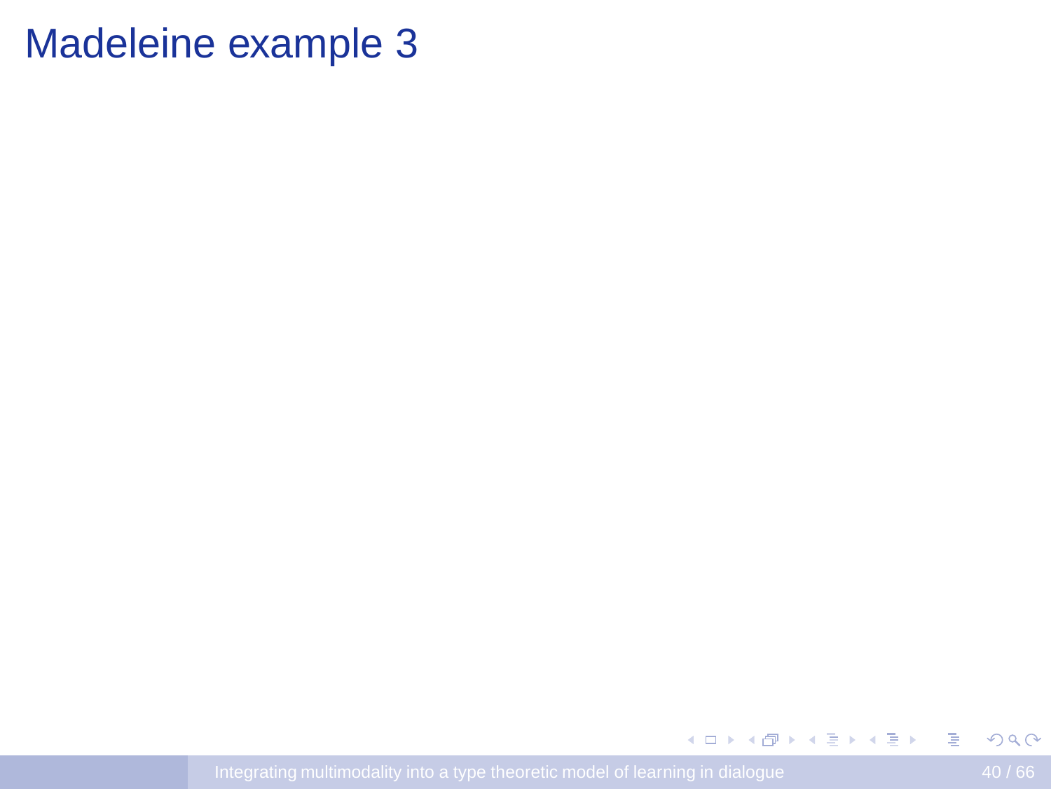# Madeleine example 3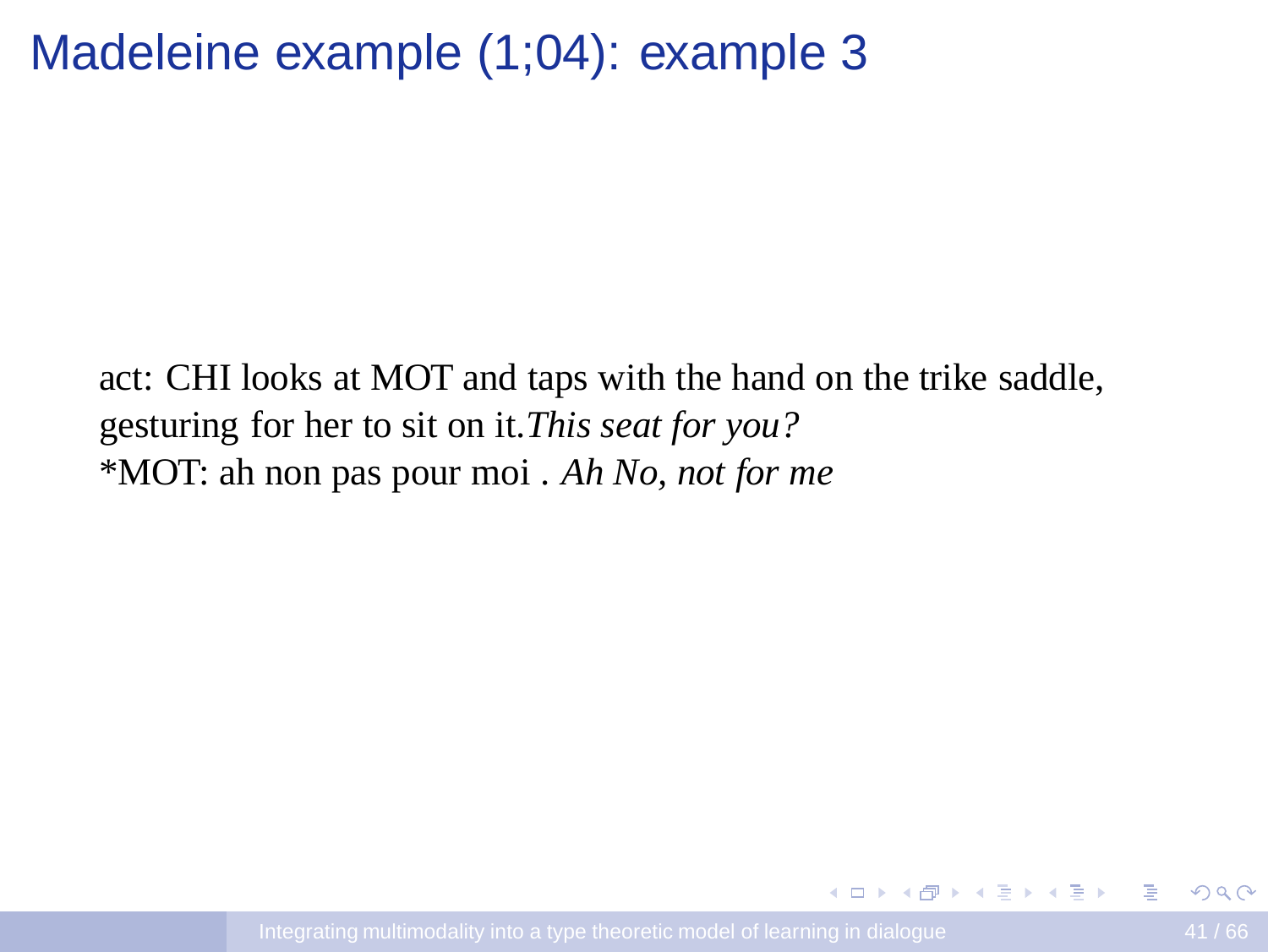# Madeleine example (1;04): example 3

act: CHI looks at MOT and taps with the hand on the trike saddle, gesturing for her to sit on it.*This seat for you?*
*MOT: ah non pas pour moi . *Ah No, not for me*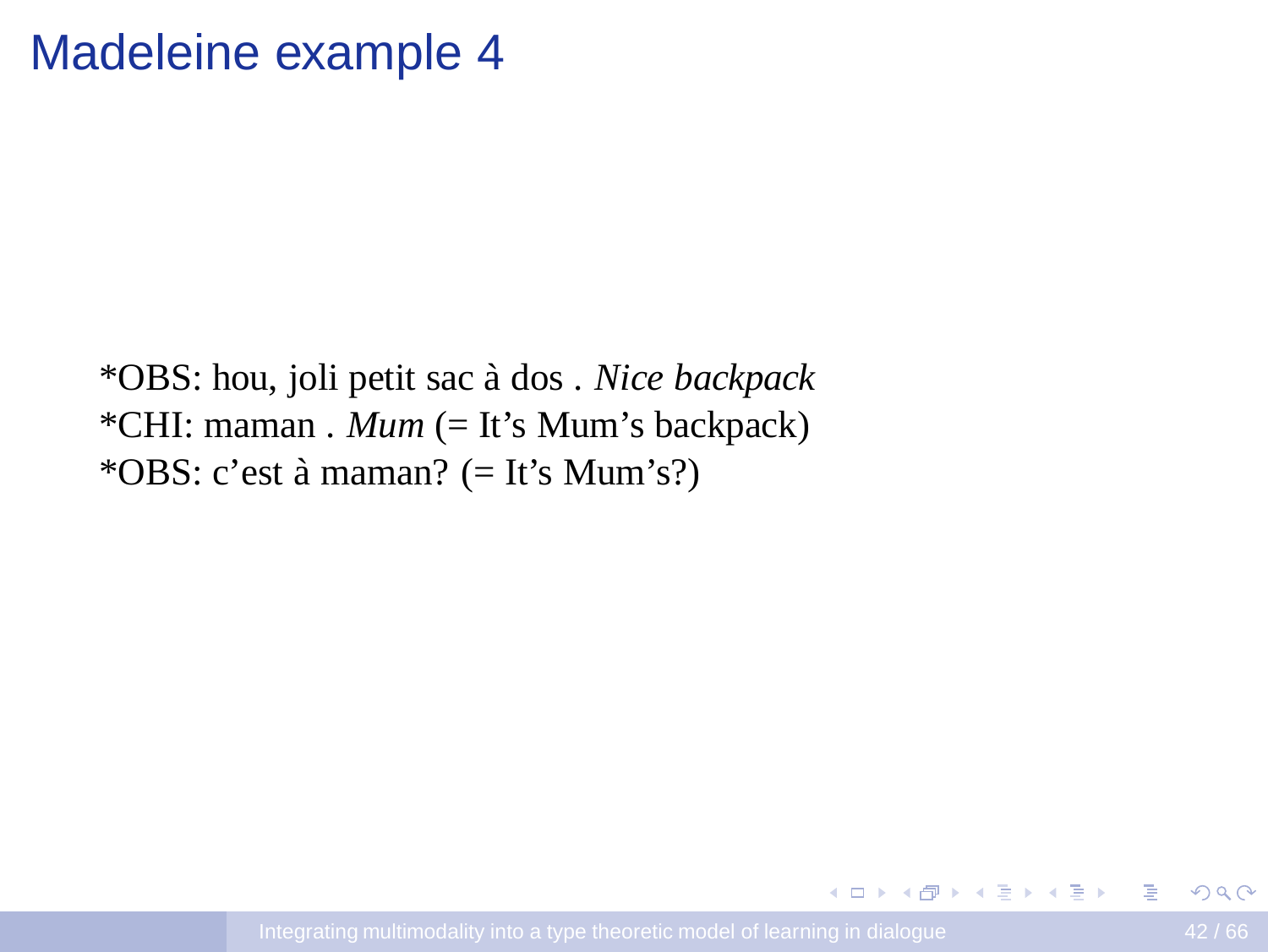# Madeleine example 4

*OBS: hou, joli petit sac à dos . *Nice backpack*
*CHI: maman . *Mum* (= It's Mum's backpack)
*OBS: c'est à maman? (= It's Mum's?)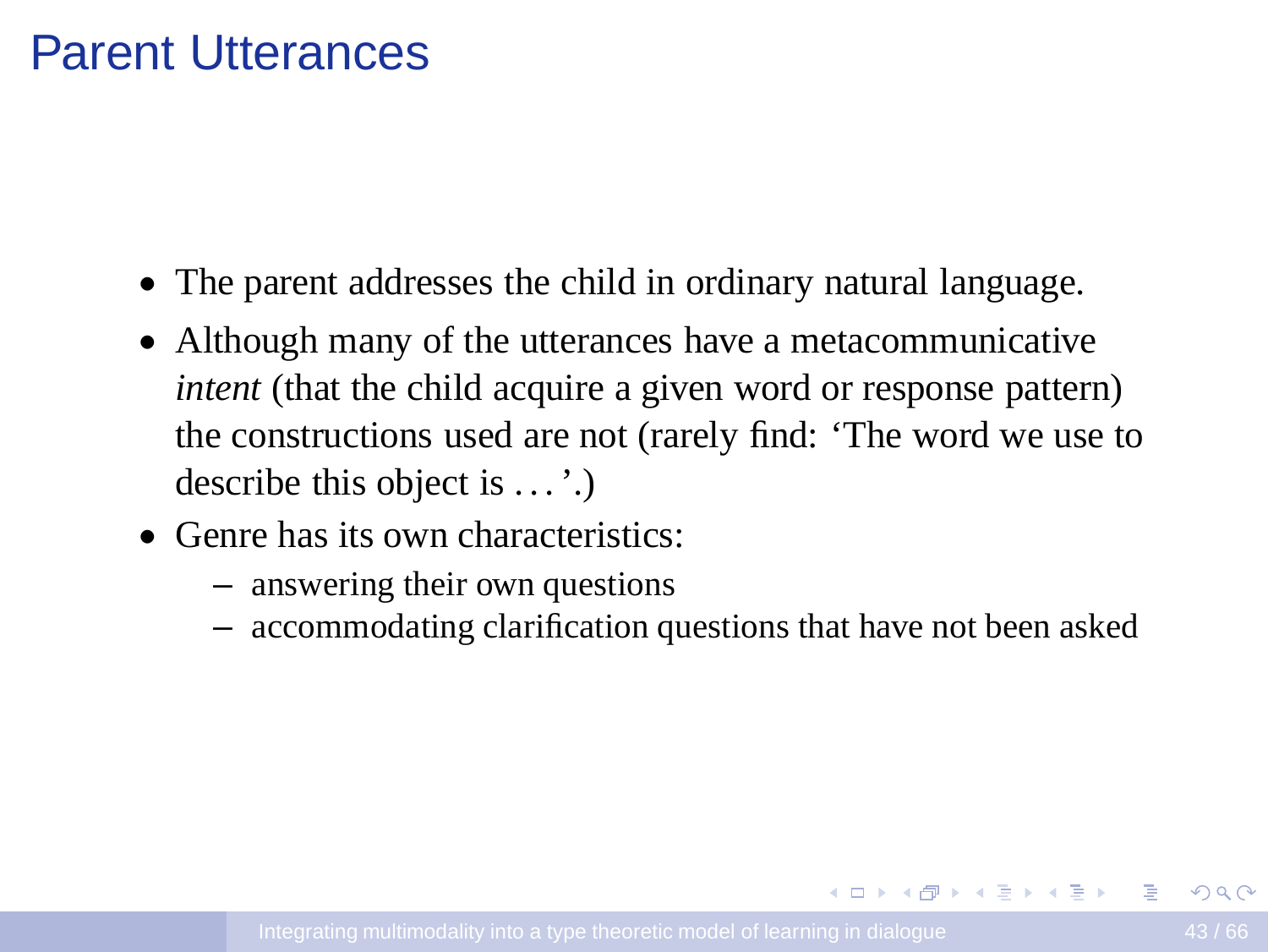# Parent Utterances

- The parent addresses the child in ordinary natural language.
- Although many of the utterances have a metacommunicative *intent* (that the child acquire a given word or response pattern) the constructions used are not (rarely find: 'The word we use to describe this object is ...'.)
- Genre has its own characteristics:
  - answering their own questions
  - accommodating clarification questions that have not been asked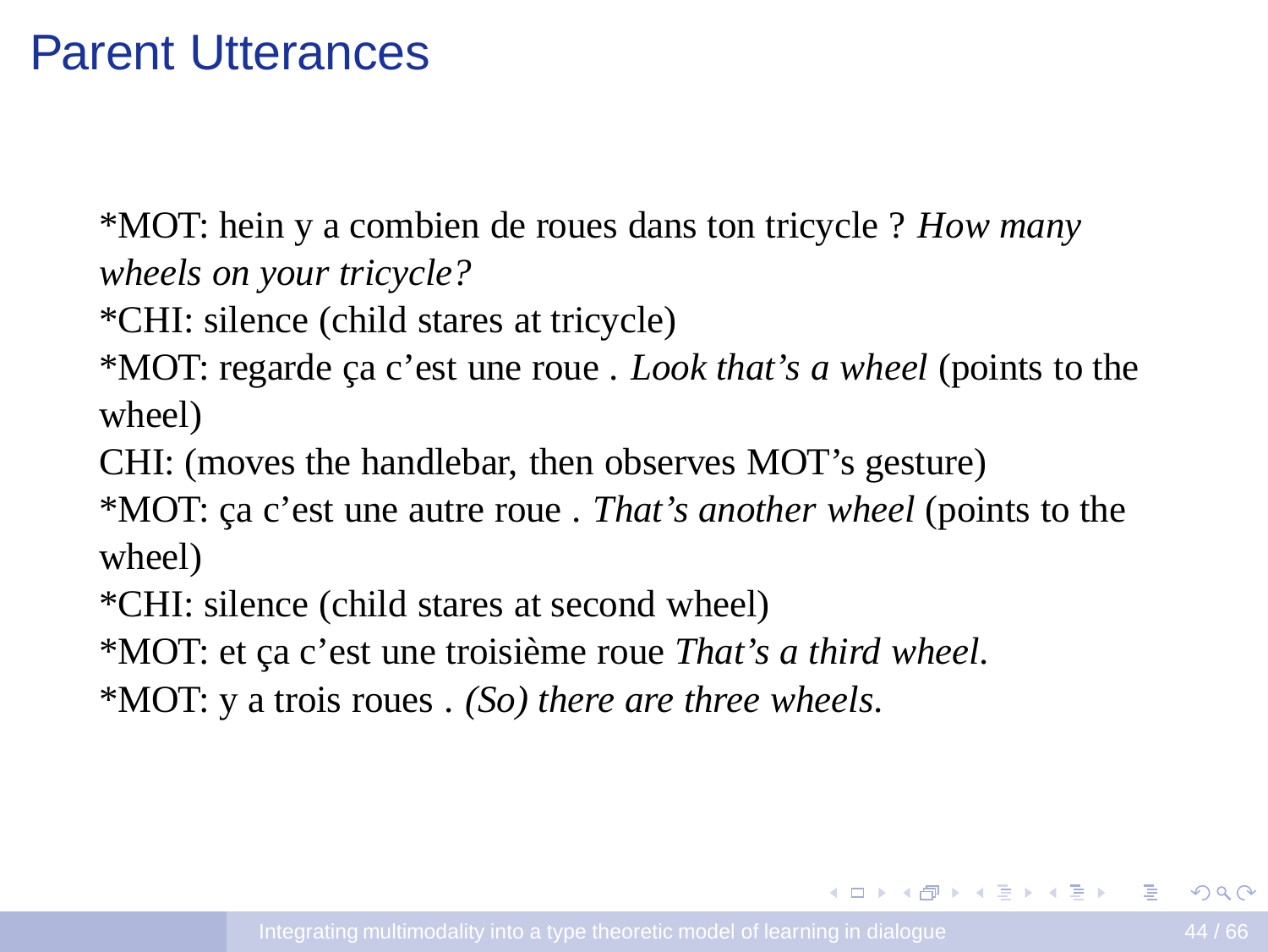# Parent Utterances

*MOT: hein y a combien de roues dans ton tricycle ? *How many wheels on your tricycle?*
*CHI: silence (child stares at tricycle)
*MOT: regarde ça c'est une roue . *Look that's a wheel* (points to the wheel)
CHI: (moves the handlebar, then observes MOT's gesture)
*MOT: ça c'est une autre roue . *That's another wheel* (points to the wheel)
*CHI: silence (child stares at second wheel)
*MOT: et ça c'est une troisième roue *That's a third wheel.*
*MOT: y a trois roues . *(So) there are three wheels.*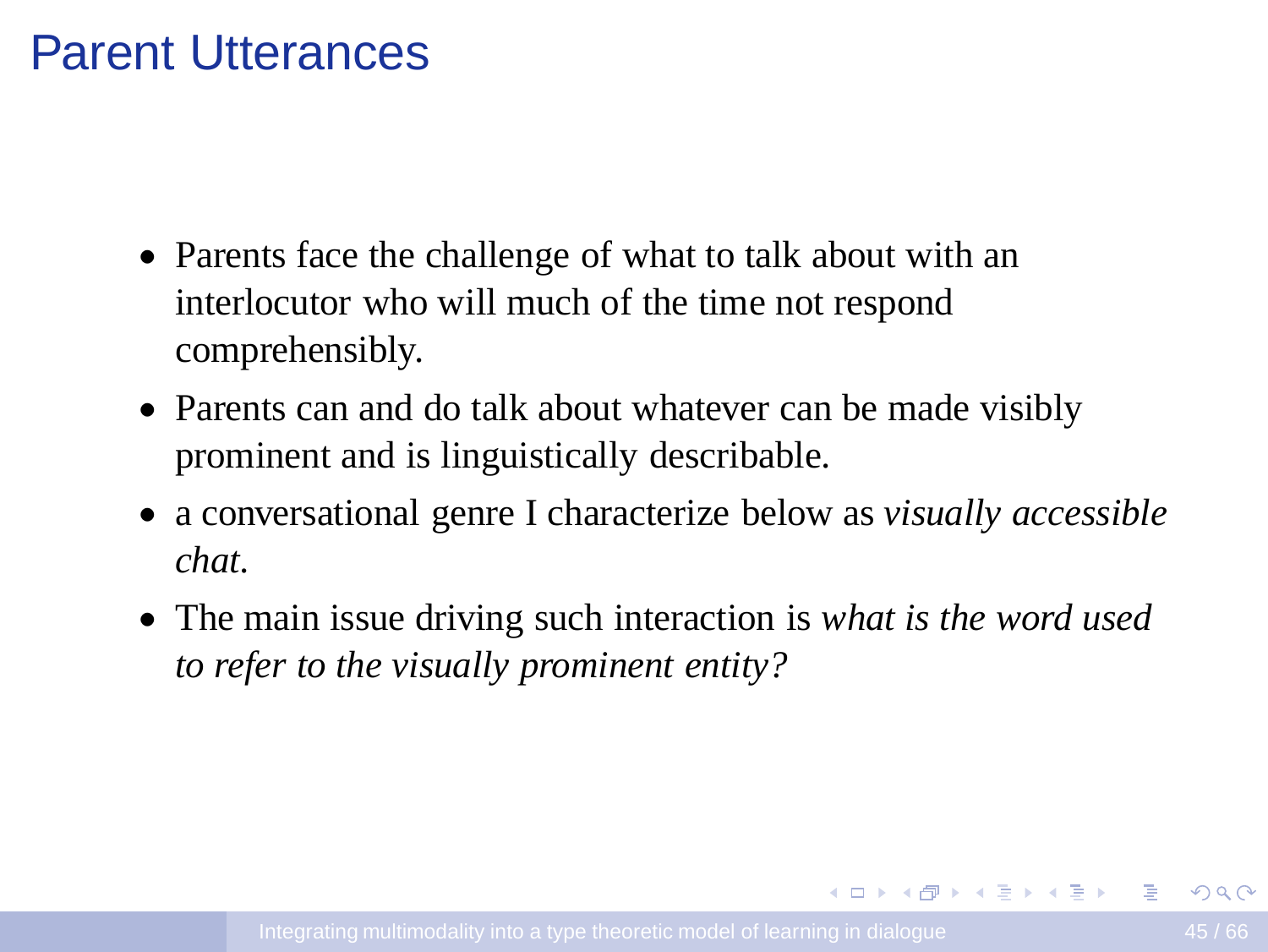# Parent Utterances

- Parents face the challenge of what to talk about with an interlocutor who will much of the time not respond comprehensibly.
- Parents can and do talk about whatever can be made visibly prominent and is linguistically describable.
- a conversational genre I characterize below as *visually accessible chat*.
- The main issue driving such interaction is *what is the word used to refer to the visually prominent entity?*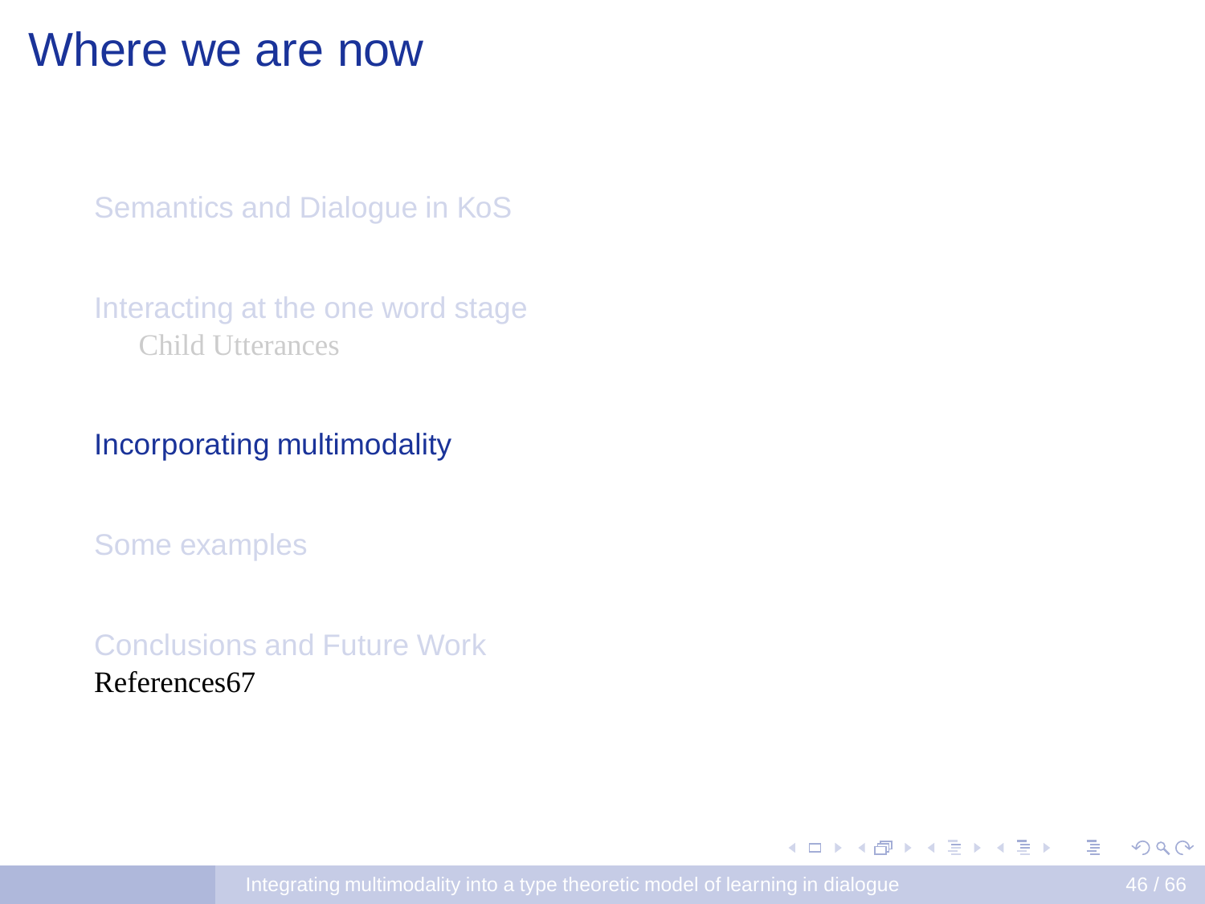# Where we are now

Semantics and Dialogue in KoS

Interacting at the one word stage

Child Utterances

Incorporating multimodality

Some examples

Conclusions and Future Work

References67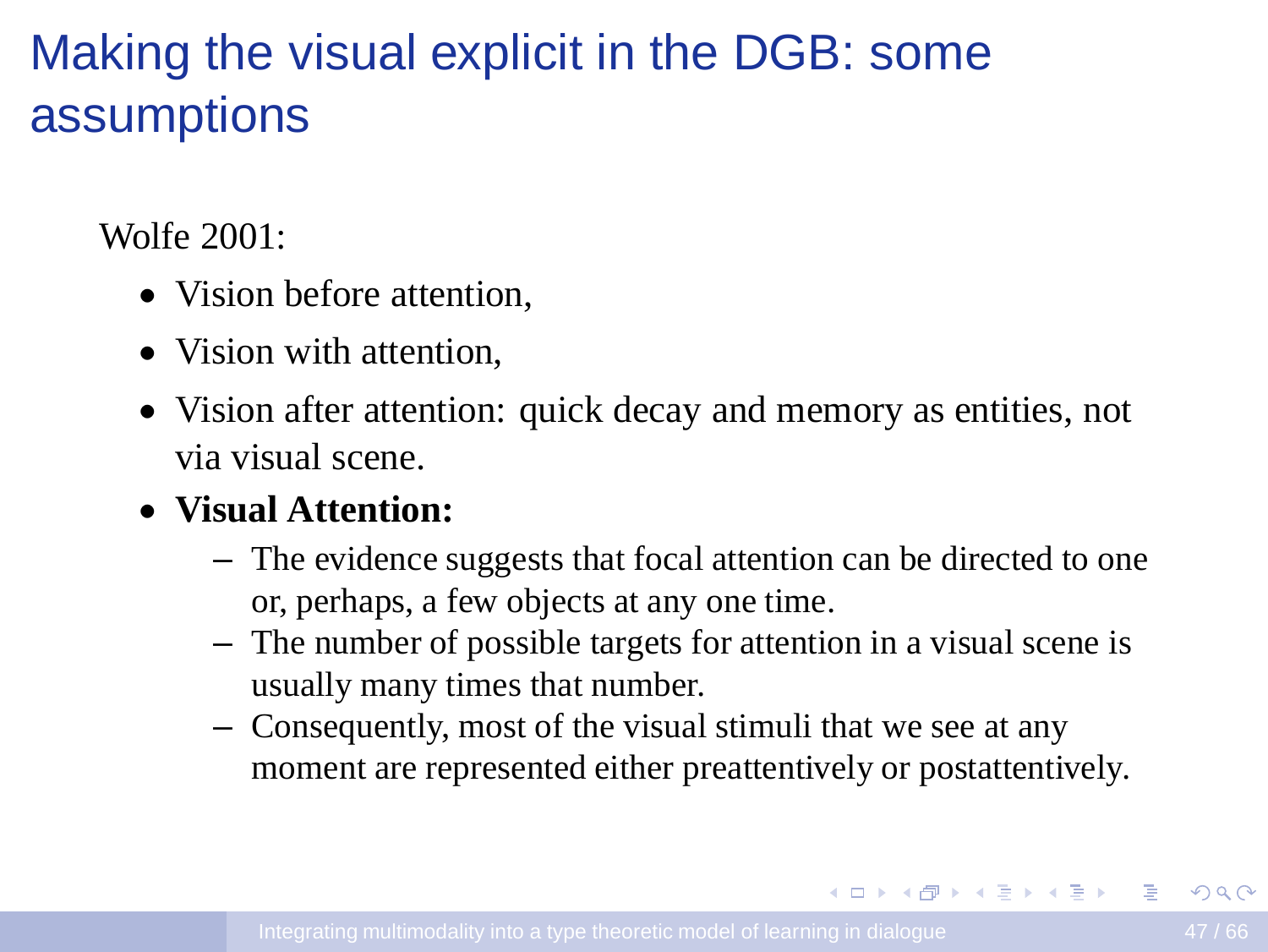# Making the visual explicit in the DGB: some assumptions

Wolfe 2001:

- Vision before attention,
- Vision with attention,
- Vision after attention: quick decay and memory as entities, not via visual scene.
- **Visual Attention:**
  - The evidence suggests that focal attention can be directed to one or, perhaps, a few objects at any one time.
  - The number of possible targets for attention in a visual scene is usually many times that number.
  - Consequently, most of the visual stimuli that we see at any moment are represented either preattentively or postattentively.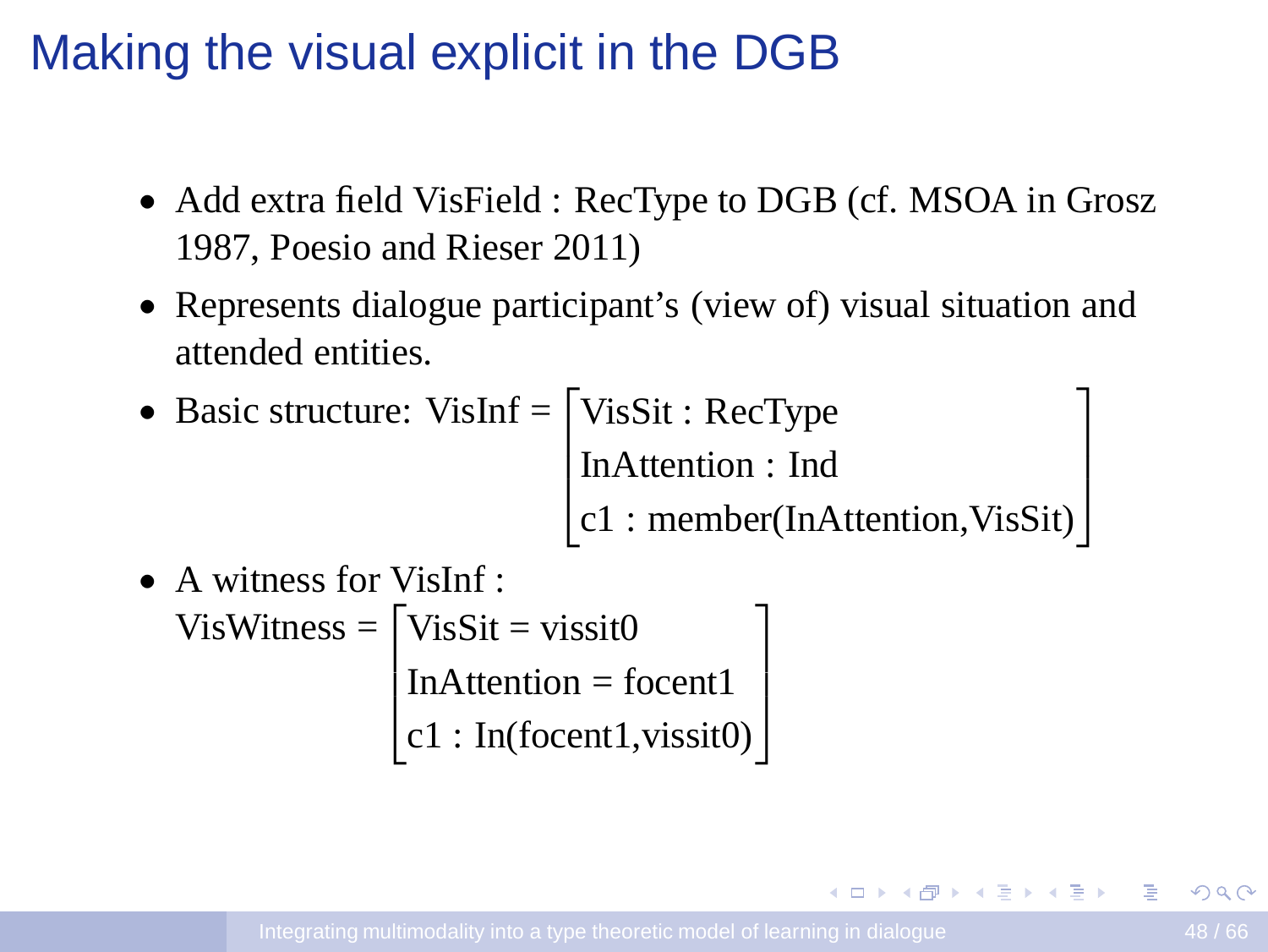# Making the visual explicit in the DGB

- Add extra field VisField : RecType to DGB (cf. MSOA in Grosz 1987, Poesio and Rieser 2011)
- Represents dialogue participant's (view of) visual situation and attended entities.
- Basic structure: VisInf = $\begin{bmatrix} \text{VisSit : RecType} \\ \text{InAttention : Ind} \\ \text{c1 : member(InAttention,VisSit)} \end{bmatrix}$
- A witness for VisInf :

  VisWitness = $\begin{bmatrix} \text{VisSit = vissit0} \\ \text{InAttention = focent1} \\ \text{c1 : In(focent1,vissit0)} \end{bmatrix}$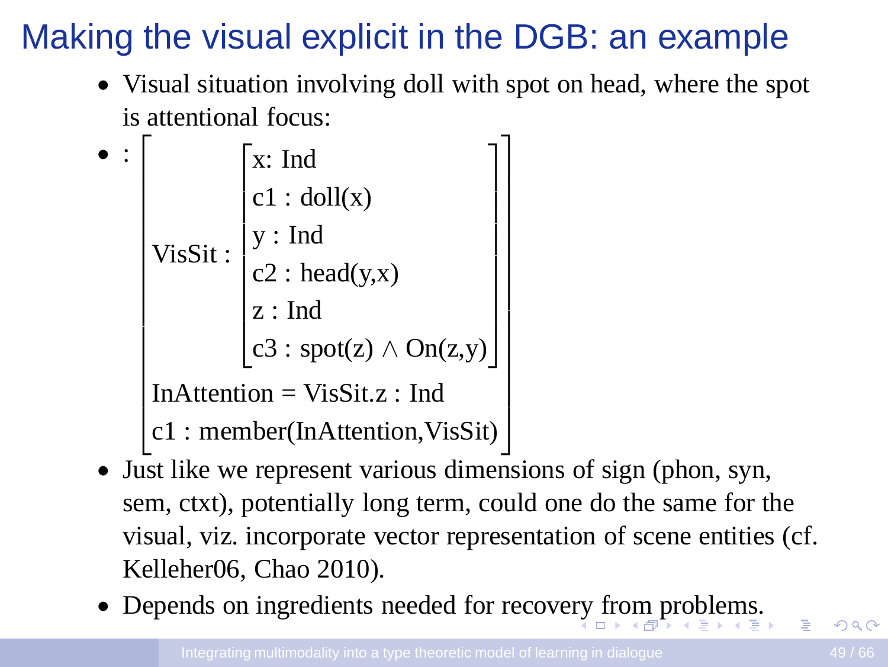# Making the visual explicit in the DGB: an example

- Visual situation involving doll with spot on head, where the spot is attentional focus:
- :

$$
\left[\begin{array}{l}
\text{VisSit} : \left[\begin{array}{l}
\text{x: Ind} \\
\text{c1 : doll(x)} \\
\text{y : Ind} \\
\text{c2 : head(y,x)} \\
\text{z : Ind} \\
\text{c3 : spot(z)} \wedge \text{On(z,y)}
\end{array}\right] \\
\text{InAttention} = \text{VisSit.z : Ind} \\
\text{c1 : member(InAttention,VisSit)}
\end{array}\right]
$$

- Just like we represent various dimensions of sign (phon, syn, sem, ctxt), potentially long term, could one do the same for the visual, viz. incorporate vector representation of scene entities (cf. Kelleher06, Chao 2010).
- Depends on ingredients needed for recovery from problems.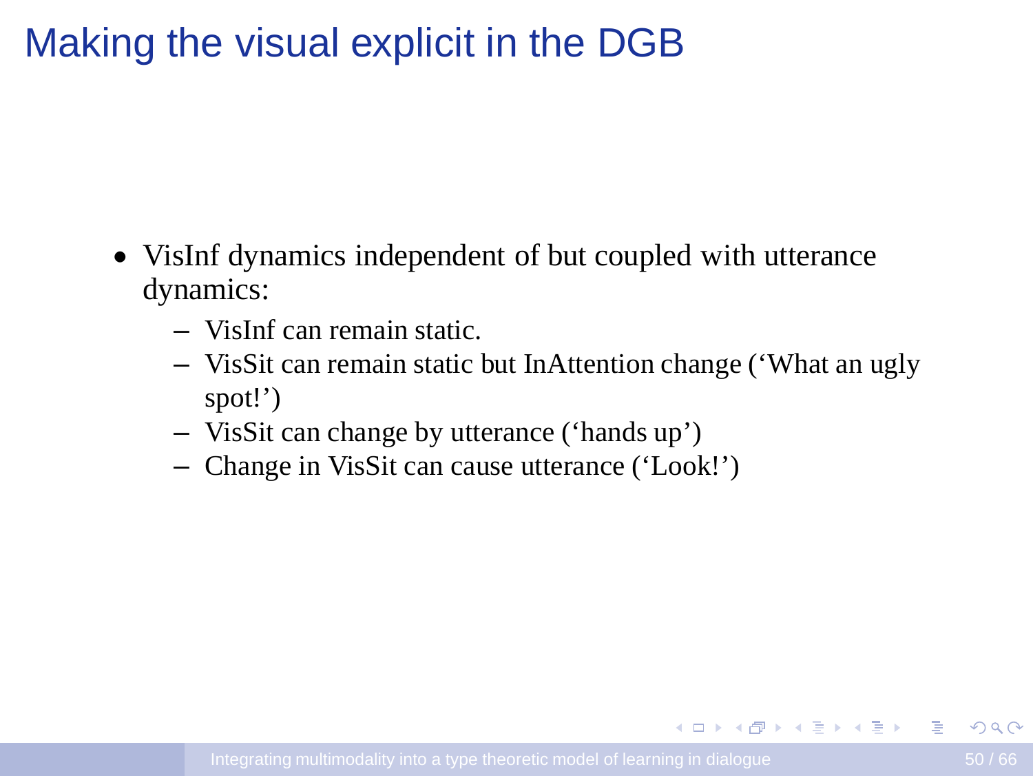# Making the visual explicit in the DGB

- VisInf dynamics independent of but coupled with utterance dynamics:
  - VisInf can remain static.
  - VisSit can remain static but InAttention change ('What an ugly spot!')
  - VisSit can change by utterance ('hands up')
  - Change in VisSit can cause utterance ('Look!')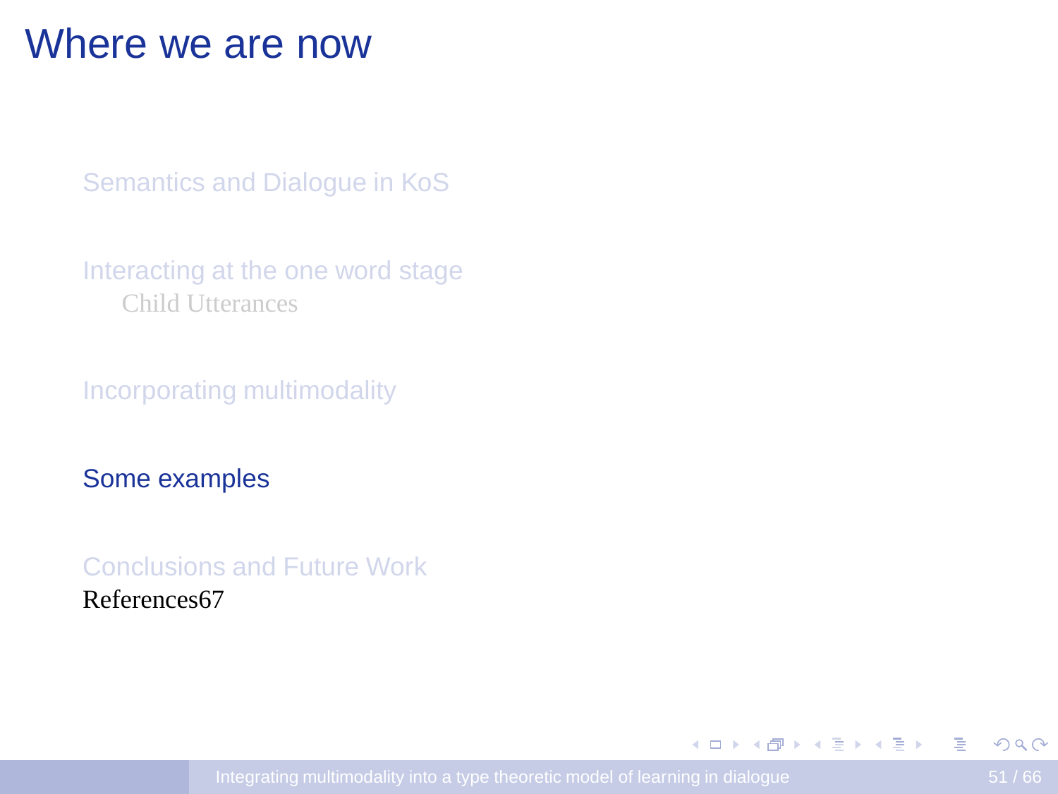# Where we are now

Semantics and Dialogue in KoS

Interacting at the one word stage

- Child Utterances

Incorporating multimodality

Some examples

Conclusions and Future Work

References67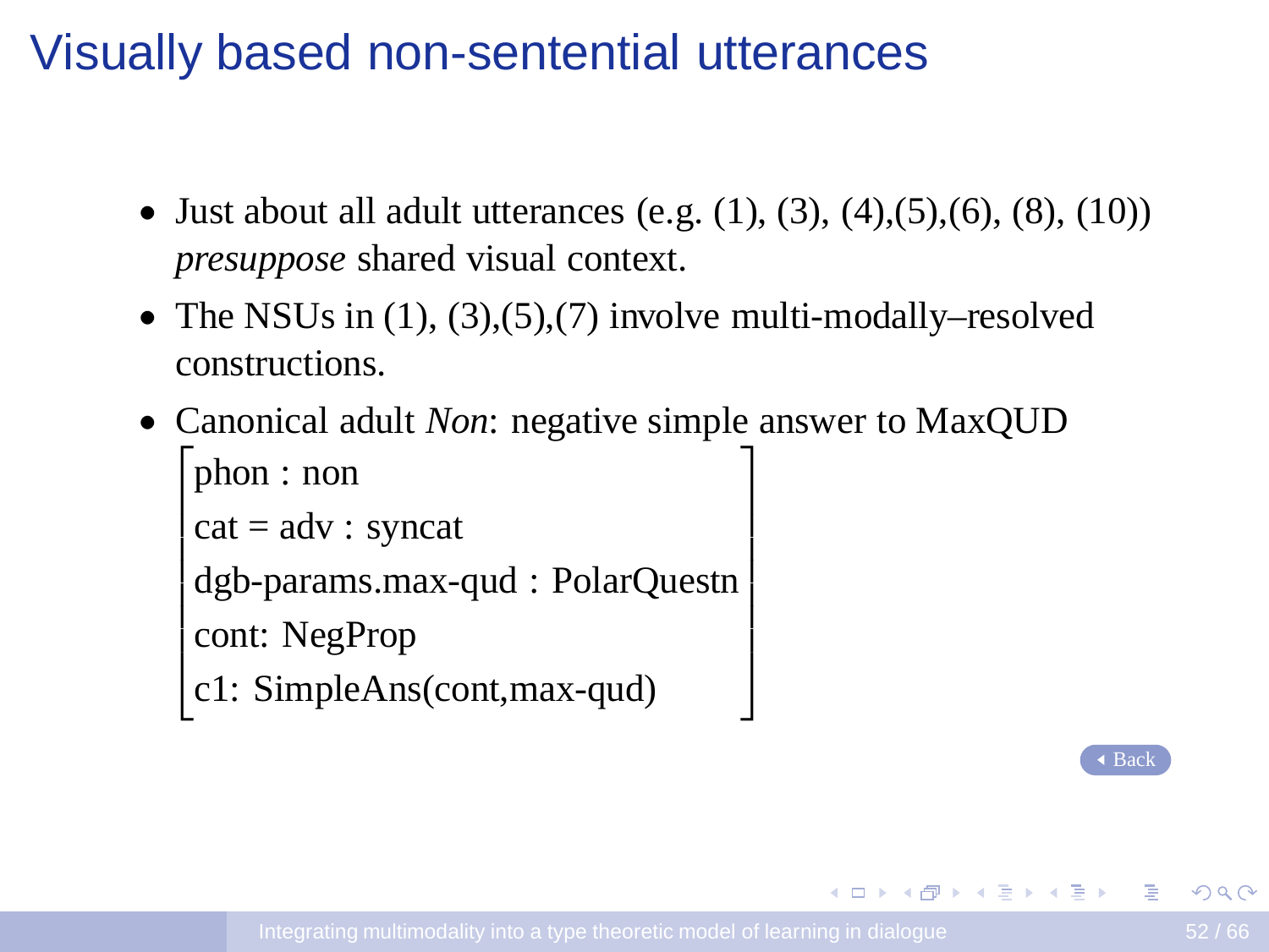# Visually based non-sentential utterances

- Just about all adult utterances (e.g. (1), (3), (4),(5),(6), (8), (10)) *presuppose* shared visual context.
- The NSUs in (1), (3),(5),(7) involve multi-modally–resolved constructions.
- Canonical adult *Non*: negative simple answer to MaxQUD

$$\begin{bmatrix} \text{phon : non} \\ \text{cat = adv : syncat} \\ \text{dgb-params.max-qud : PolarQuestn} \\ \text{cont: NegProp} \\ \text{c1: SimpleAns(cont,max-qud)} \end{bmatrix}$$

Back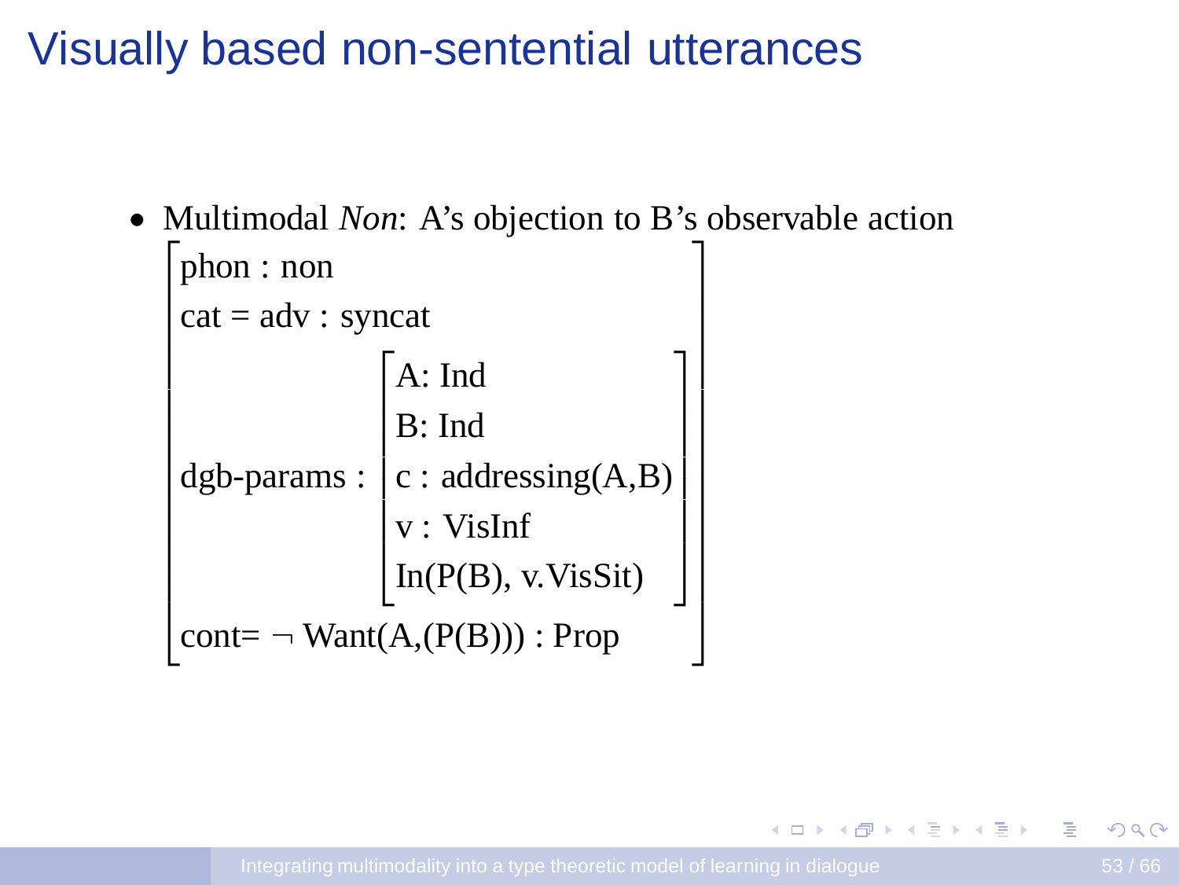# Visually based non-sentential utterances

- Multimodal *Non*: A's objection to B's observable action

$$
\begin{bmatrix}
\text{phon : non} \\
\text{cat = adv : syncat} \\
\text{dgb-params : } \begin{bmatrix}
\text{A: Ind} \\
\text{B: Ind} \\
\text{c : addressing(A,B)} \\
\text{v : VisInf} \\
\text{In(P(B), v.VisSit)}
\end{bmatrix} \\
\text{cont=} \neg \text{ Want(A,(P(B))) : Prop}
\end{bmatrix}
$$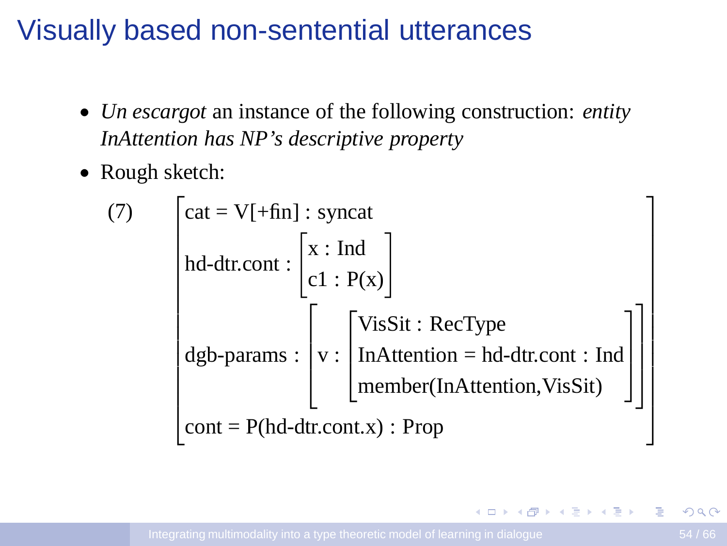# Visually based non-sentential utterances

- *Un escargot* an instance of the following construction: *entity InAttention has NP's descriptive property*
- Rough sketch:

(7)

$$
\begin{bmatrix}
\text{cat} = \text{V[+fin]} : \text{syncat} \\
\text{hd-dtr.cont} : \begin{bmatrix} \text{x} : \text{Ind} \\ \text{c1} : \text{P(x)} \end{bmatrix} \\
\text{dgb-params} : \begin{bmatrix} \text{v} : \begin{bmatrix} \text{VisSit} : \text{RecType} \\ \text{InAttention} = \text{hd-dtr.cont} : \text{Ind} \\ \text{member(InAttention,VisSit)} \end{bmatrix} \end{bmatrix} \\
\text{cont} = \text{P(hd-dtr.cont.x)} : \text{Prop}
\end{bmatrix}
$$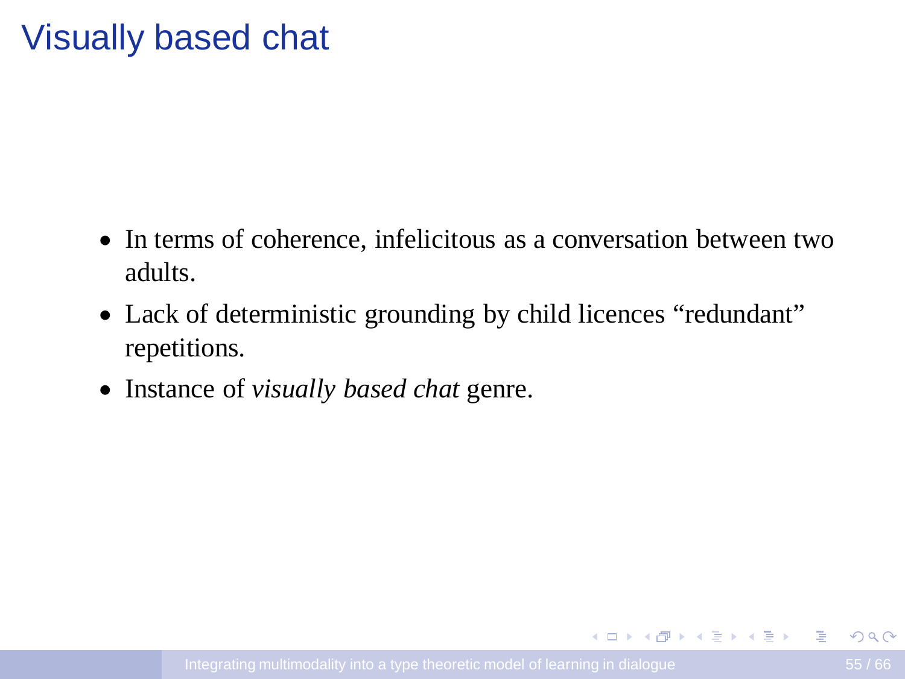# Visually based chat

- In terms of coherence, infelicitous as a conversation between two adults.
- Lack of deterministic grounding by child licences “redundant” repetitions.
- Instance of *visually based chat* genre.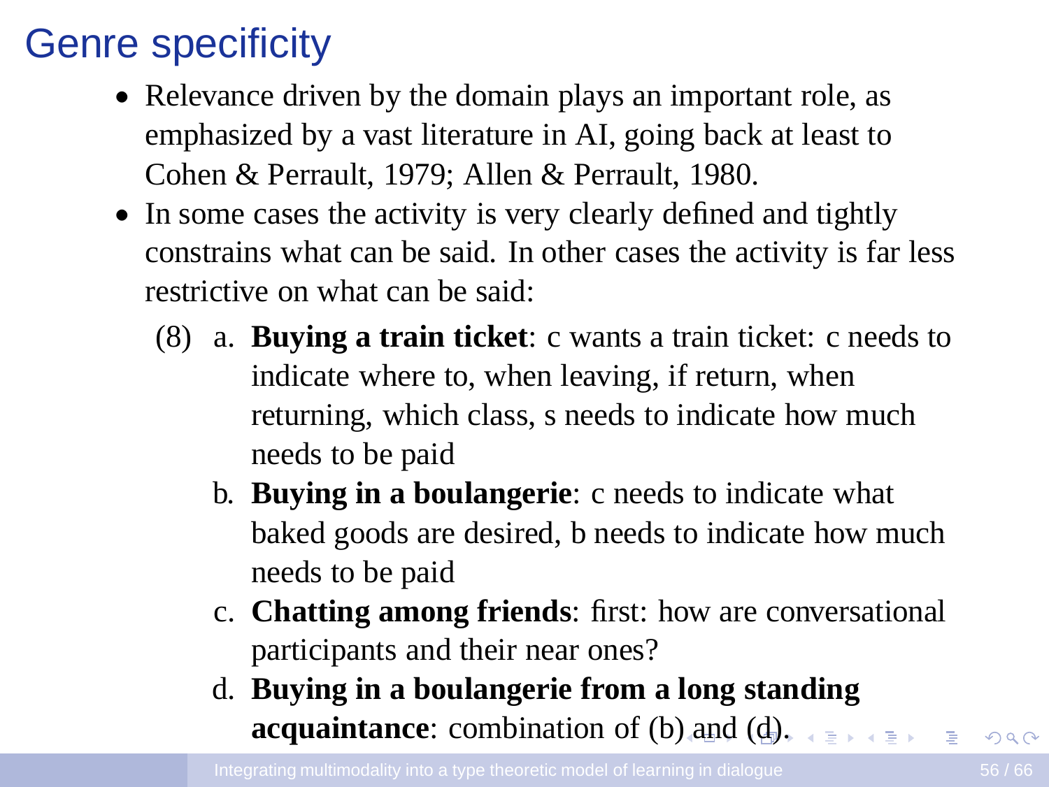# Genre specificity

- Relevance driven by the domain plays an important role, as emphasized by a vast literature in AI, going back at least to Cohen & Perrault, 1979; Allen & Perrault, 1980.
- In some cases the activity is very clearly defined and tightly constrains what can be said. In other cases the activity is far less restrictive on what can be said:

(8) a. **Buying a train ticket**: c wants a train ticket: c needs to indicate where to, when leaving, if return, when returning, which class, s needs to indicate how much needs to be paid

b. **Buying in a boulangerie**: c needs to indicate what baked goods are desired, b needs to indicate how much needs to be paid

c. **Chatting among friends**: first: how are conversational participants and their near ones?

d. **Buying in a boulangerie from a long standing acquaintance**: combination of (b) and (d).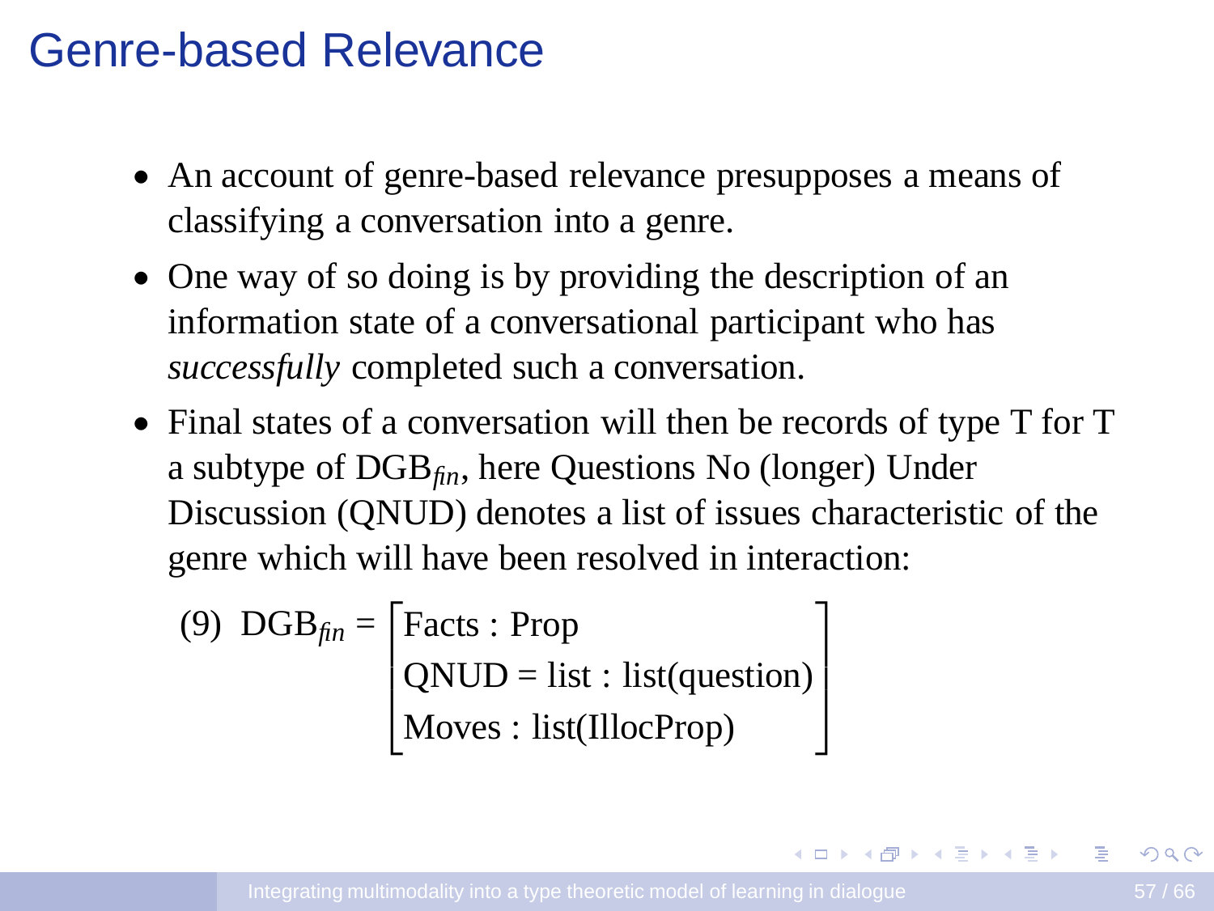# Genre-based Relevance

- An account of genre-based relevance presupposes a means of classifying a conversation into a genre.
- One way of so doing is by providing the description of an information state of a conversational participant who has *successfully* completed such a conversation.
- Final states of a conversation will then be records of type T for T a subtype of $\mathrm{DGB}_{fin}$, here Questions No (longer) Under Discussion (QNUD) denotes a list of issues characteristic of the genre which will have been resolved in interaction:

(9) $$\mathrm{DGB}_{fin} = \begin{bmatrix} \text{Facts : Prop} \\ \text{QNUD = list : list(question)} \\ \text{Moves : list(IllocProp)} \end{bmatrix}$$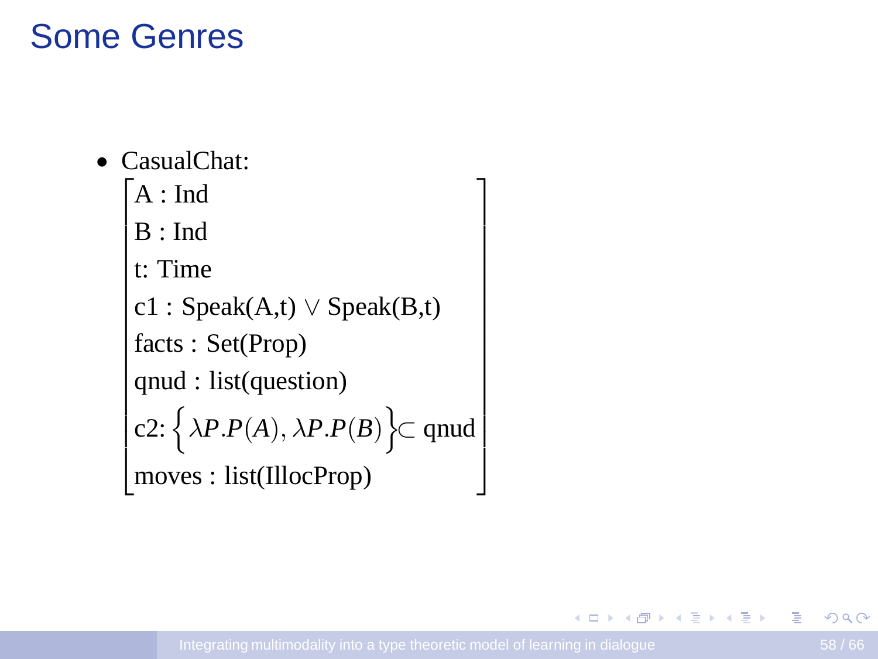# Some Genres

- CasualChat:

$$
\left[\begin{array}{l}
\text{A : Ind} \\
\text{B : Ind} \\
\text{t: Time} \\
\text{c1 : Speak(A,t)} \vee \text{Speak(B,t)} \\
\text{facts : Set(Prop)} \\
\text{qnud : list(question)} \\
\text{c2:} \left\{ \lambda P.P(A), \lambda P.P(B) \right\} \subset \text{qnud} \\
\text{moves : list(IllocProp)}
\end{array}\right]
$$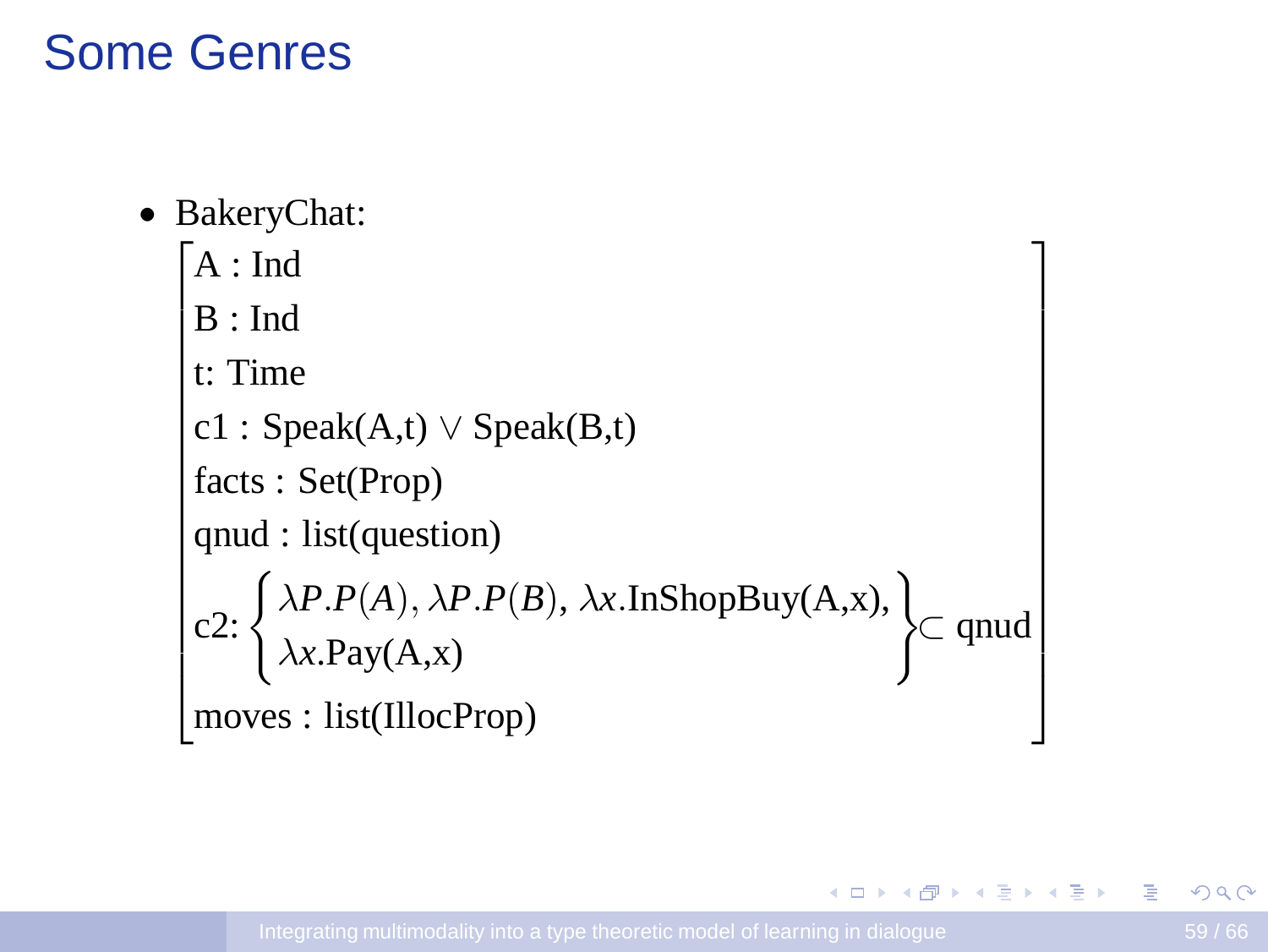# Some Genres

- BakeryChat:

$$
\begin{bmatrix}
\text{A : Ind} \\
\text{B : Ind} \\
\text{t: Time} \\
\text{c1 : Speak(A,t)} \vee \text{Speak(B,t)} \\
\text{facts : Set(Prop)} \\
\text{qnud : list(question)} \\
\text{c2:} \left\{ \begin{array}{l} \lambda P.P(A), \lambda P.P(B), \lambda x.\text{InShopBuy(A,x)}, \\ \lambda x.\text{Pay(A,x)} \end{array} \right\} \subset \text{qnud} \\
\text{moves : list(IllocProp)}
\end{bmatrix}
$$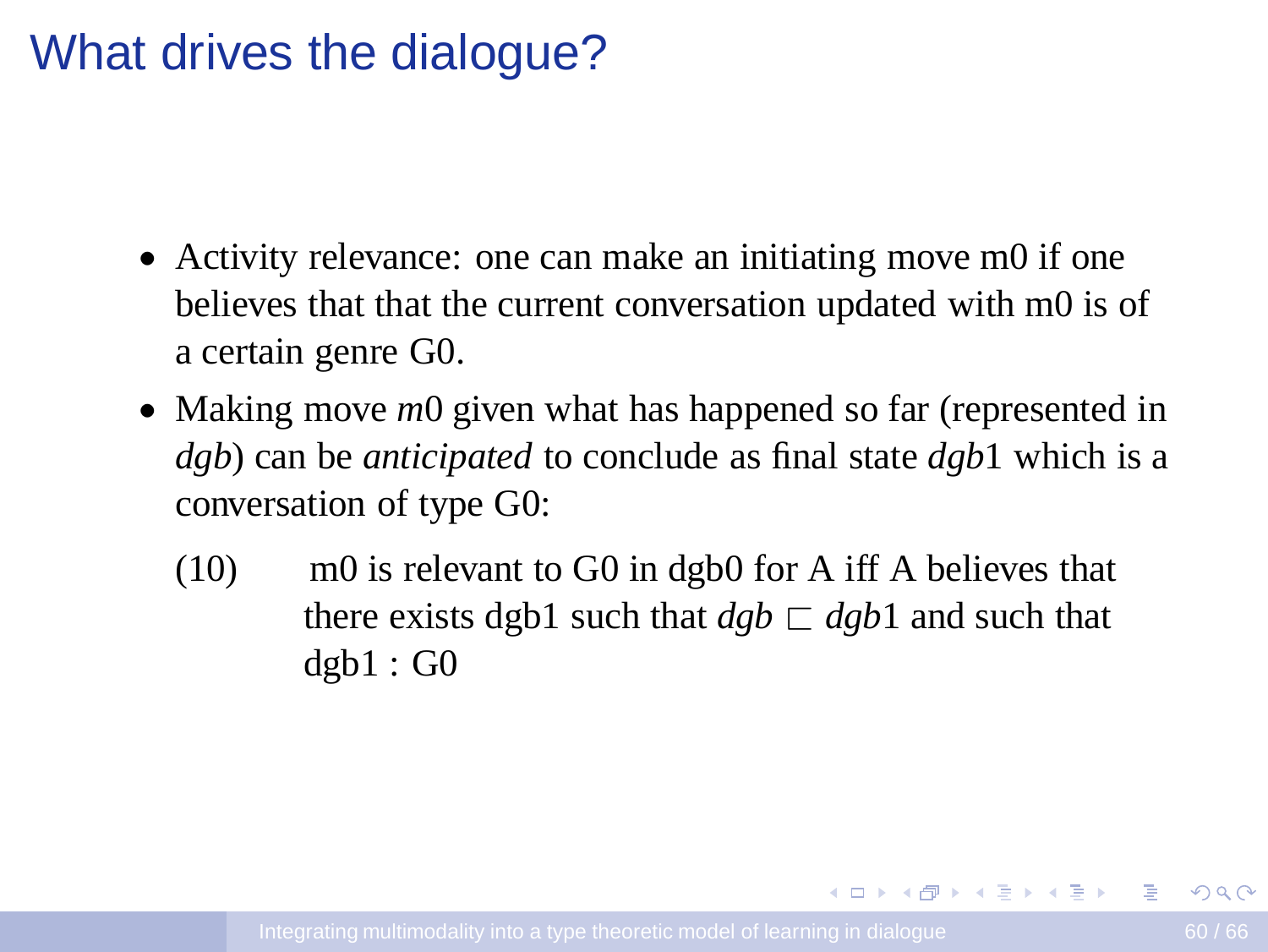# What drives the dialogue?

- Activity relevance: one can make an initiating move m0 if one believes that that the current conversation updated with m0 is of a certain genre G0.
- Making move *m*0 given what has happened so far (represented in *dgb*) can be *anticipated* to conclude as final state *dgb*1 which is a conversation of type G0:

(10) m0 is relevant to G0 in dgb0 for A iff A believes that there exists dgb1 such that $dgb \sqsubset dgb1$ and such that dgb1 : G0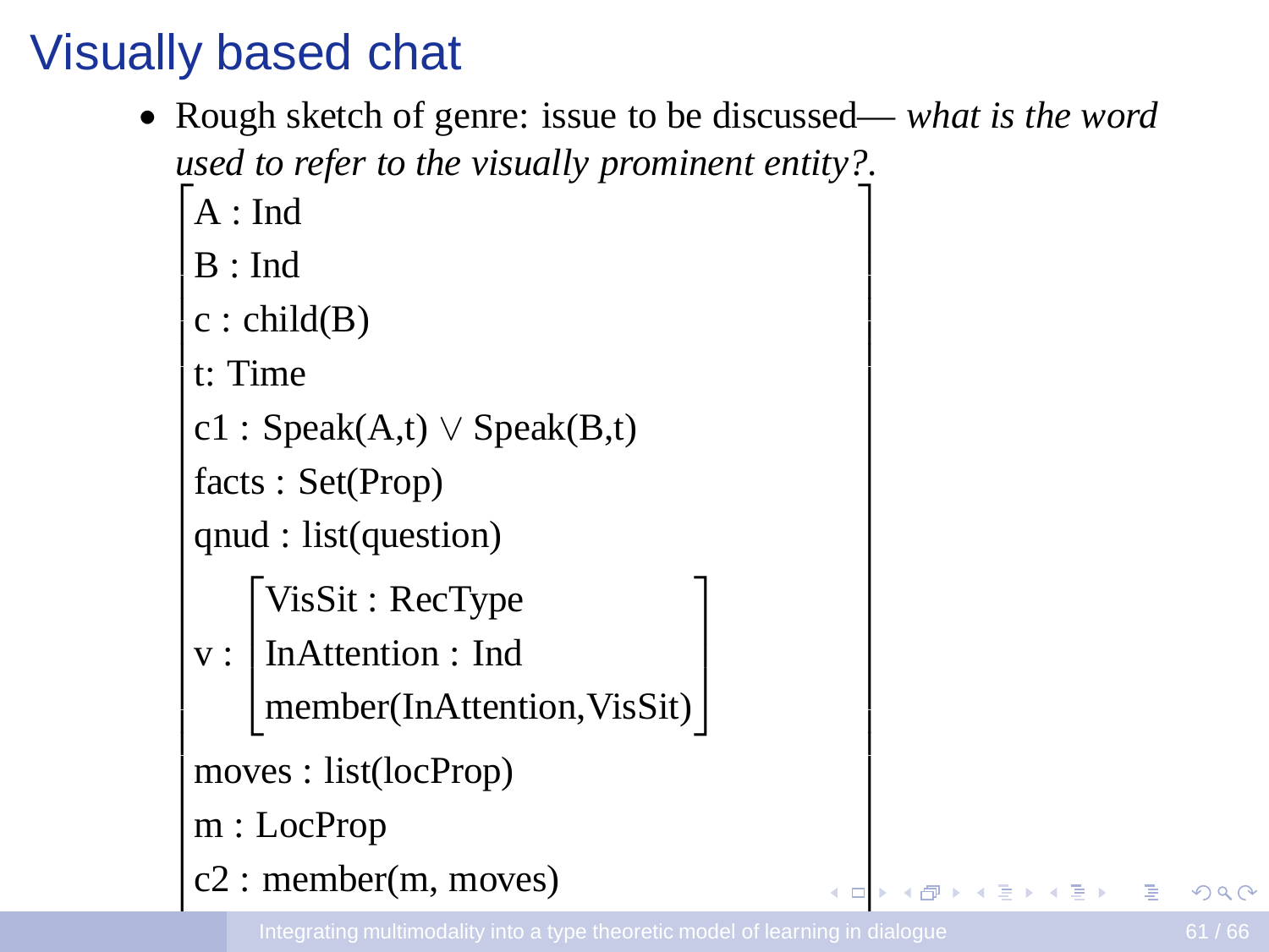# Visually based chat

- Rough sketch of genre: issue to be discussed— *what is the word used to refer to the visually prominent entity?*.

$$
\left[\begin{array}{l}
\text{A : Ind} \\
\text{B : Ind} \\
\text{c : child(B)} \\
\text{t: Time} \\
\text{c1 : Speak(A,t)} \vee \text{Speak(B,t)} \\
\text{facts : Set(Prop)} \\
\text{qnud : list(question)} \\
\text{v : } \left[\begin{array}{l}
\text{VisSit : RecType} \\
\text{InAttention : Ind} \\
\text{member(InAttention,VisSit)}
\end{array}\right] \\
\text{moves : list(locProp)} \\
\text{m : LocProp} \\
\text{c2 : member(m, moves)}
\end{array}\right.
$$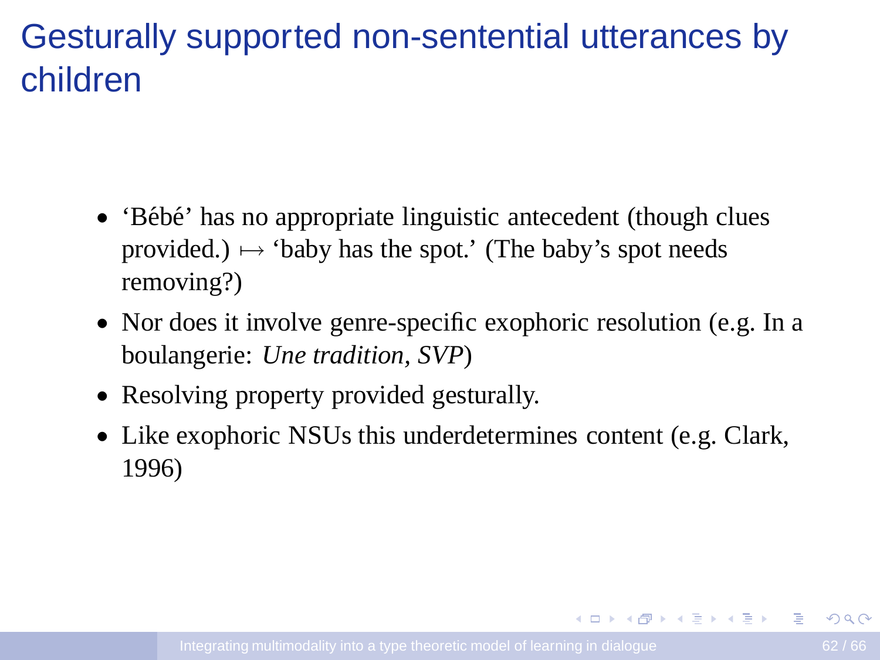# Gesturally supported non-sentential utterances by children

- 'Bébé' has no appropriate linguistic antecedent (though clues provided.) $\mapsto$ 'baby has the spot.' (The baby's spot needs removing?)
- Nor does it involve genre-specific exophoric resolution (e.g. In a boulangerie: *Une tradition, SVP*)
- Resolving property provided gesturally.
- Like exophoric NSUs this underdetermines content (e.g. Clark, 1996)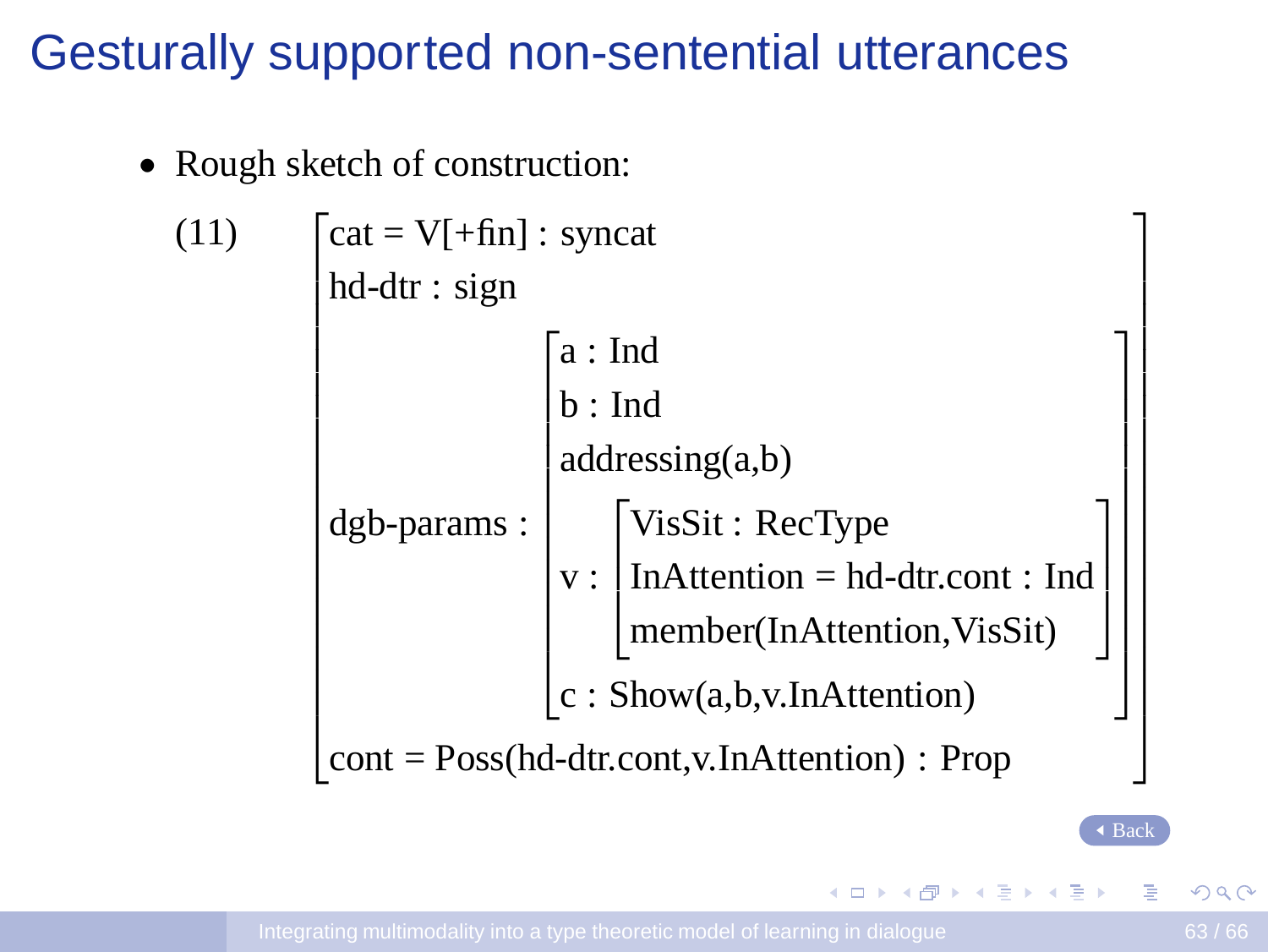# Gesturally supported non-sentential utterances

- Rough sketch of construction:

(11)

$$
\left[\begin{array}{l}
\text{cat} = \text{V[+fin]} : \text{syncat} \\
\text{hd-dtr} : \text{sign} \\
\text{dgb-params} : \left[\begin{array}{l}
\text{a} : \text{Ind} \\
\text{b} : \text{Ind} \\
\text{addressing(a,b)} \\
\text{v} : \left[\begin{array}{l}
\text{VisSit} : \text{RecType} \\
\text{InAttention} = \text{hd-dtr.cont} : \text{Ind} \\
\text{member(InAttention,VisSit)}
\end{array}\right] \\
\text{c} : \text{Show(a,b,v.InAttention)}
\end{array}\right] \\
\text{cont} = \text{Poss(hd-dtr.cont,v.InAttention)} : \text{Prop}
\end{array}\right]
$$

Back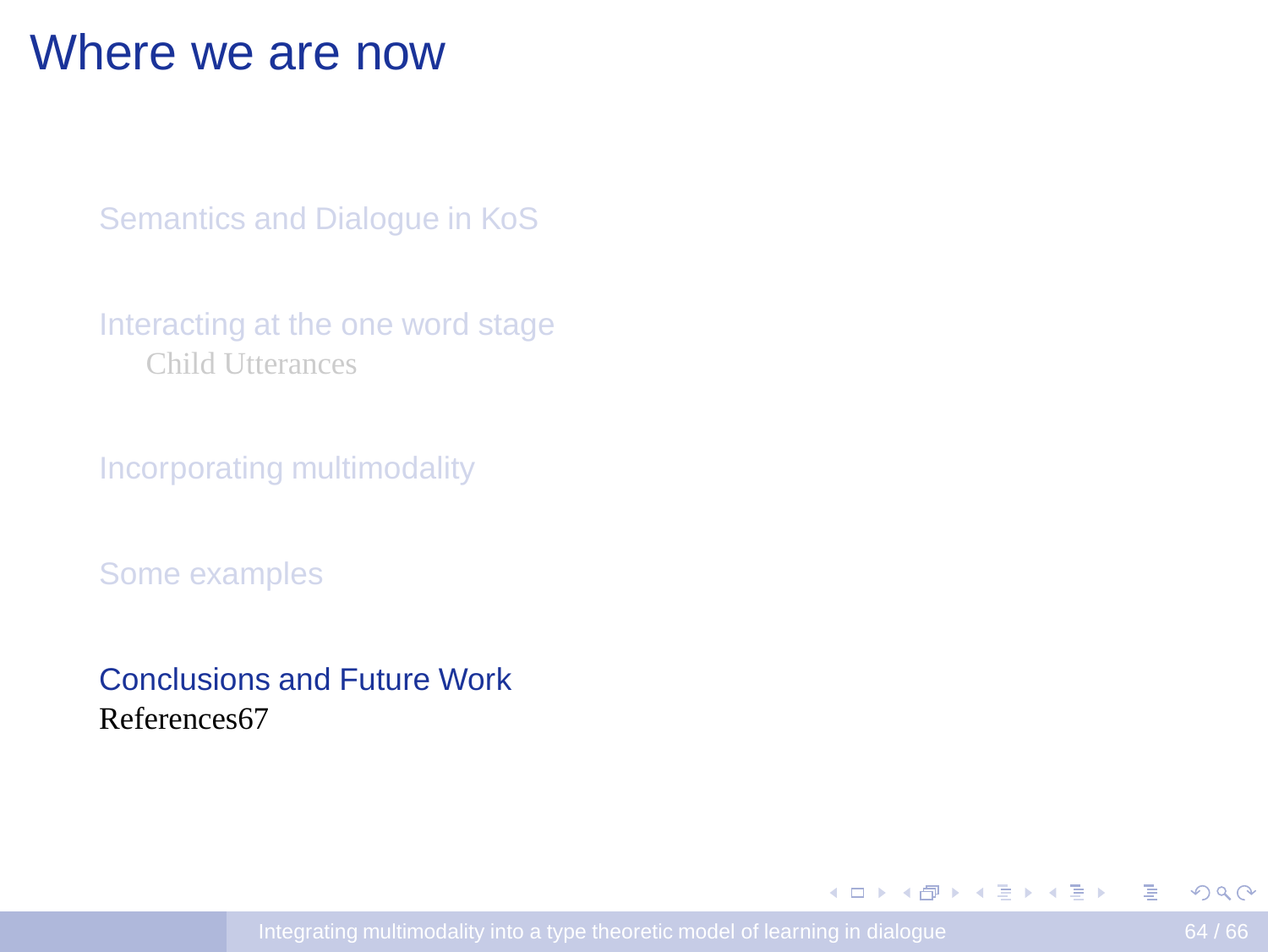# Where we are now

Semantics and Dialogue in KoS

Interacting at the one word stage

- Child Utterances

Incorporating multimodality

Some examples

Conclusions and Future Work

References67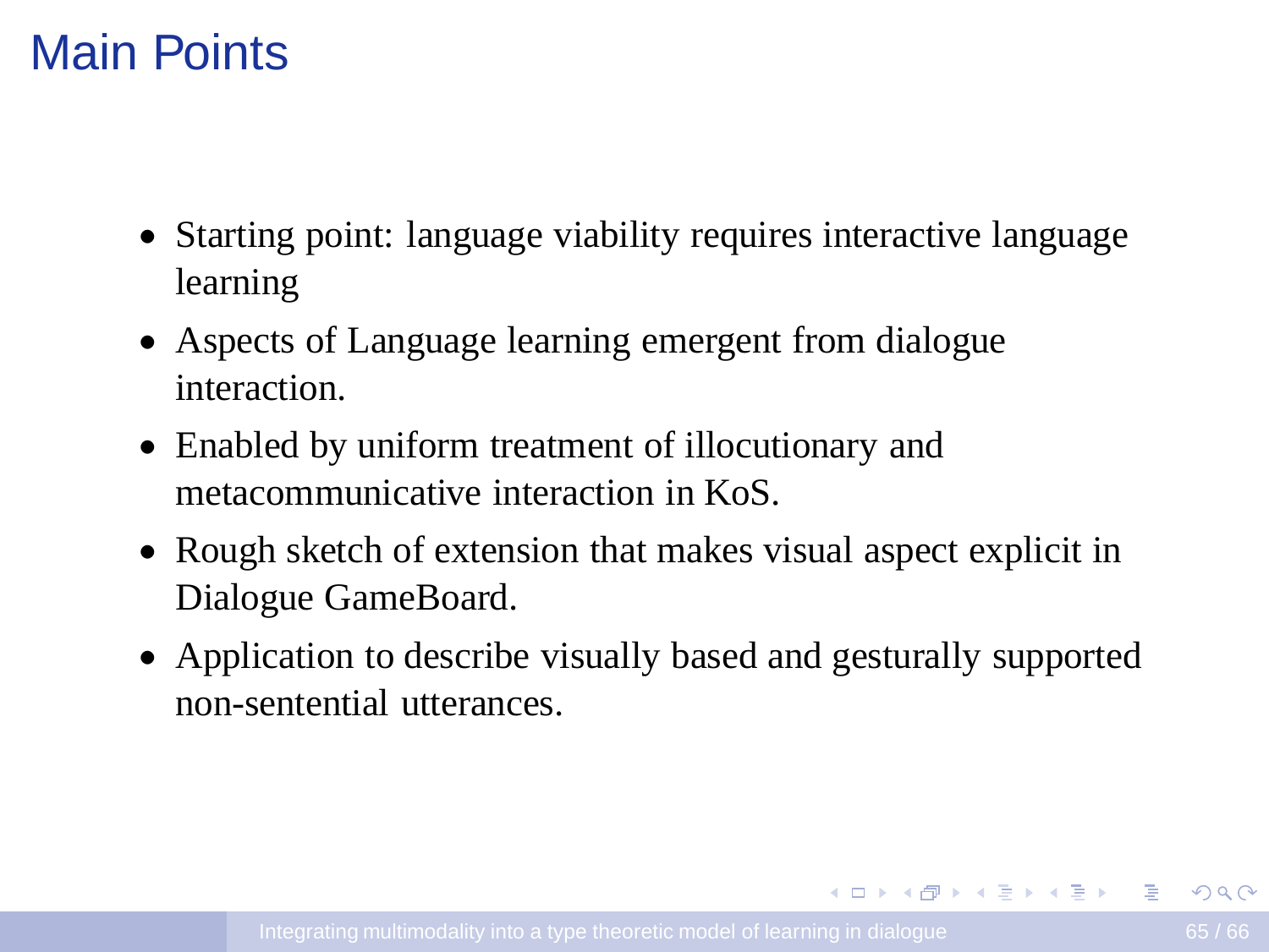# Main Points

- Starting point: language viability requires interactive language learning
- Aspects of Language learning emergent from dialogue interaction.
- Enabled by uniform treatment of illocutionary and metacommunicative interaction in KoS.
- Rough sketch of extension that makes visual aspect explicit in Dialogue GameBoard.
- Application to describe visually based and gesturally supported non-sentential utterances.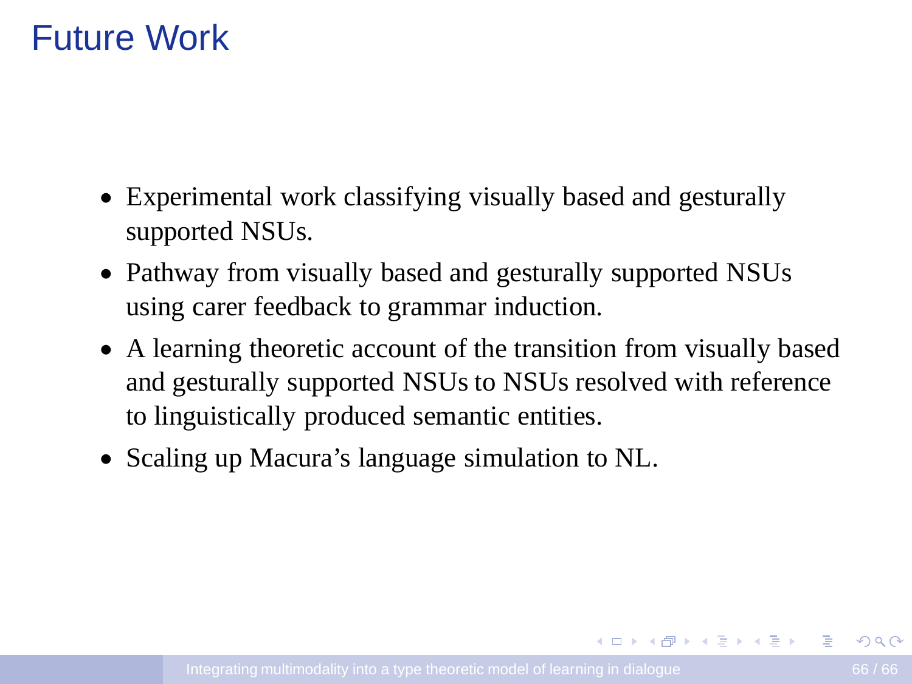# Future Work

- Experimental work classifying visually based and gesturally supported NSUs.
- Pathway from visually based and gesturally supported NSUs using carer feedback to grammar induction.
- A learning theoretic account of the transition from visually based and gesturally supported NSUs to NSUs resolved with reference to linguistically produced semantic entities.
- Scaling up Macura's language simulation to NL.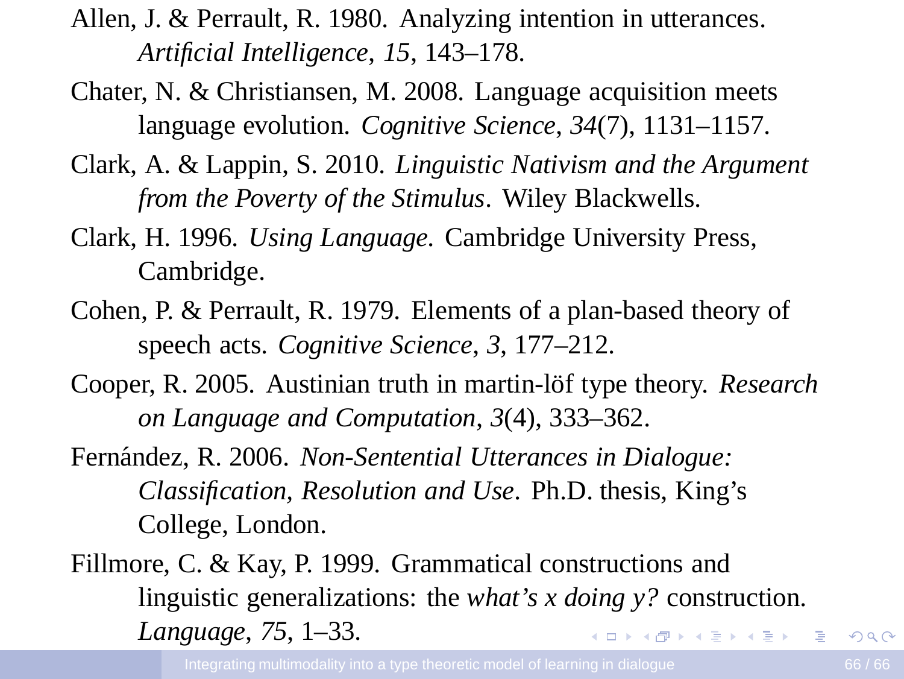Allen, J. & Perrault, R. 1980. Analyzing intention in utterances. *Artificial Intelligence*, *15*, 143–178.

Chater, N. & Christiansen, M. 2008. Language acquisition meets language evolution. *Cognitive Science*, *34*(7), 1131–1157.

Clark, A. & Lappin, S. 2010. *Linguistic Nativism and the Argument from the Poverty of the Stimulus*. Wiley Blackwells.

Clark, H. 1996. *Using Language.* Cambridge University Press, Cambridge.

Cohen, P. & Perrault, R. 1979. Elements of a plan-based theory of speech acts. *Cognitive Science*, *3*, 177–212.

Cooper, R. 2005. Austinian truth in martin-löf type theory. *Research on Language and Computation*, *3*(4), 333–362.

Fernández, R. 2006. *Non-Sentential Utterances in Dialogue: Classification, Resolution and Use.* Ph.D. thesis, King's College, London.

Fillmore, C. & Kay, P. 1999. Grammatical constructions and linguistic generalizations: the *what's x doing y?* construction. *Language*, *75*, 1–33.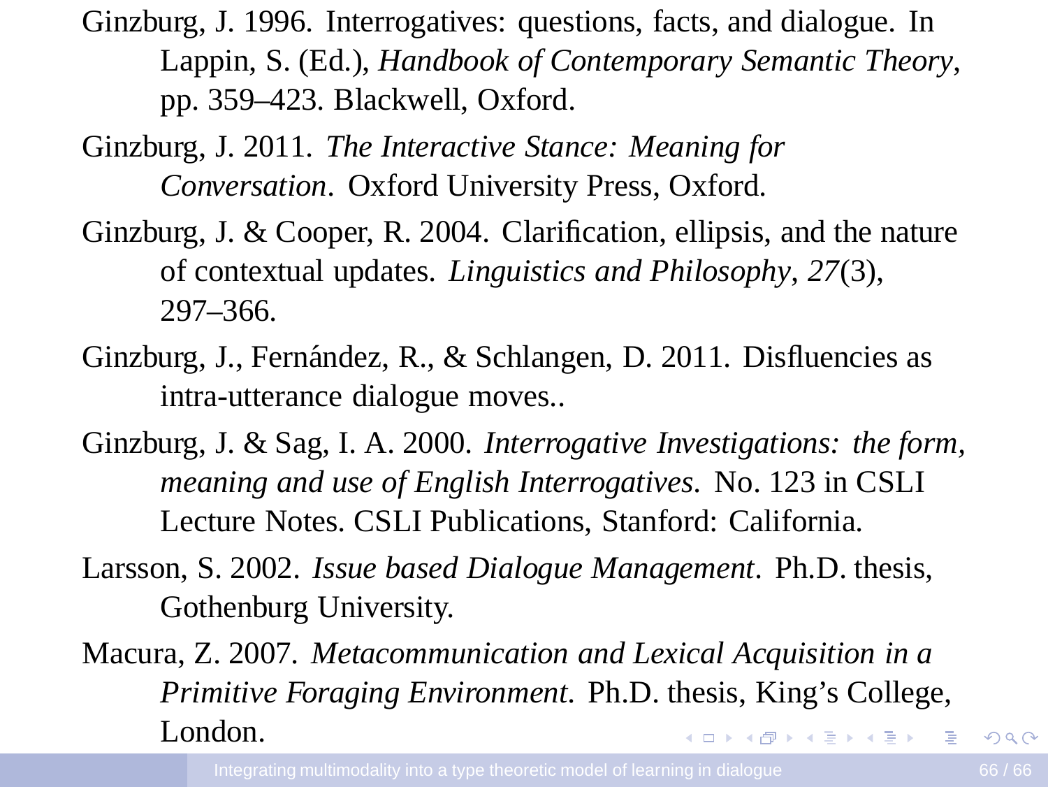Ginzburg, J. 1996. Interrogatives: questions, facts, and dialogue. In Lappin, S. (Ed.), *Handbook of Contemporary Semantic Theory*, pp. 359–423. Blackwell, Oxford.

Ginzburg, J. 2011. *The Interactive Stance: Meaning for Conversation*. Oxford University Press, Oxford.

Ginzburg, J. & Cooper, R. 2004. Clarification, ellipsis, and the nature of contextual updates. *Linguistics and Philosophy*, *27*(3), 297–366.

Ginzburg, J., Fernández, R., & Schlangen, D. 2011. Disfluencies as intra-utterance dialogue moves..

Ginzburg, J. & Sag, I. A. 2000. *Interrogative Investigations: the form, meaning and use of English Interrogatives*. No. 123 in CSLI Lecture Notes. CSLI Publications, Stanford: California.

Larsson, S. 2002. *Issue based Dialogue Management*. Ph.D. thesis, Gothenburg University.

Macura, Z. 2007. *Metacommunication and Lexical Acquisition in a Primitive Foraging Environment*. Ph.D. thesis, King's College, London.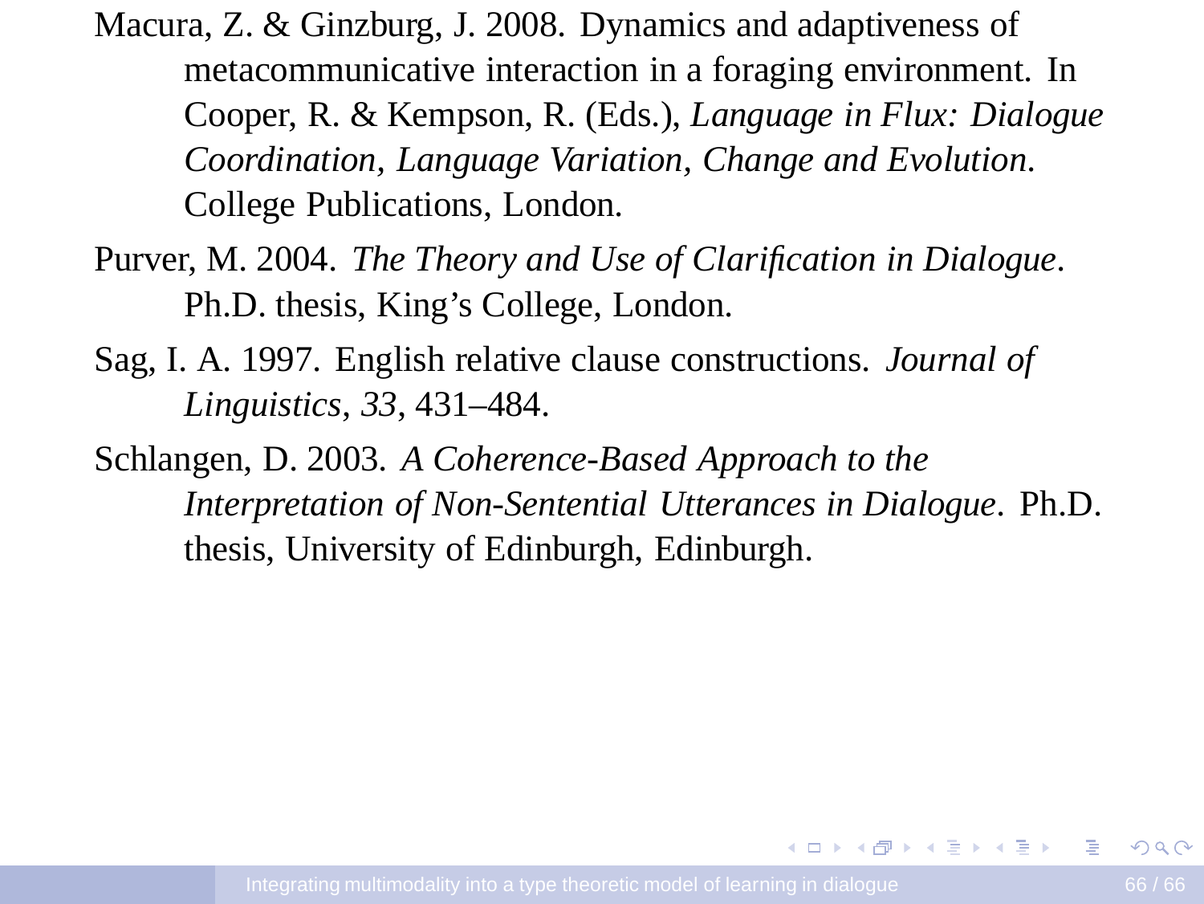Macura, Z. & Ginzburg, J. 2008. Dynamics and adaptiveness of metacommunicative interaction in a foraging environment. In Cooper, R. & Kempson, R. (Eds.), *Language in Flux: Dialogue Coordination, Language Variation, Change and Evolution*. College Publications, London.

Purver, M. 2004. *The Theory and Use of Clarification in Dialogue*. Ph.D. thesis, King's College, London.

Sag, I. A. 1997. English relative clause constructions. *Journal of Linguistics*, *33*, 431–484.

Schlangen, D. 2003. *A Coherence-Based Approach to the Interpretation of Non-Sentential Utterances in Dialogue*. Ph.D. thesis, University of Edinburgh, Edinburgh.